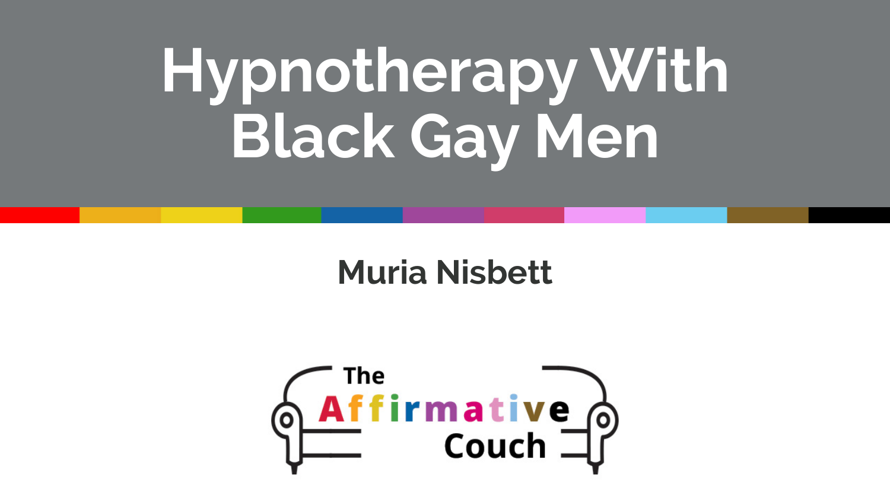# Hypnotherapy With Black Gay Men

**Muria Nisbett**

The Affirmative Couch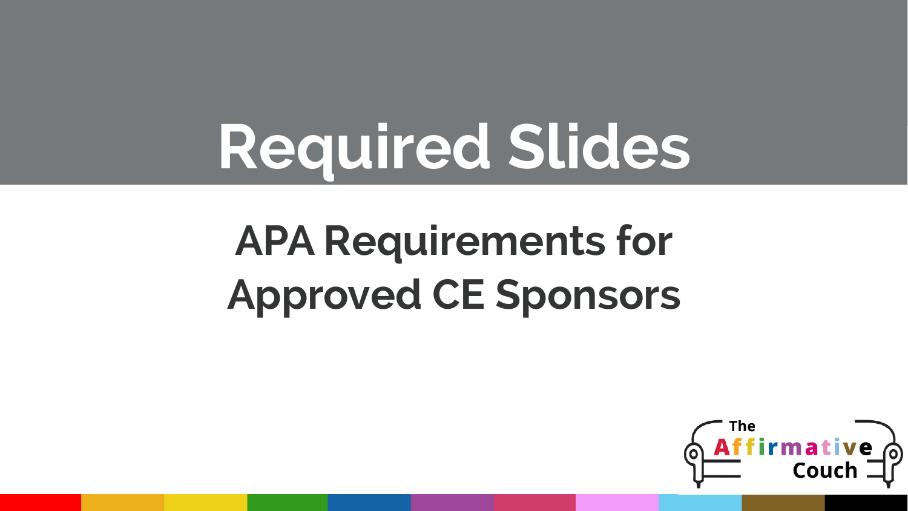# Required Slides

## APA Requirements for Approved CE Sponsors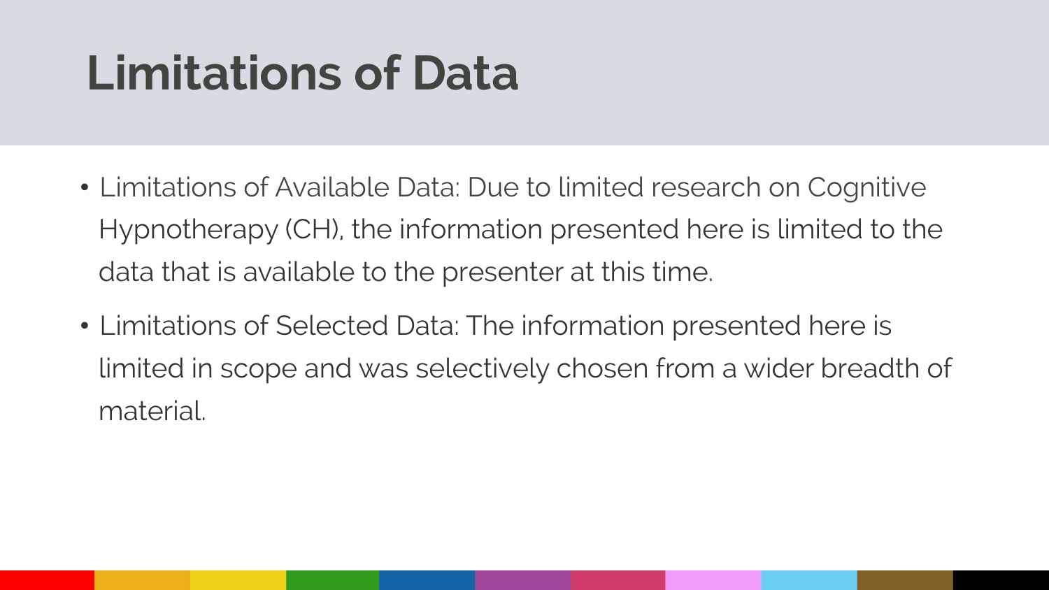# Limitations of Data

- Limitations of Available Data: Due to limited research on Cognitive Hypnotherapy (CH), the information presented here is limited to the data that is available to the presenter at this time.
- Limitations of Selected Data: The information presented here is limited in scope and was selectively chosen from a wider breadth of material.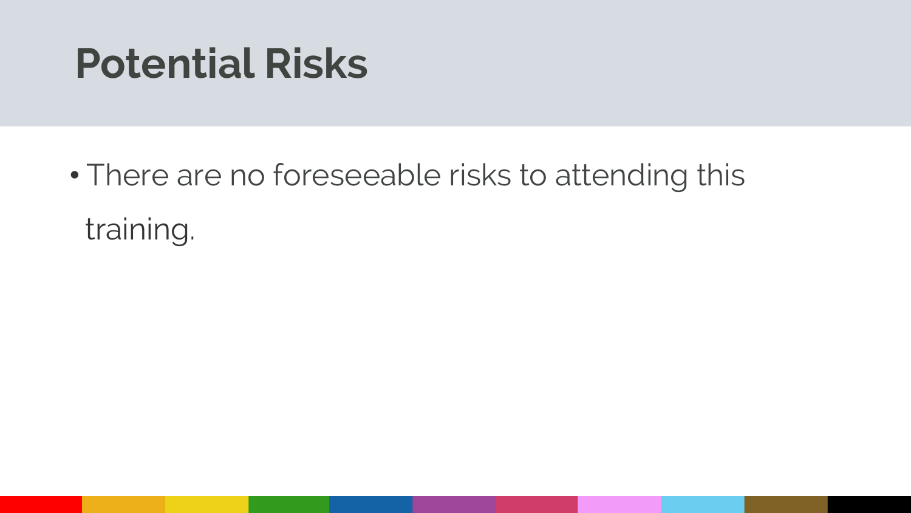# Potential Risks

- There are no foreseeable risks to attending this training.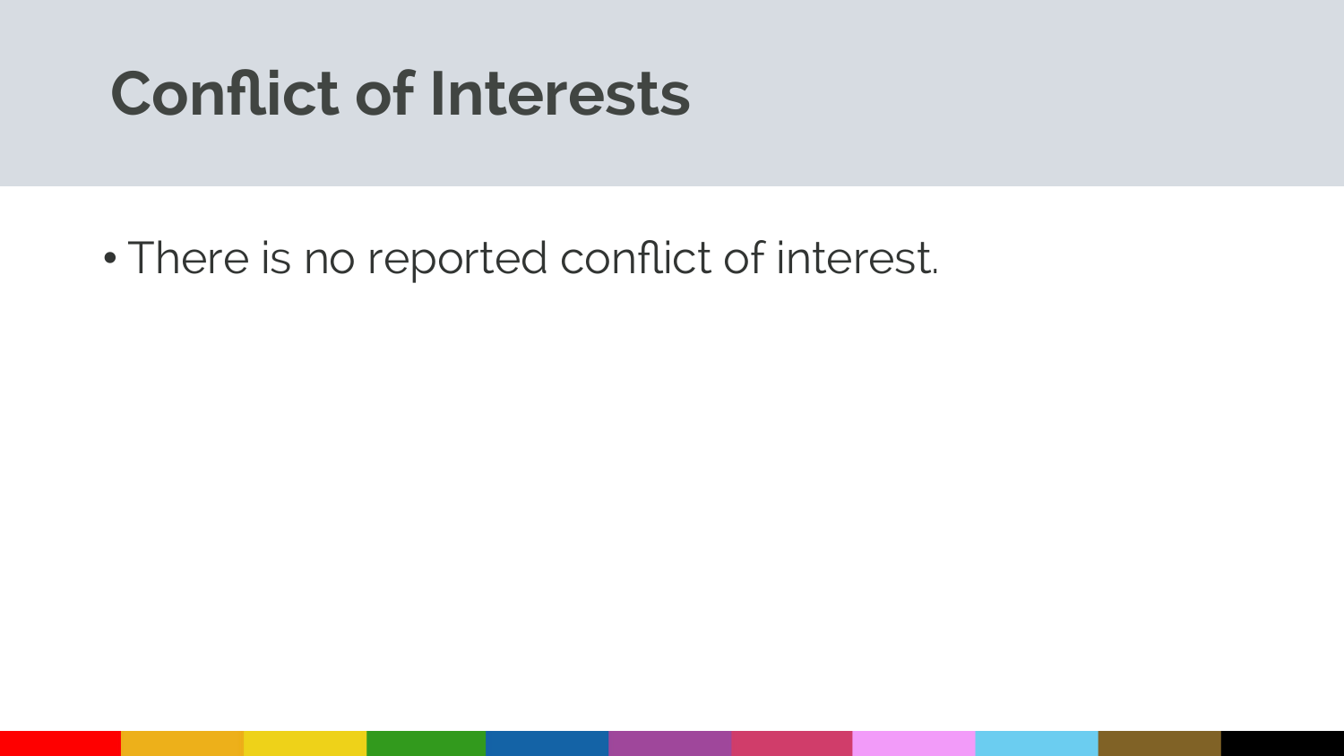# Conflict of Interests

- There is no reported conflict of interest.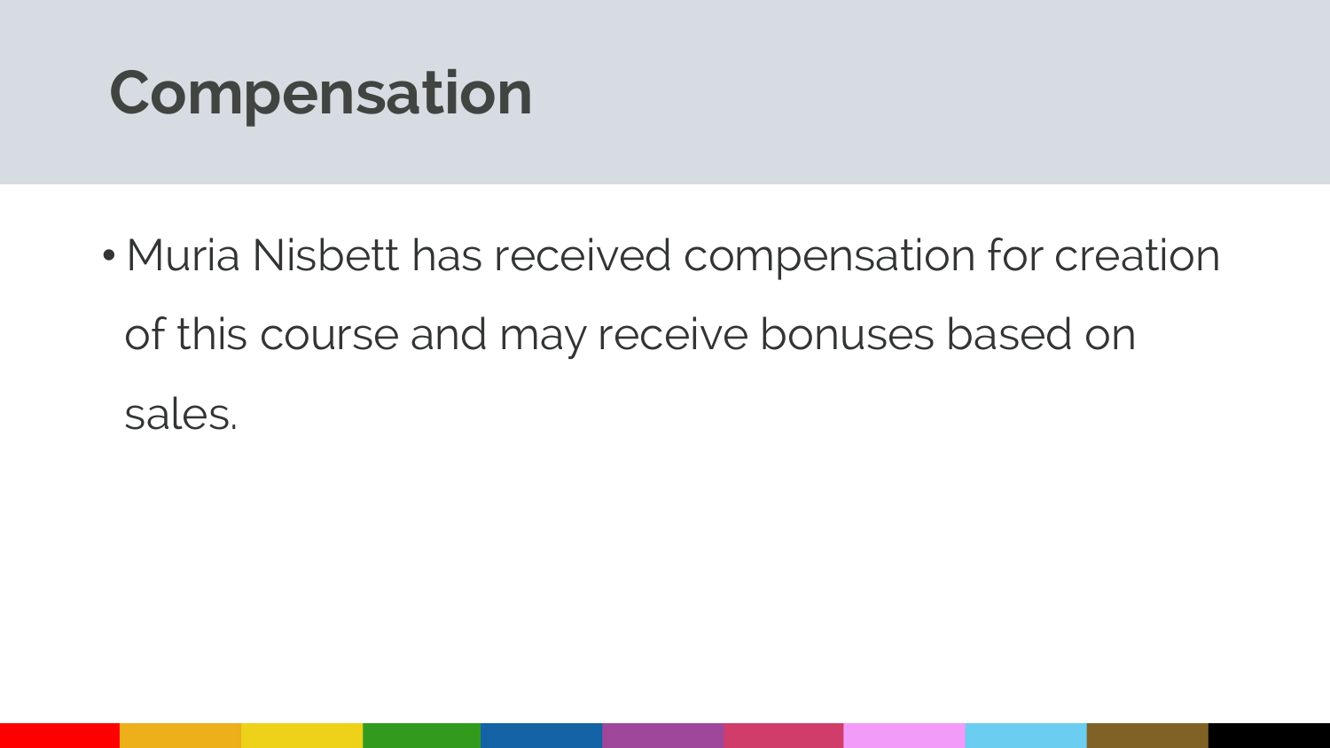# Compensation

- Muria Nisbett has received compensation for creation of this course and may receive bonuses based on sales.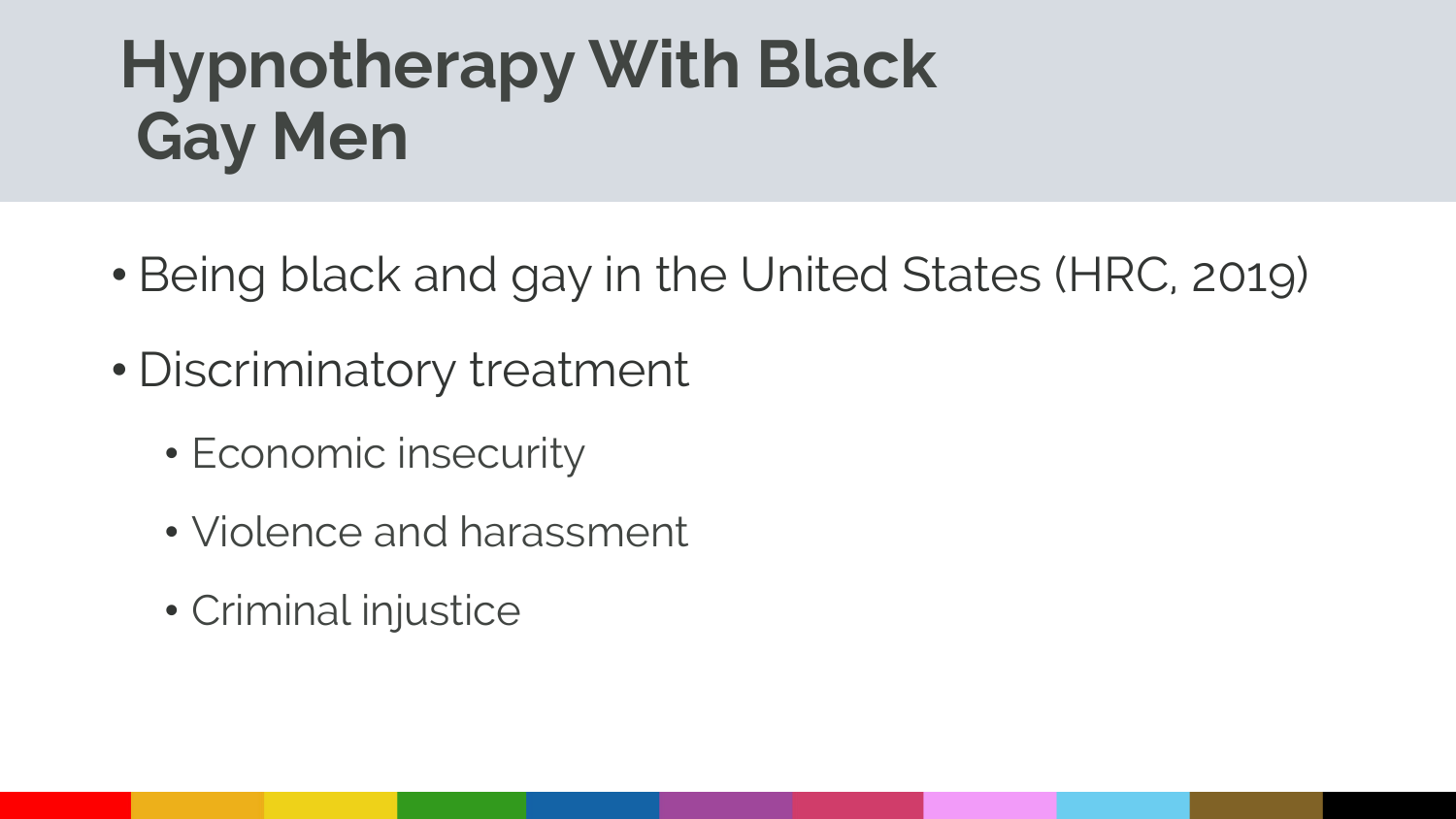# Hypnotherapy With Black Gay Men

- Being black and gay in the United States (HRC, 2019)
- Discriminatory treatment
  - Economic insecurity
  - Violence and harassment
  - Criminal injustice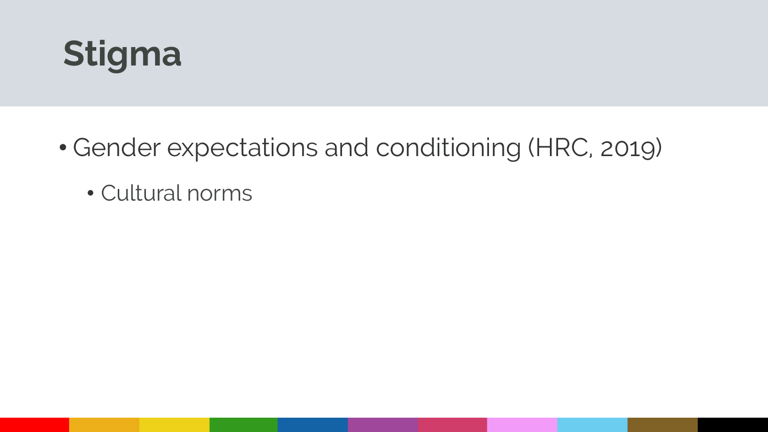# Stigma

- Gender expectations and conditioning (HRC, 2019)
  - Cultural norms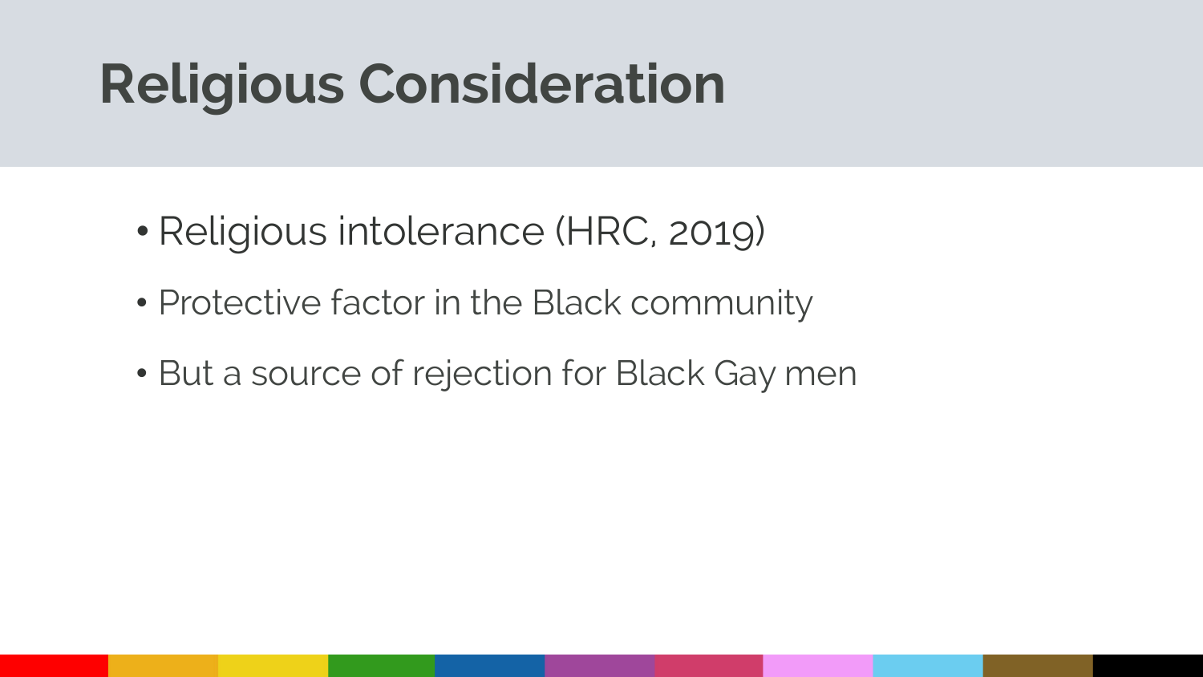# Religious Consideration

- Religious intolerance (HRC, 2019)
- Protective factor in the Black community
- But a source of rejection for Black Gay men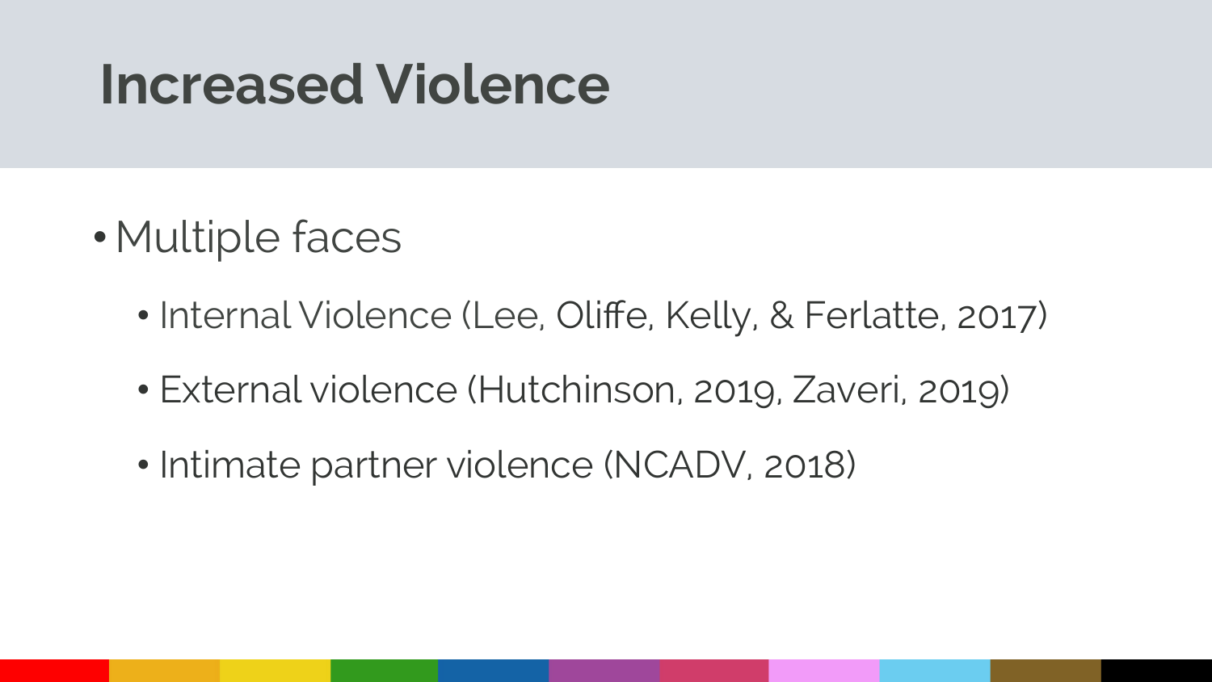# Increased Violence

- Multiple faces
  - Internal Violence (Lee, Oliffe, Kelly, & Ferlatte, 2017)
  - External violence (Hutchinson, 2019, Zaveri, 2019)
  - Intimate partner violence (NCADV, 2018)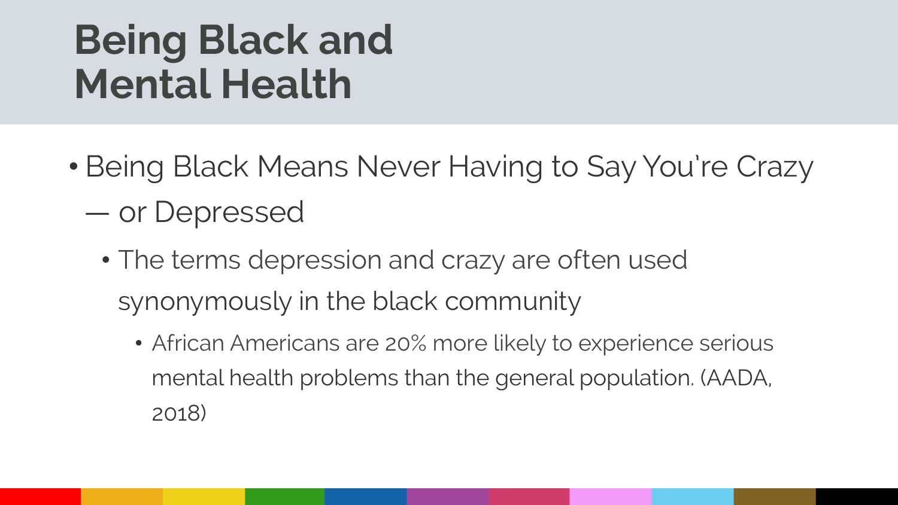# Being Black and Mental Health

- Being Black Means Never Having to Say You're Crazy — or Depressed
  - The terms depression and crazy are often used synonymously in the black community
    - African Americans are 20% more likely to experience serious mental health problems than the general population. (AADA, 2018)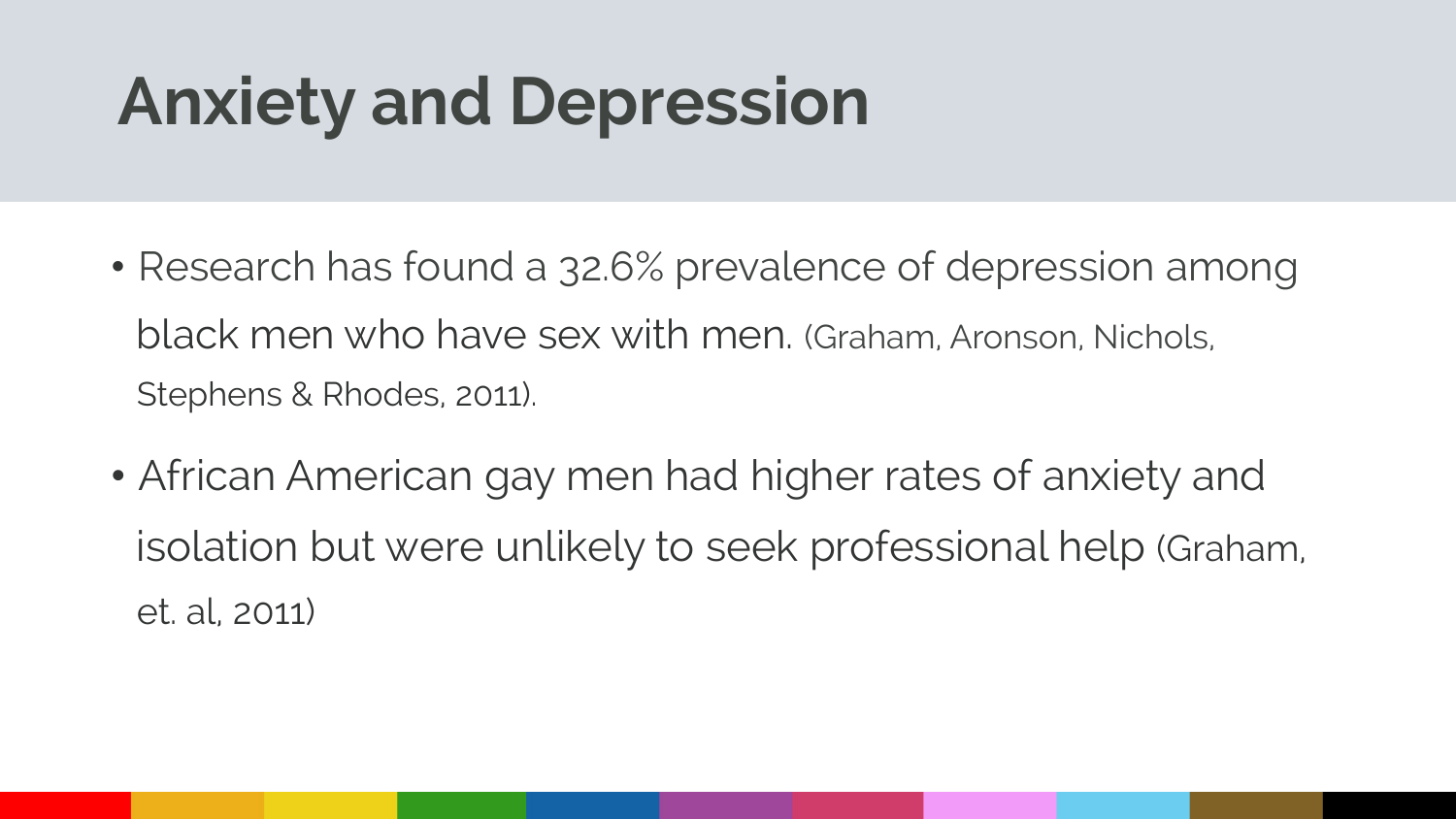# Anxiety and Depression

- Research has found a 32.6% prevalence of depression among black men who have sex with men. (Graham, Aronson, Nichols, Stephens & Rhodes, 2011).
- African American gay men had higher rates of anxiety and isolation but were unlikely to seek professional help (Graham, et. al, 2011)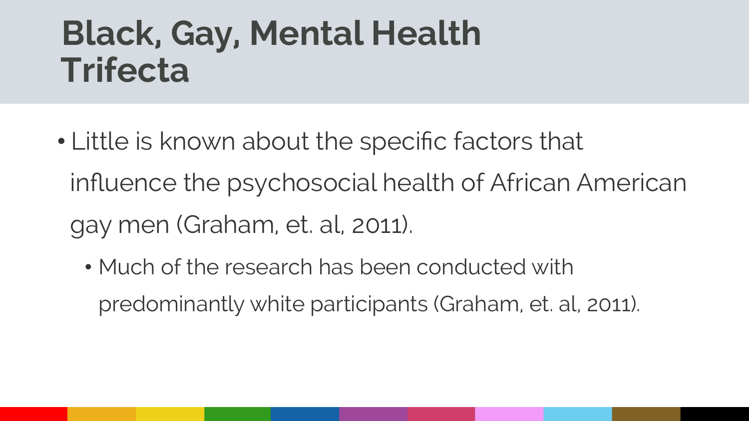# Black, Gay, Mental Health Trifecta

- Little is known about the specific factors that influence the psychosocial health of African American gay men (Graham, et. al, 2011).
  - Much of the research has been conducted with predominantly white participants (Graham, et. al, 2011).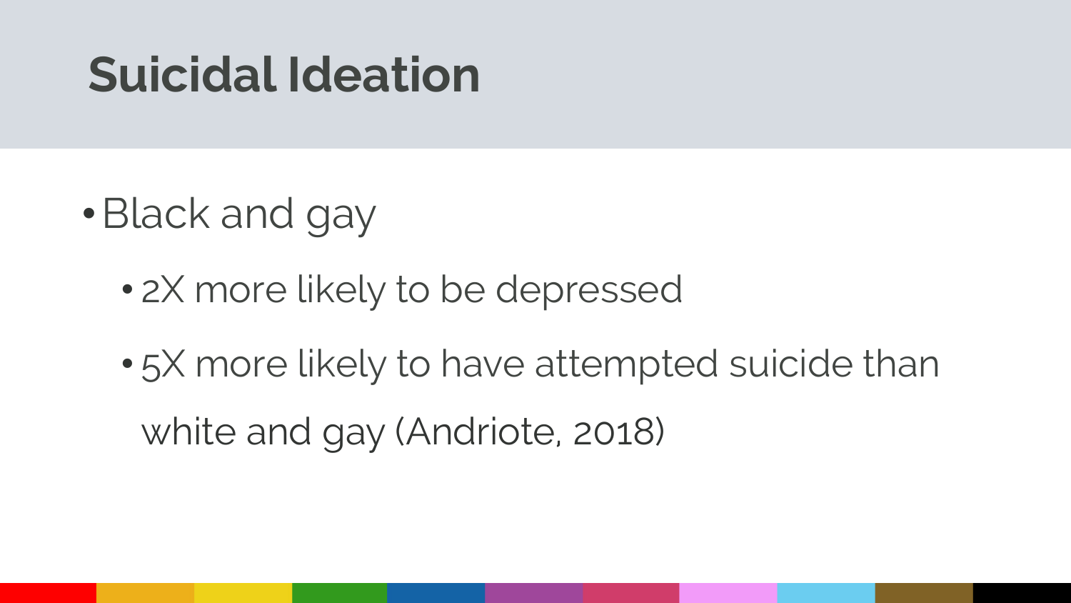# Suicidal Ideation

- Black and gay
  - 2X more likely to be depressed
  - 5X more likely to have attempted suicide than white and gay (Andriote, 2018)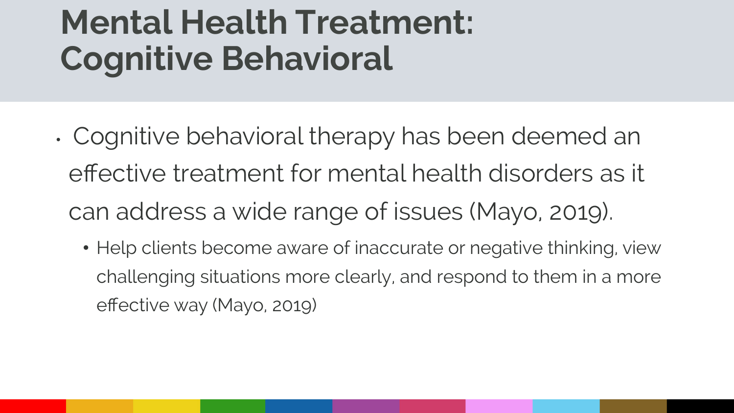# Mental Health Treatment: Cognitive Behavioral

- Cognitive behavioral therapy has been deemed an effective treatment for mental health disorders as it can address a wide range of issues (Mayo, 2019).
  - Help clients become aware of inaccurate or negative thinking, view challenging situations more clearly, and respond to them in a more effective way (Mayo, 2019)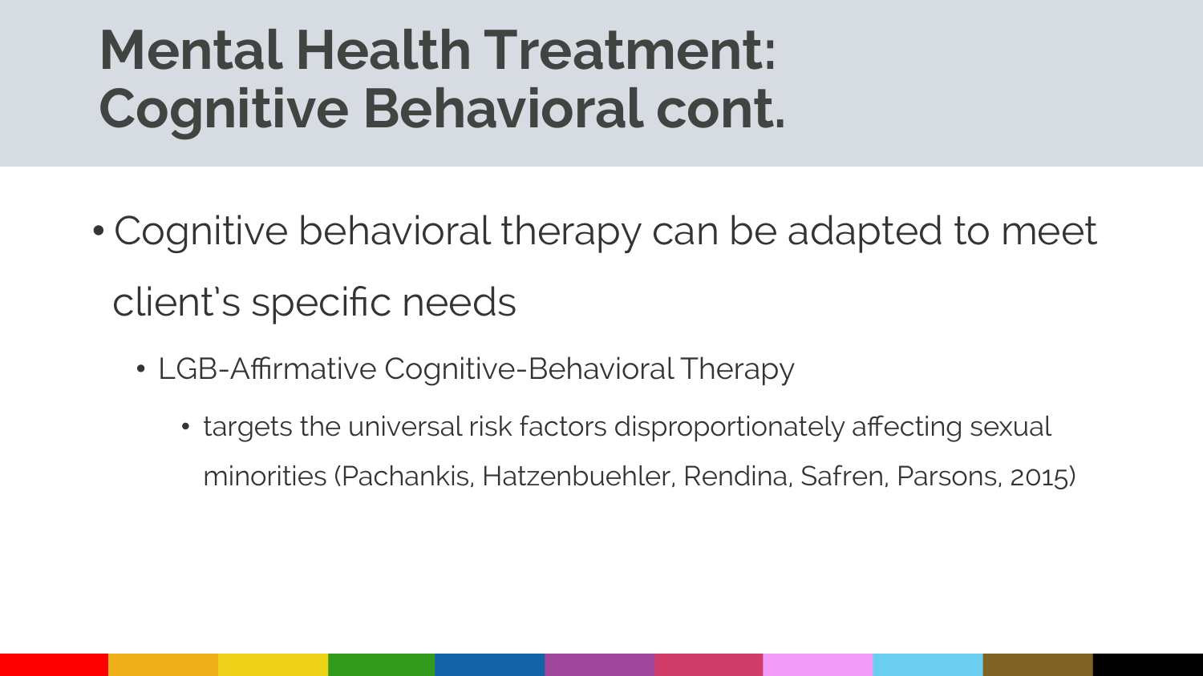# Mental Health Treatment: Cognitive Behavioral cont.

- Cognitive behavioral therapy can be adapted to meet client's specific needs
  - LGB-Affirmative Cognitive-Behavioral Therapy
    - targets the universal risk factors disproportionately affecting sexual minorities (Pachankis, Hatzenbuehler, Rendina, Safren, Parsons, 2015)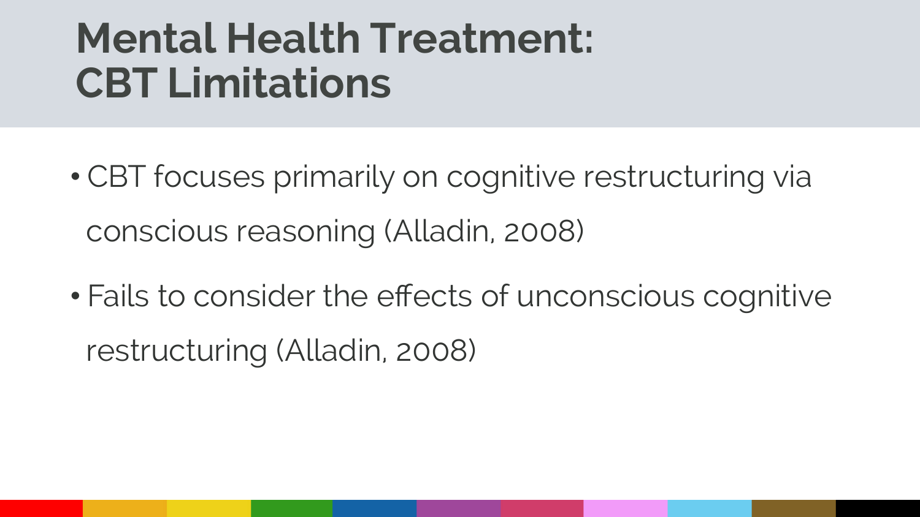# Mental Health Treatment: CBT Limitations

- CBT focuses primarily on cognitive restructuring via conscious reasoning (Alladin, 2008)
- Fails to consider the effects of unconscious cognitive restructuring (Alladin, 2008)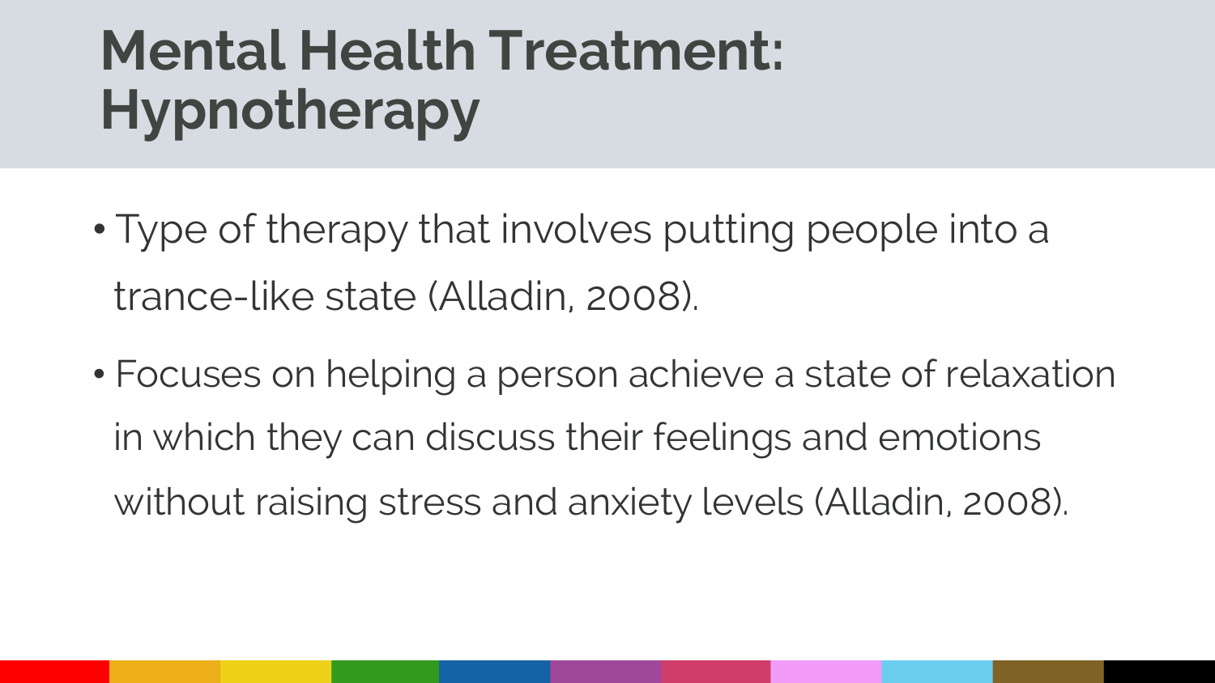# Mental Health Treatment: Hypnotherapy

- Type of therapy that involves putting people into a trance-like state (Alladin, 2008).
- Focuses on helping a person achieve a state of relaxation in which they can discuss their feelings and emotions without raising stress and anxiety levels (Alladin, 2008).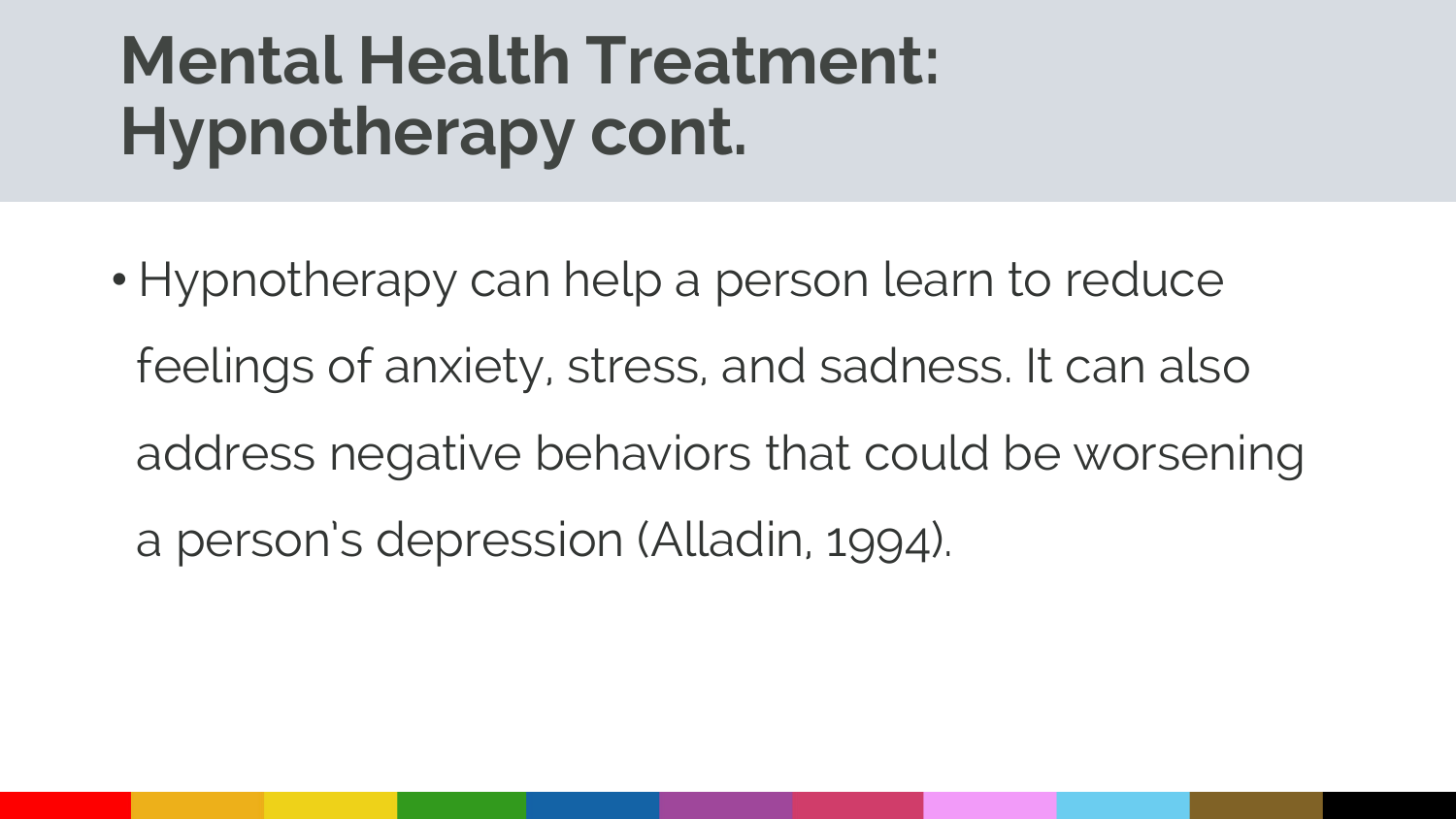# Mental Health Treatment: Hypnotherapy cont.

- Hypnotherapy can help a person learn to reduce feelings of anxiety, stress, and sadness. It can also address negative behaviors that could be worsening a person's depression (Alladin, 1994).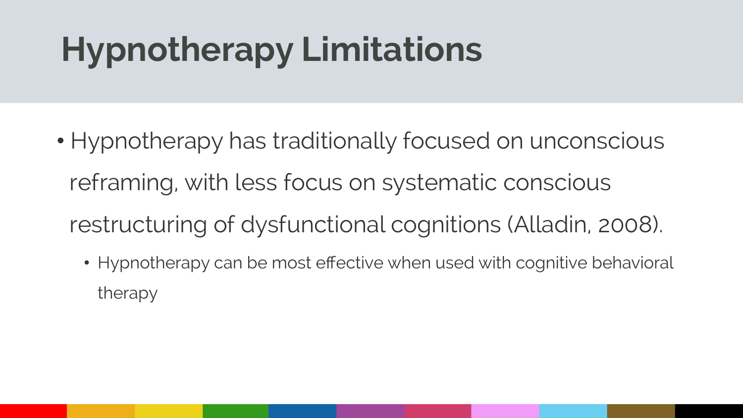# Hypnotherapy Limitations

- Hypnotherapy has traditionally focused on unconscious reframing, with less focus on systematic conscious restructuring of dysfunctional cognitions (Alladin, 2008).
  - Hypnotherapy can be most effective when used with cognitive behavioral therapy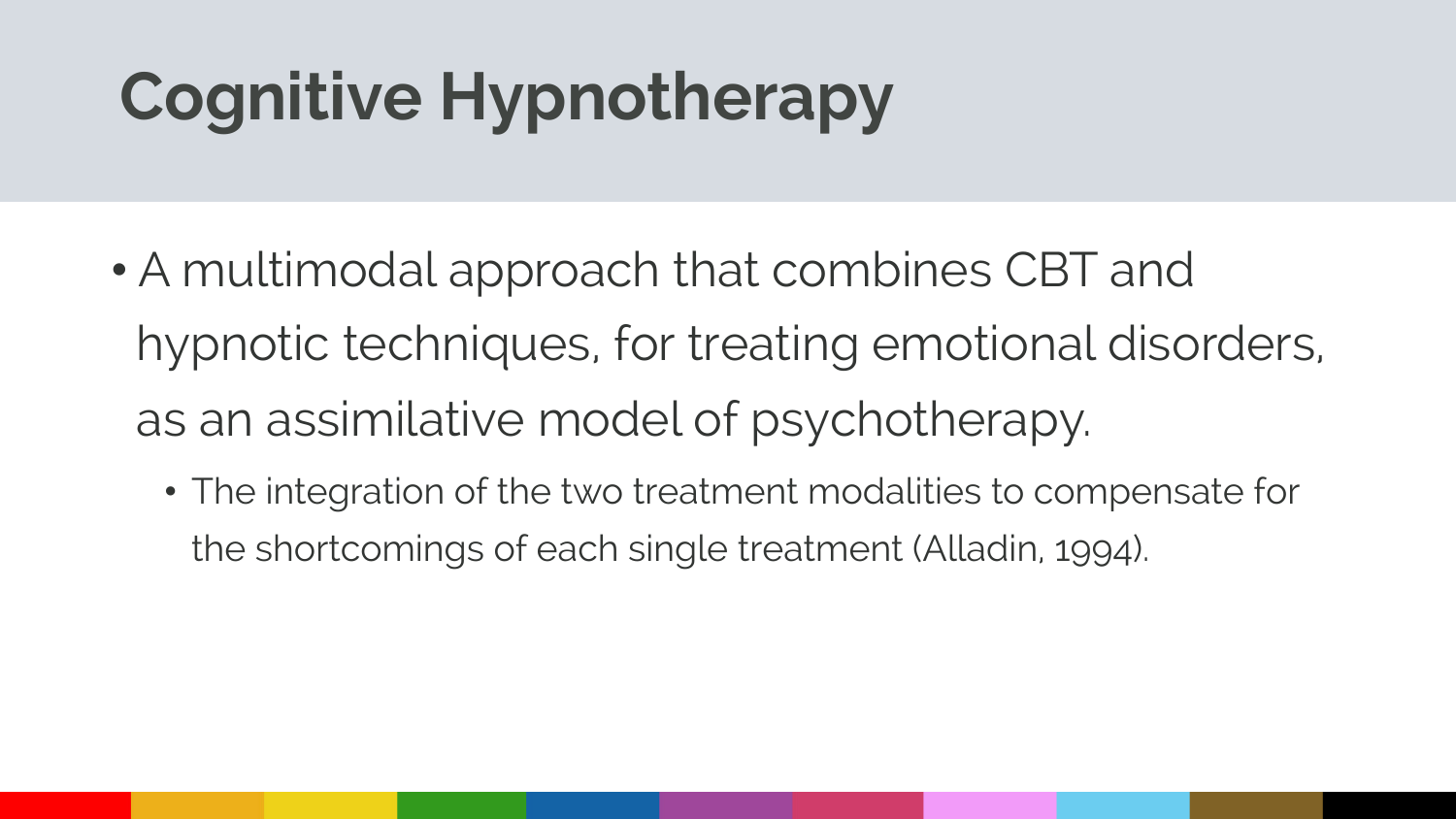# Cognitive Hypnotherapy

- A multimodal approach that combines CBT and hypnotic techniques, for treating emotional disorders, as an assimilative model of psychotherapy.
  - The integration of the two treatment modalities to compensate for the shortcomings of each single treatment (Alladin, 1994).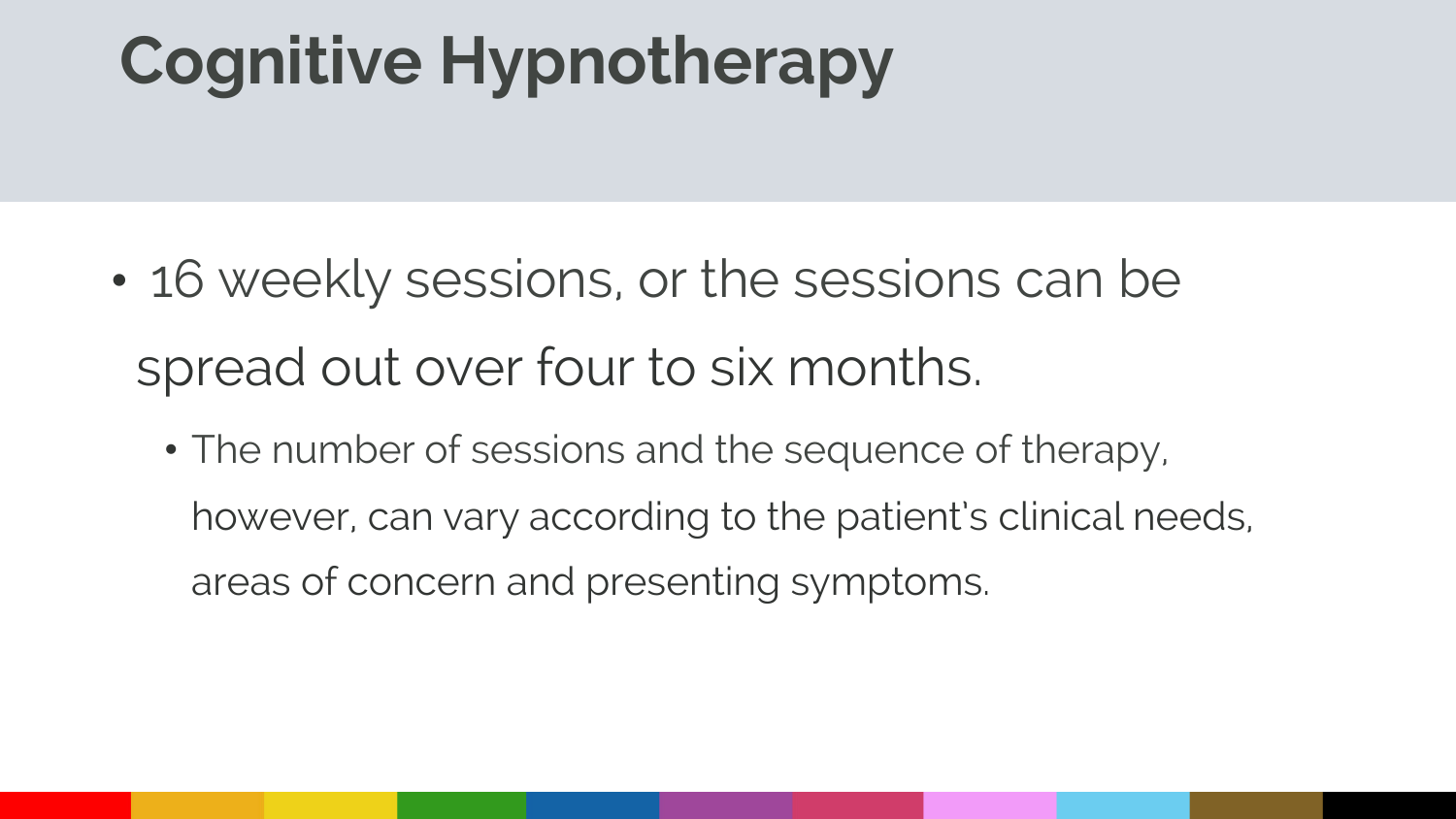# Cognitive Hypnotherapy

- 16 weekly sessions, or the sessions can be spread out over four to six months.
  - The number of sessions and the sequence of therapy, however, can vary according to the patient's clinical needs, areas of concern and presenting symptoms.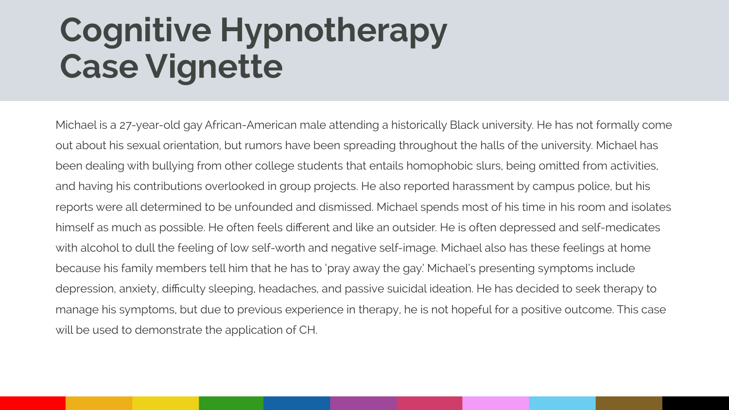# Cognitive Hypnotherapy Case Vignette

Michael is a 27-year-old gay African-American male attending a historically Black university. He has not formally come out about his sexual orientation, but rumors have been spreading throughout the halls of the university. Michael has been dealing with bullying from other college students that entails homophobic slurs, being omitted from activities, and having his contributions overlooked in group projects. He also reported harassment by campus police, but his reports were all determined to be unfounded and dismissed. Michael spends most of his time in his room and isolates himself as much as possible. He often feels different and like an outsider. He is often depressed and self-medicates with alcohol to dull the feeling of low self-worth and negative self-image. Michael also has these feelings at home because his family members tell him that he has to 'pray away the gay.' Michael's presenting symptoms include depression, anxiety, difficulty sleeping, headaches, and passive suicidal ideation. He has decided to seek therapy to manage his symptoms, but due to previous experience in therapy, he is not hopeful for a positive outcome. This case will be used to demonstrate the application of CH.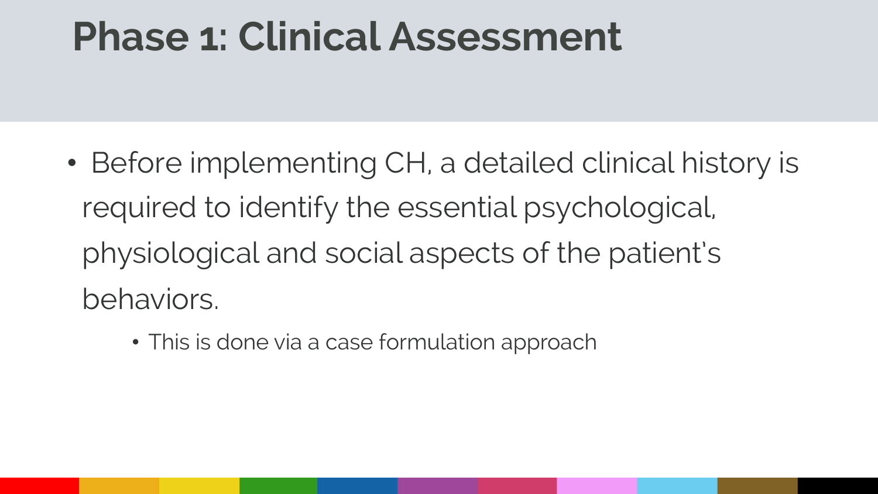# Phase 1: Clinical Assessment

- Before implementing CH, a detailed clinical history is required to identify the essential psychological, physiological and social aspects of the patient's behaviors.
  - This is done via a case formulation approach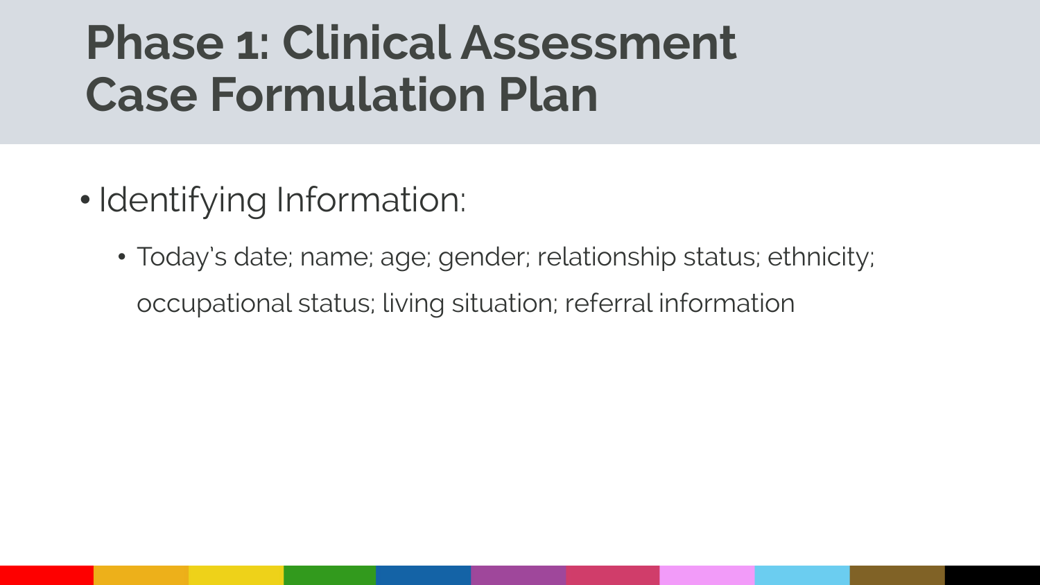# Phase 1: Clinical Assessment Case Formulation Plan

- Identifying Information:
  - Today's date; name; age; gender; relationship status; ethnicity; occupational status; living situation; referral information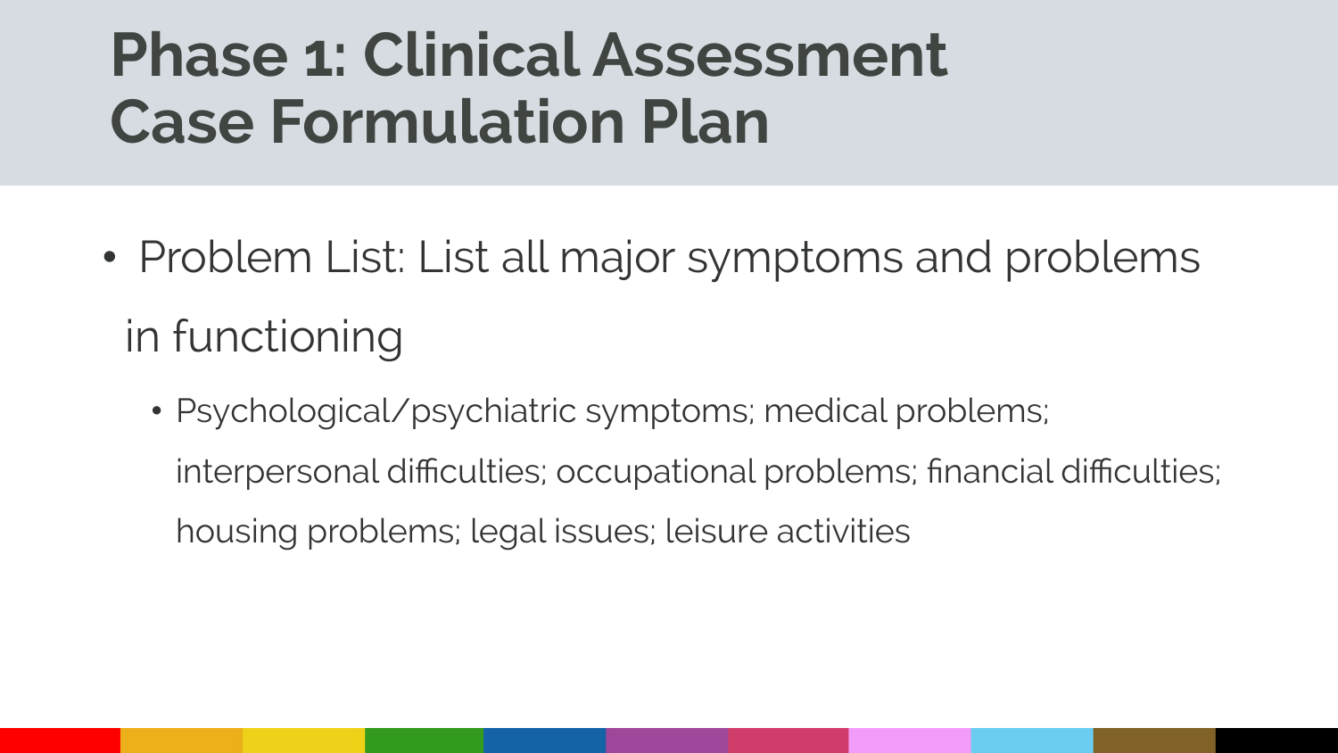# Phase 1: Clinical Assessment Case Formulation Plan

- Problem List: List all major symptoms and problems in functioning
  - Psychological/psychiatric symptoms; medical problems; interpersonal difficulties; occupational problems; financial difficulties; housing problems; legal issues; leisure activities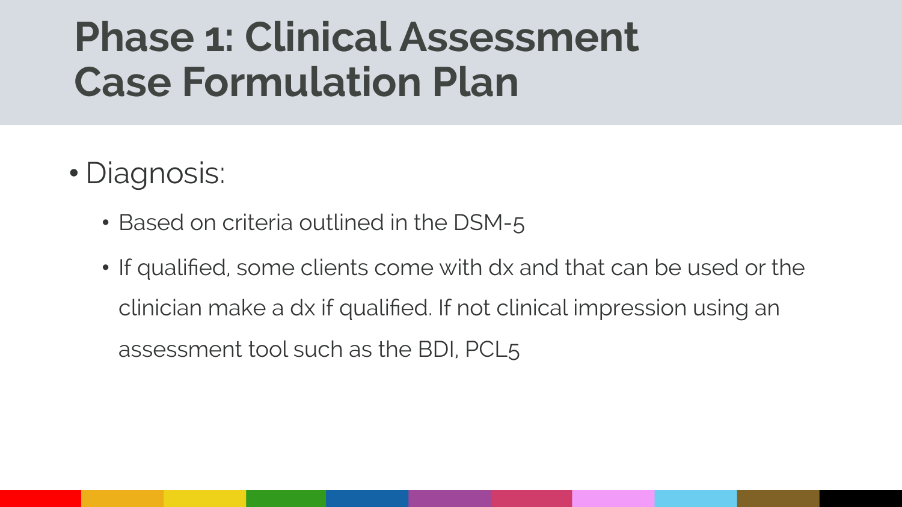# Phase 1: Clinical Assessment Case Formulation Plan

- Diagnosis:
  - Based on criteria outlined in the DSM-5
  - If qualified, some clients come with dx and that can be used or the clinician make a dx if qualified. If not clinical impression using an assessment tool such as the BDI, PCL5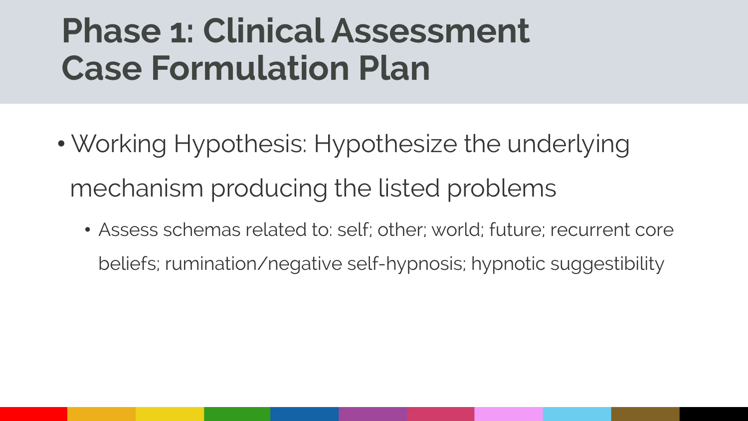# Phase 1: Clinical Assessment Case Formulation Plan

- Working Hypothesis: Hypothesize the underlying mechanism producing the listed problems
  - Assess schemas related to: self; other; world; future; recurrent core beliefs; rumination/negative self-hypnosis; hypnotic suggestibility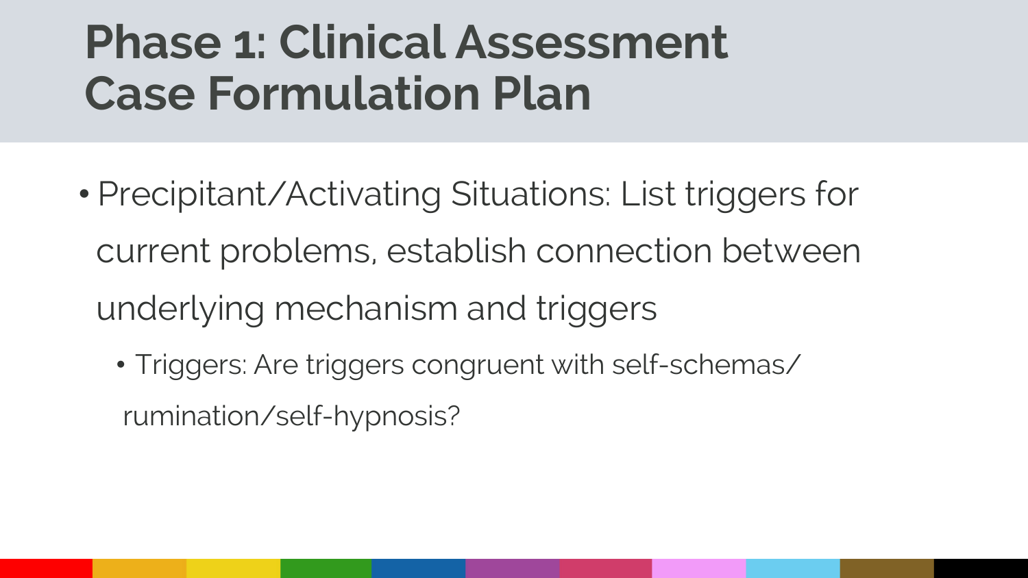# Phase 1: Clinical Assessment Case Formulation Plan

- Precipitant/Activating Situations: List triggers for current problems, establish connection between underlying mechanism and triggers
  - Triggers: Are triggers congruent with self-schemas/ rumination/self-hypnosis?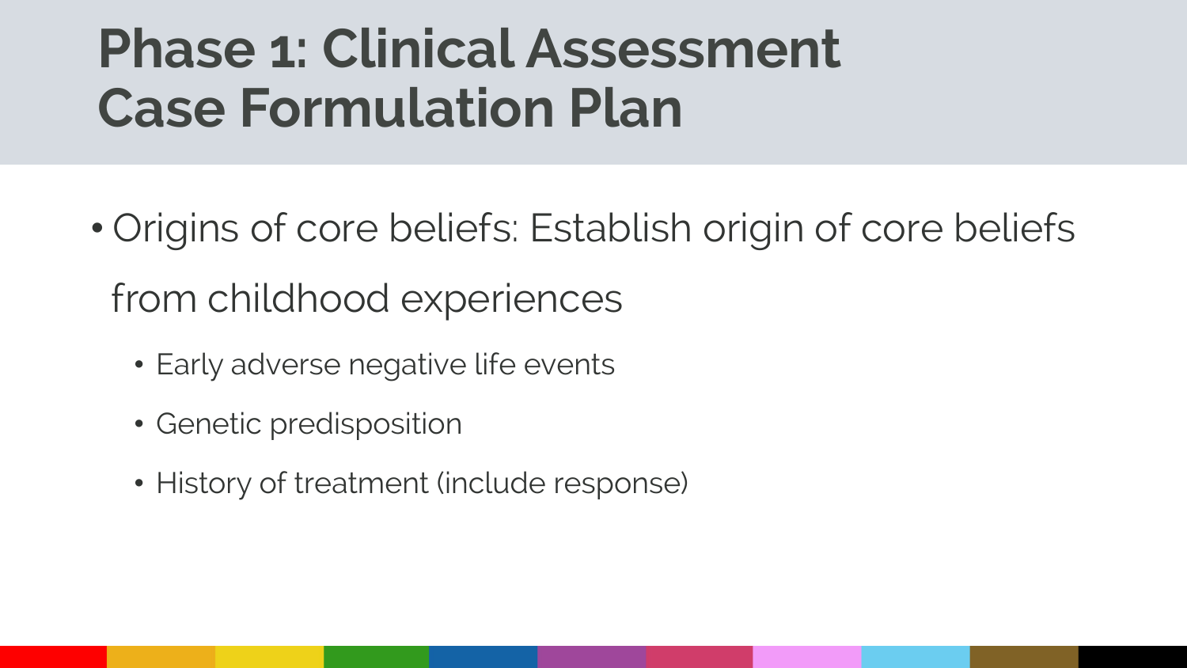# Phase 1: Clinical Assessment Case Formulation Plan

- Origins of core beliefs: Establish origin of core beliefs from childhood experiences
  - Early adverse negative life events
  - Genetic predisposition
  - History of treatment (include response)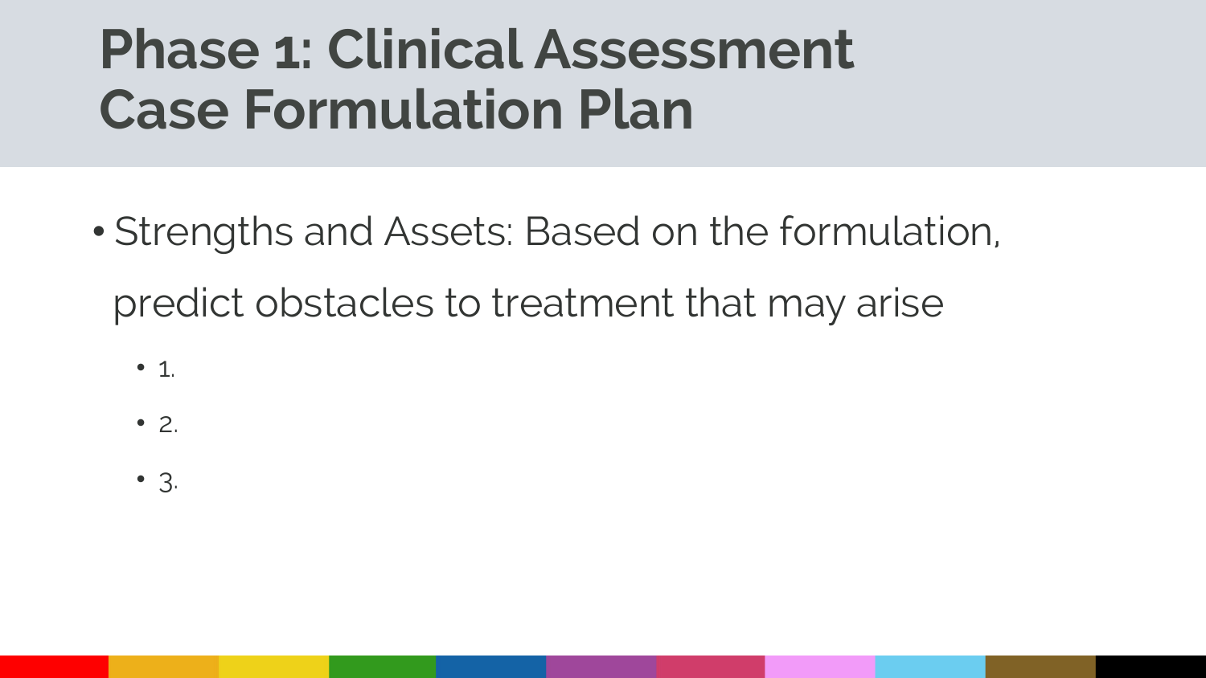# Phase 1: Clinical Assessment Case Formulation Plan

- Strengths and Assets: Based on the formulation, predict obstacles to treatment that may arise
  - 1.
  - 2.
  - 3.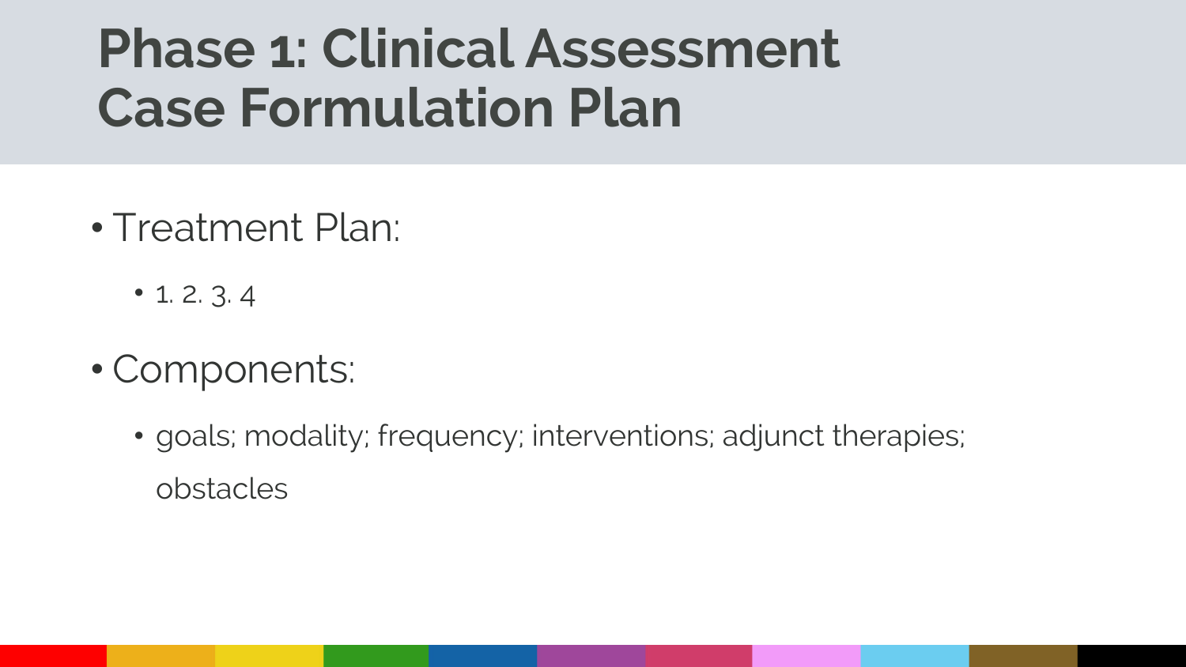# Phase 1: Clinical Assessment Case Formulation Plan

- Treatment Plan:
  - 1. 2. 3. 4
- Components:
  - goals; modality; frequency; interventions; adjunct therapies; obstacles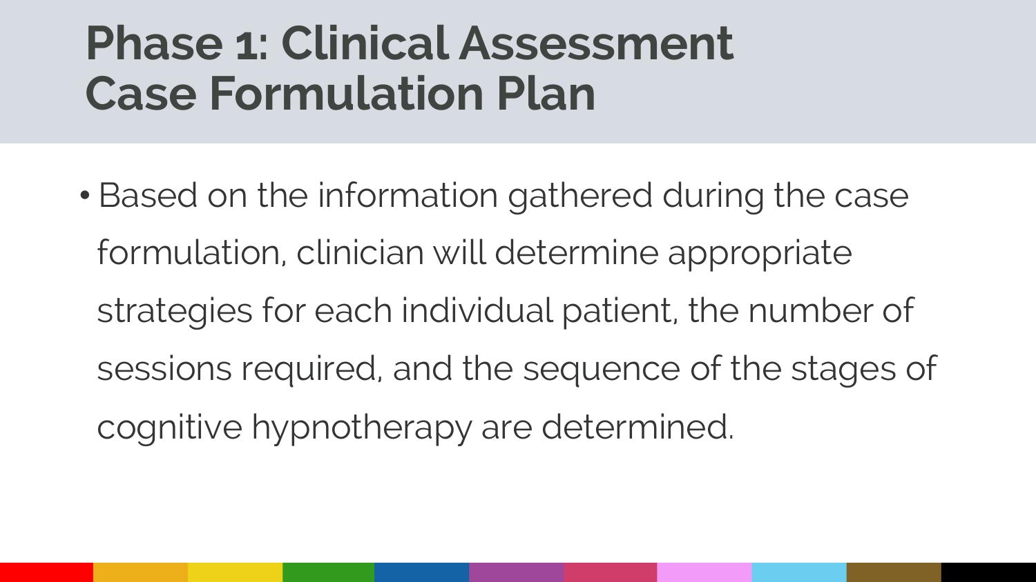# Phase 1: Clinical Assessment Case Formulation Plan

- Based on the information gathered during the case formulation, clinician will determine appropriate strategies for each individual patient, the number of sessions required, and the sequence of the stages of cognitive hypnotherapy are determined.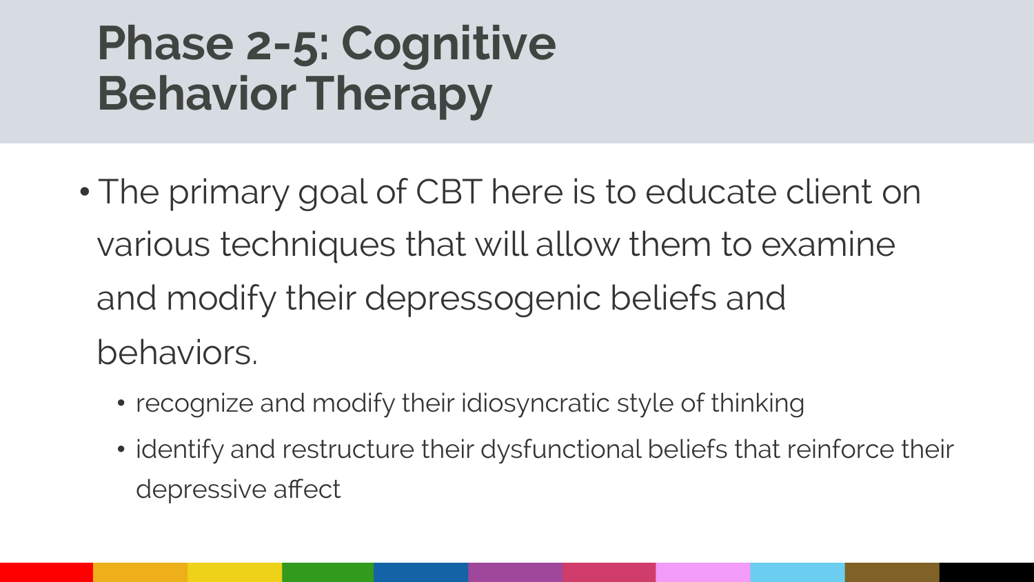# Phase 2-5: Cognitive Behavior Therapy

- The primary goal of CBT here is to educate client on various techniques that will allow them to examine and modify their depressogenic beliefs and behaviors.
  - recognize and modify their idiosyncratic style of thinking
  - identify and restructure their dysfunctional beliefs that reinforce their depressive affect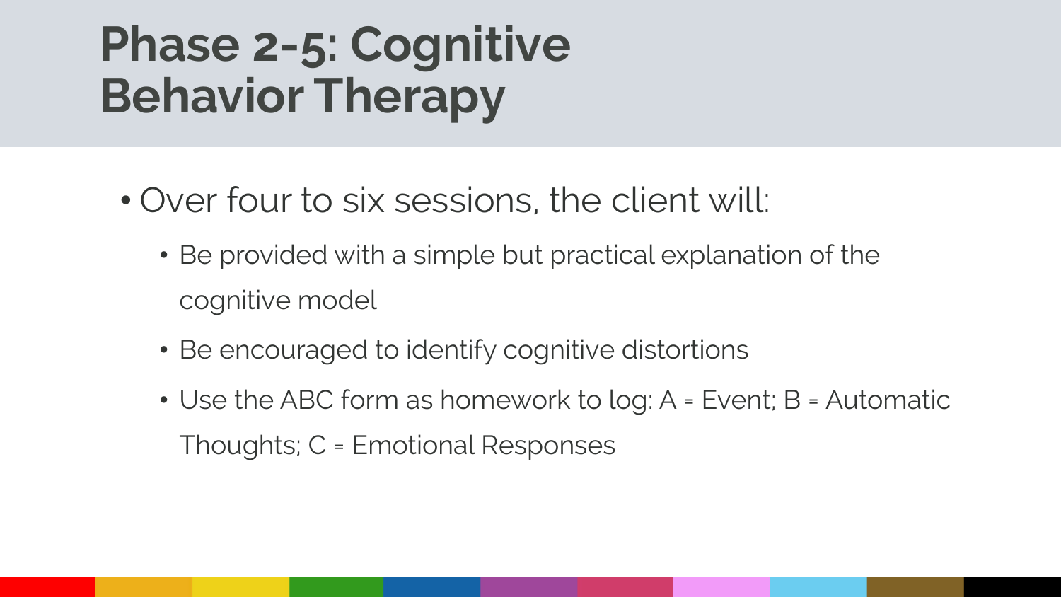# Phase 2-5: Cognitive Behavior Therapy

- Over four to six sessions, the client will:
  - Be provided with a simple but practical explanation of the cognitive model
  - Be encouraged to identify cognitive distortions
  - Use the ABC form as homework to log: A = Event; B = Automatic Thoughts; C = Emotional Responses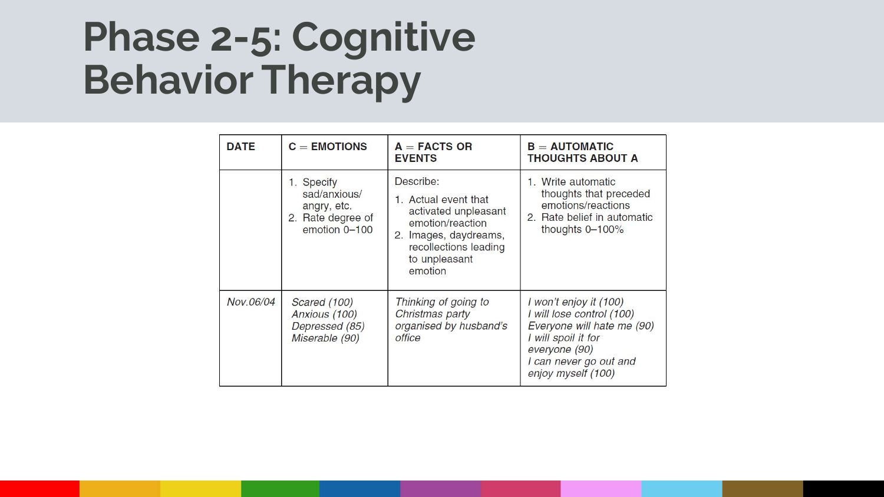# Phase 2-5: Cognitive Behavior Therapy

| DATE | C = EMOTIONS | A = FACTS OR EVENTS | B = AUTOMATIC THOUGHTS ABOUT A |
|---|---|---|---|
| | 1. Specify sad/anxious/angry, etc.<br>2. Rate degree of emotion 0–100 | Describe:<br>1. Actual event that activated unpleasant emotion/reaction<br>2. Images, daydreams, recollections leading to unpleasant emotion | 1. Write automatic thoughts that preceded emotions/reactions<br>2. Rate belief in automatic thoughts 0–100% |
| *Nov.06/04* | *Scared (100)*<br>*Anxious (100)*<br>*Depressed (85)*<br>*Miserable (90)* | *Thinking of going to Christmas party organised by husband's office* | *I won't enjoy it (100)*<br>*I will lose control (100)*<br>*Everyone will hate me (90)*<br>*I will spoil it for everyone (90)*<br>*I can never go out and enjoy myself (100)* |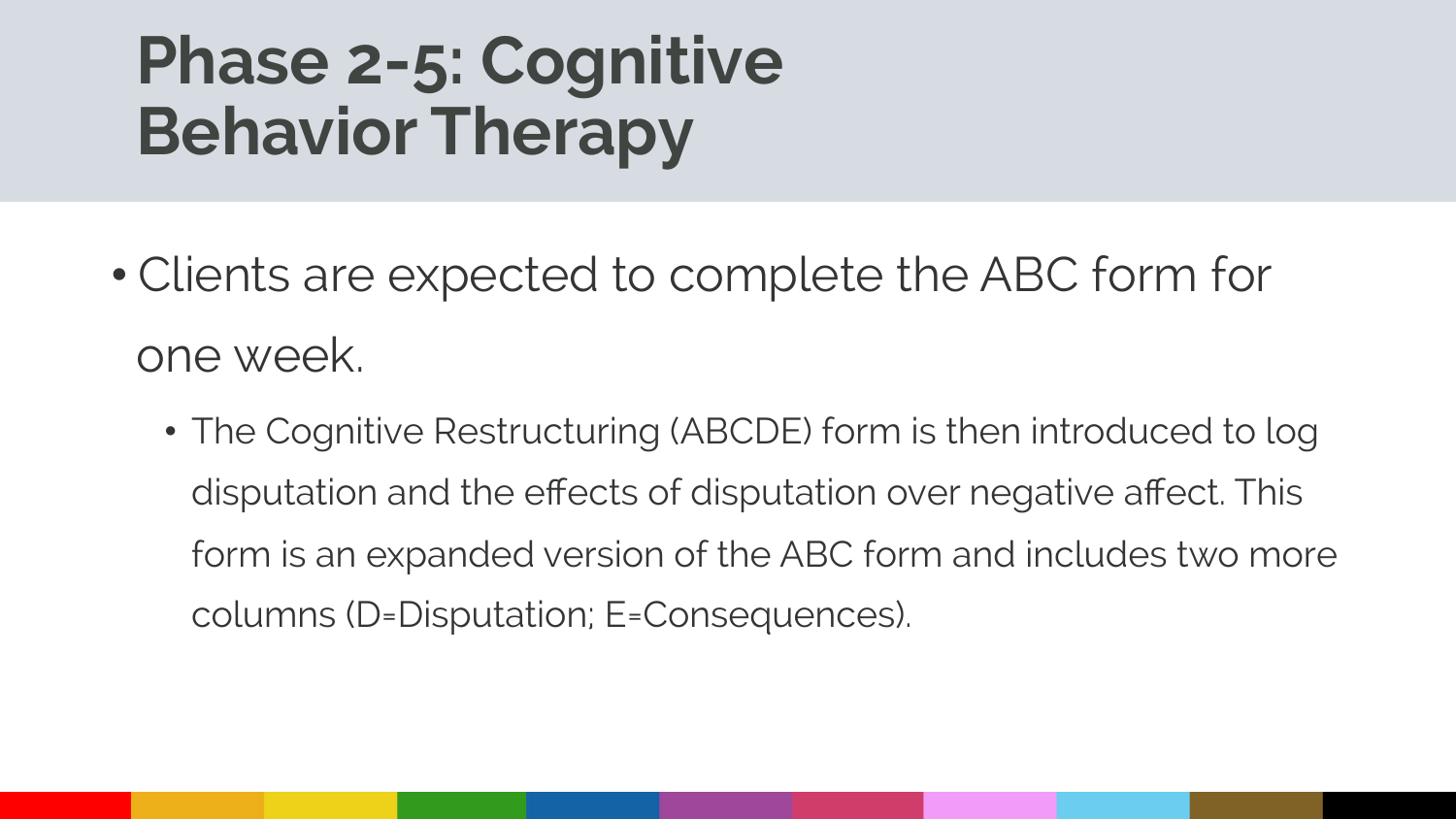# Phase 2-5: Cognitive Behavior Therapy

- Clients are expected to complete the ABC form for one week.
  - The Cognitive Restructuring (ABCDE) form is then introduced to log disputation and the effects of disputation over negative affect. This form is an expanded version of the ABC form and includes two more columns (D=Disputation; E=Consequences).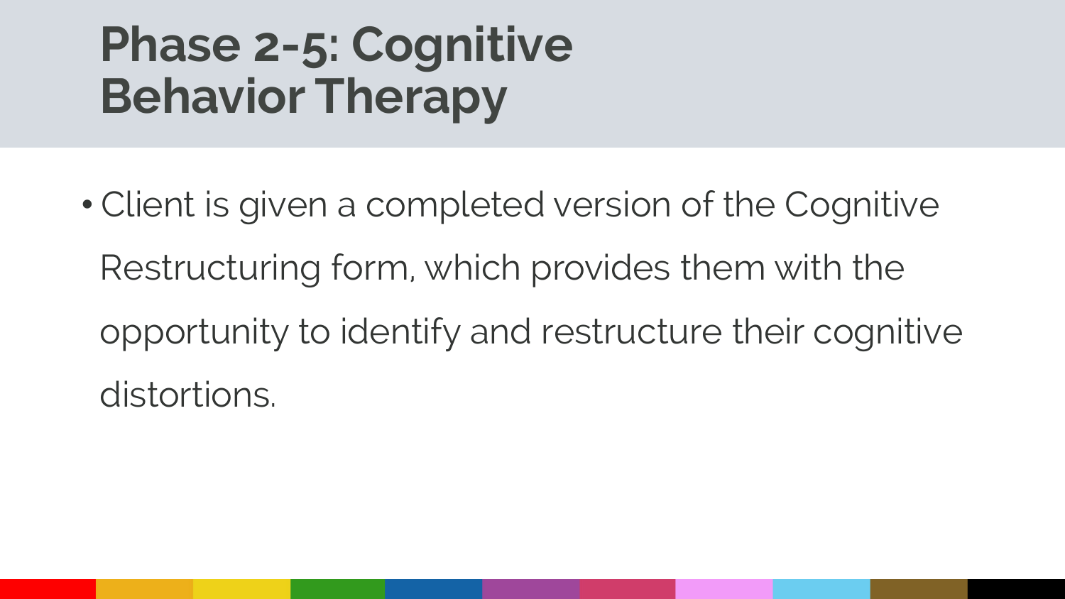# Phase 2-5: Cognitive Behavior Therapy

- Client is given a completed version of the Cognitive Restructuring form, which provides them with the opportunity to identify and restructure their cognitive distortions.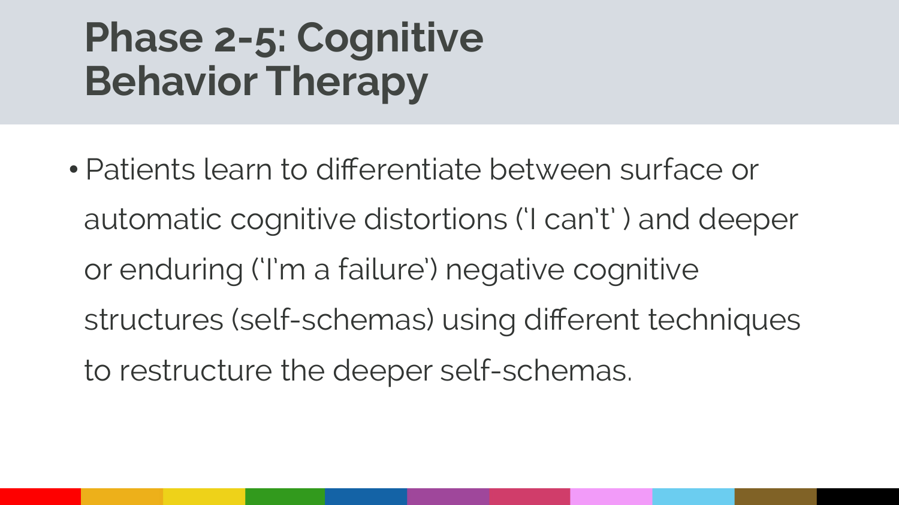# Phase 2-5: Cognitive Behavior Therapy

- Patients learn to differentiate between surface or automatic cognitive distortions ('I can't' ) and deeper or enduring ('I'm a failure') negative cognitive structures (self-schemas) using different techniques to restructure the deeper self-schemas.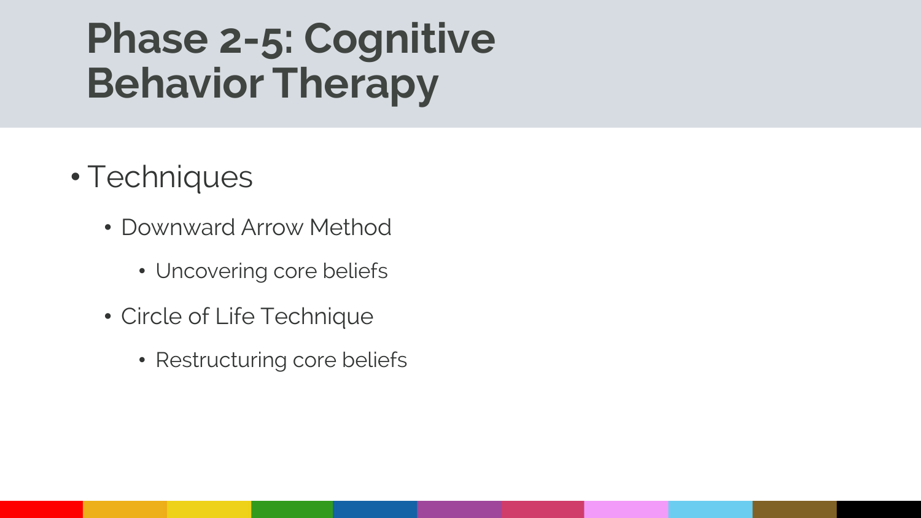# Phase 2-5: Cognitive Behavior Therapy

- Techniques
  - Downward Arrow Method
    - Uncovering core beliefs
  - Circle of Life Technique
    - Restructuring core beliefs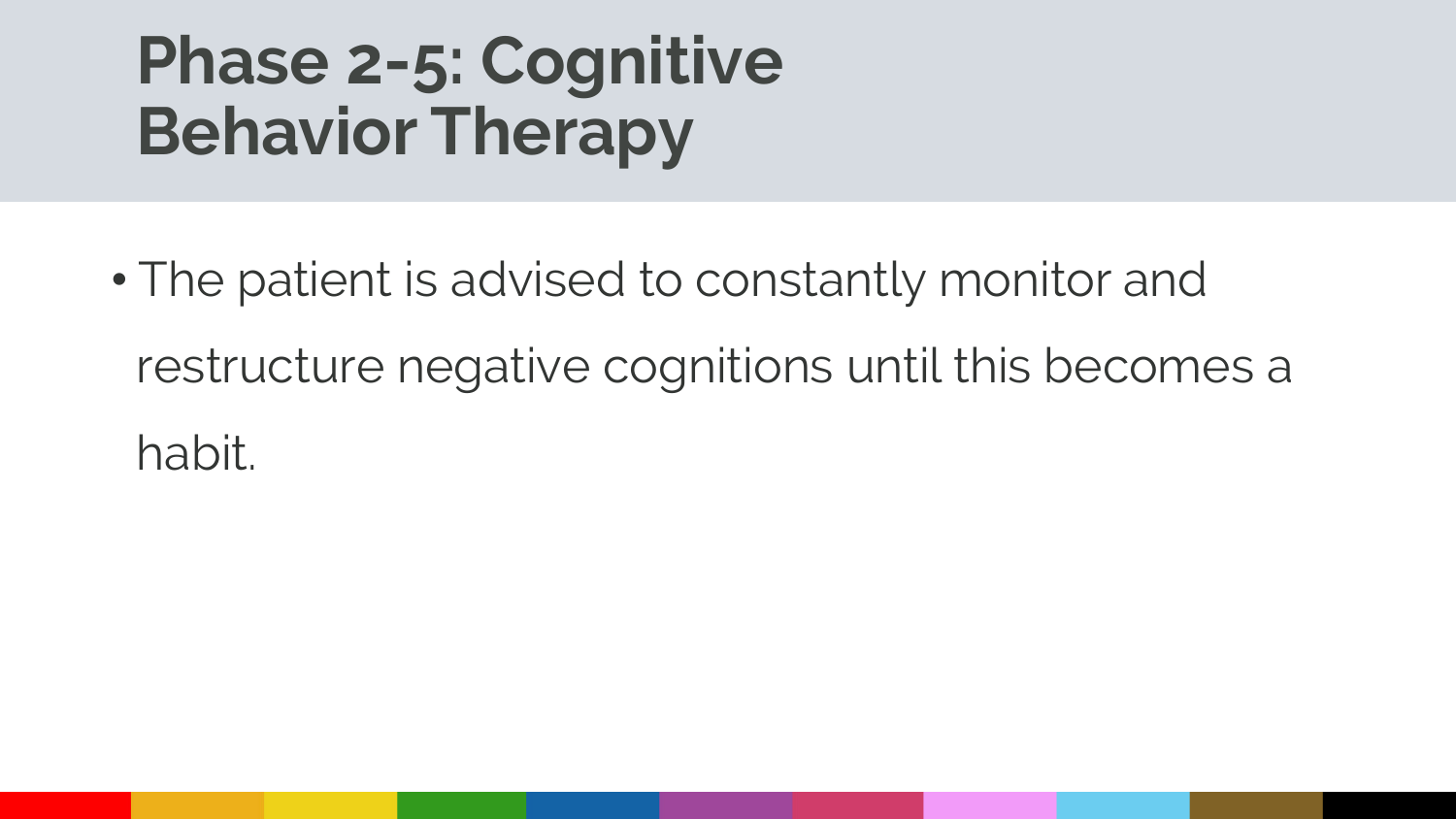# Phase 2-5: Cognitive Behavior Therapy

- The patient is advised to constantly monitor and restructure negative cognitions until this becomes a habit.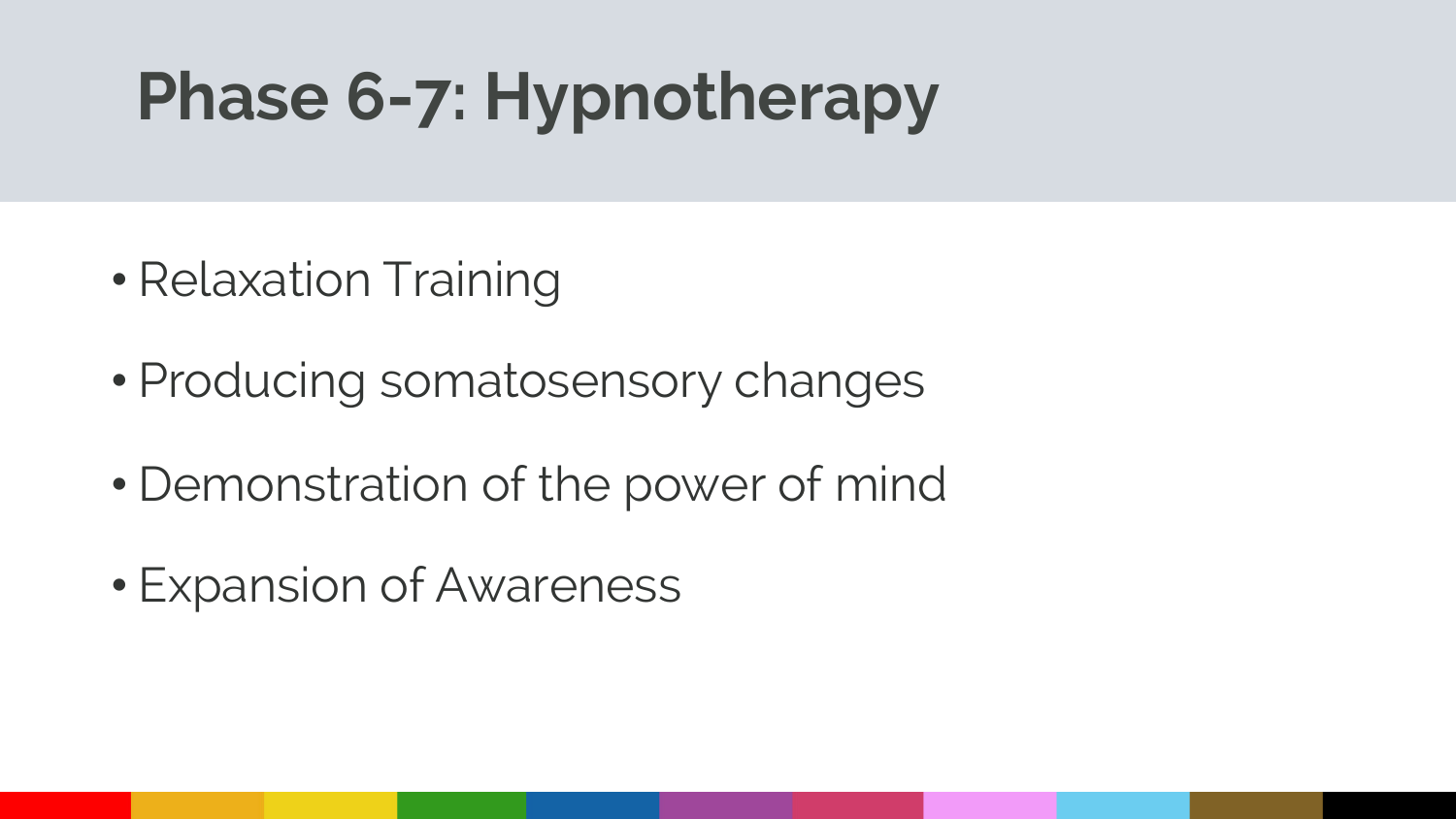# Phase 6-7: Hypnotherapy

- Relaxation Training
- Producing somatosensory changes
- Demonstration of the power of mind
- Expansion of Awareness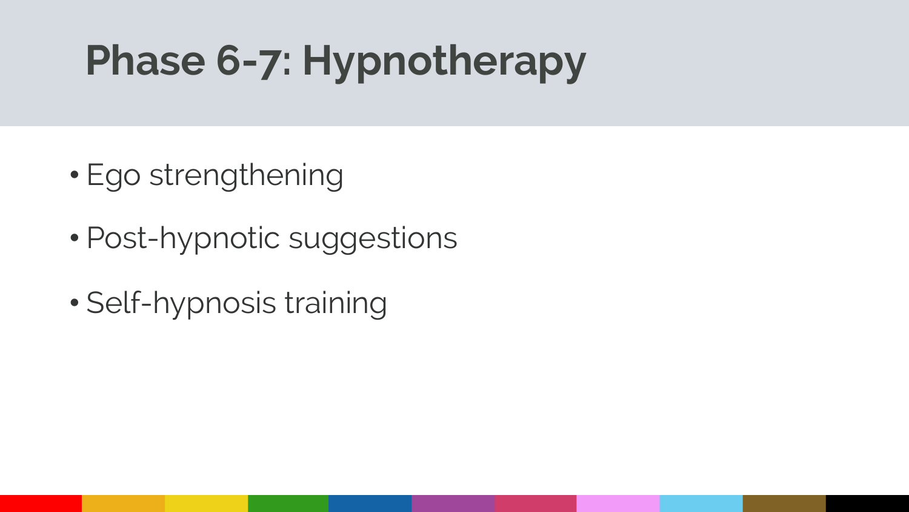# Phase 6-7: Hypnotherapy

- Ego strengthening
- Post-hypnotic suggestions
- Self-hypnosis training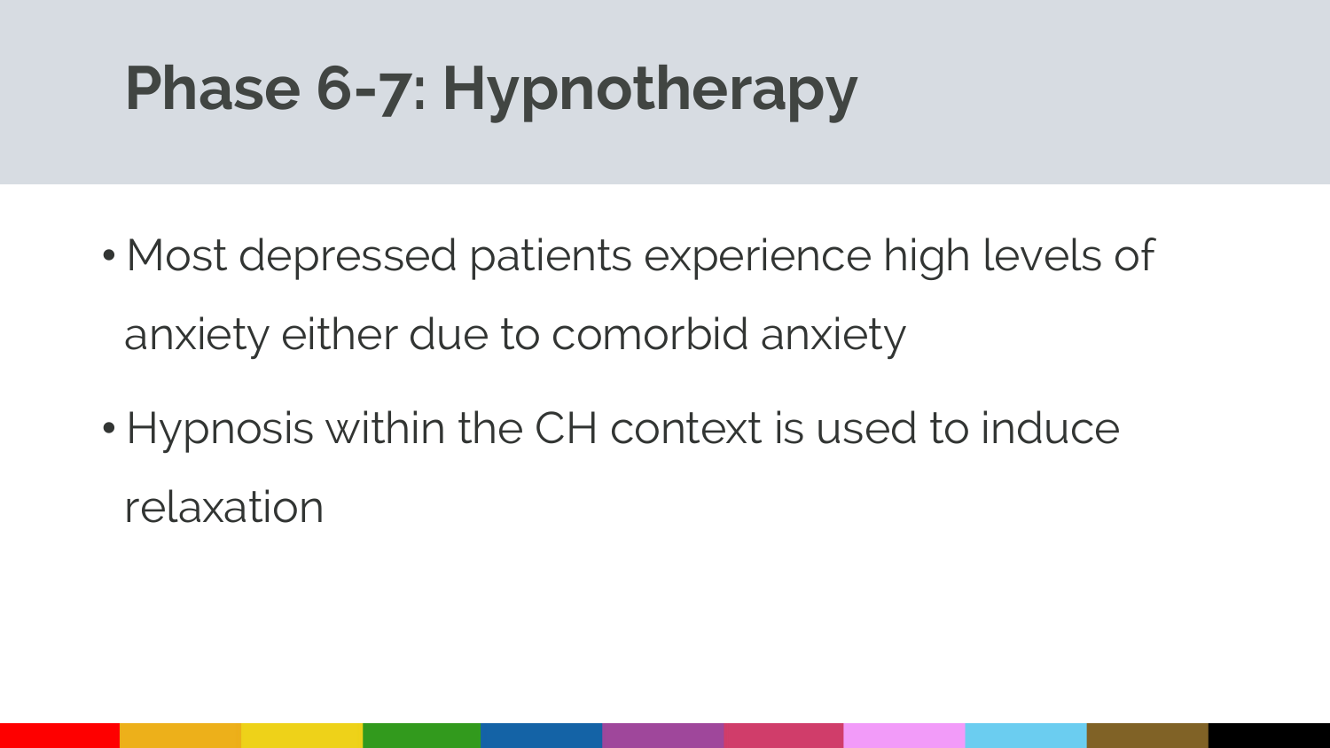# Phase 6-7: Hypnotherapy

- Most depressed patients experience high levels of anxiety either due to comorbid anxiety
- Hypnosis within the CH context is used to induce relaxation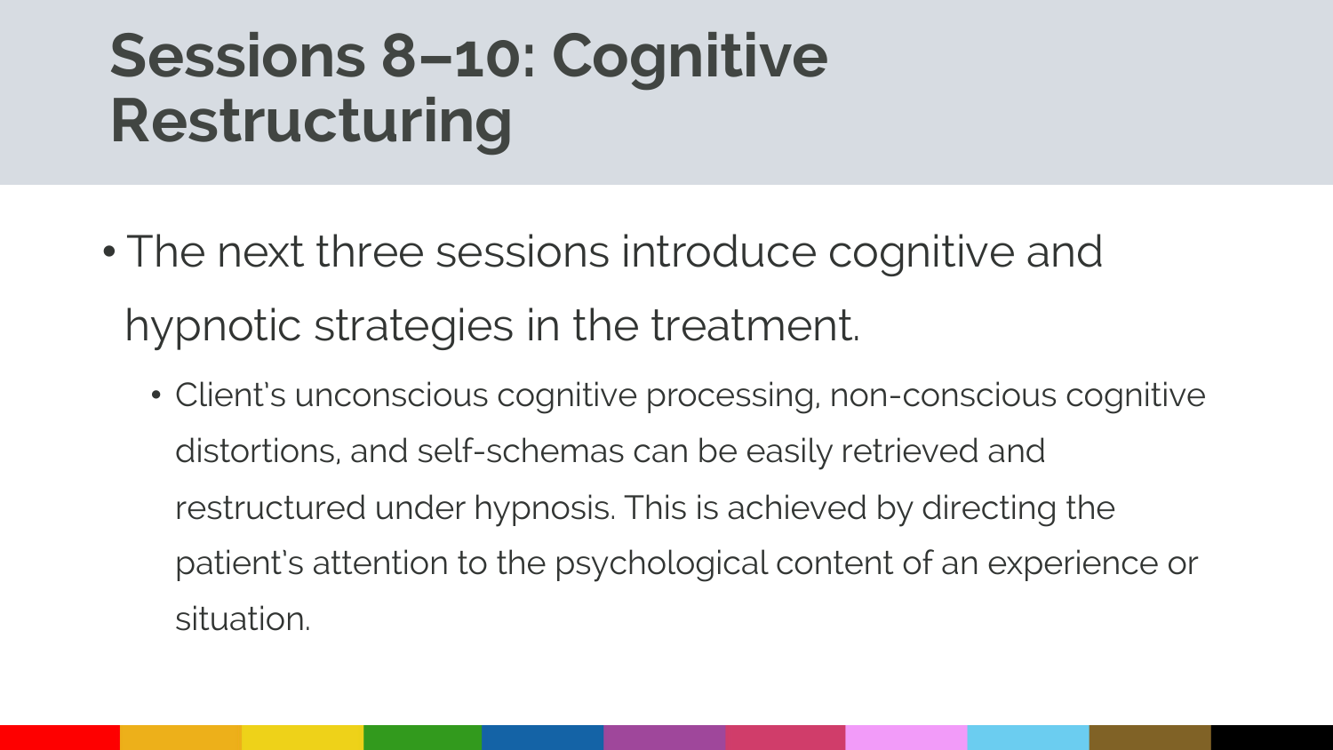# Sessions 8–10: Cognitive Restructuring

- The next three sessions introduce cognitive and hypnotic strategies in the treatment.
  - Client's unconscious cognitive processing, non-conscious cognitive distortions, and self-schemas can be easily retrieved and restructured under hypnosis. This is achieved by directing the patient's attention to the psychological content of an experience or situation.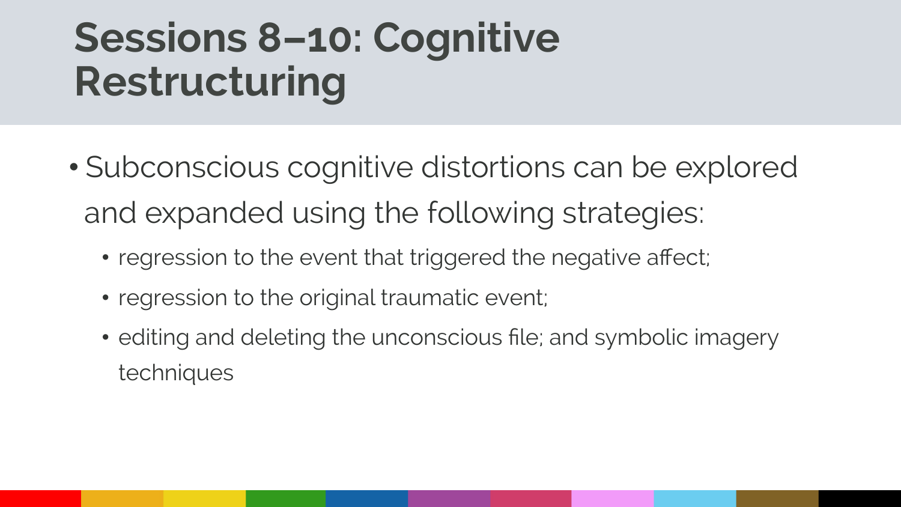# Sessions 8–10: Cognitive Restructuring

- Subconscious cognitive distortions can be explored and expanded using the following strategies:
  - regression to the event that triggered the negative affect;
  - regression to the original traumatic event;
  - editing and deleting the unconscious file; and symbolic imagery techniques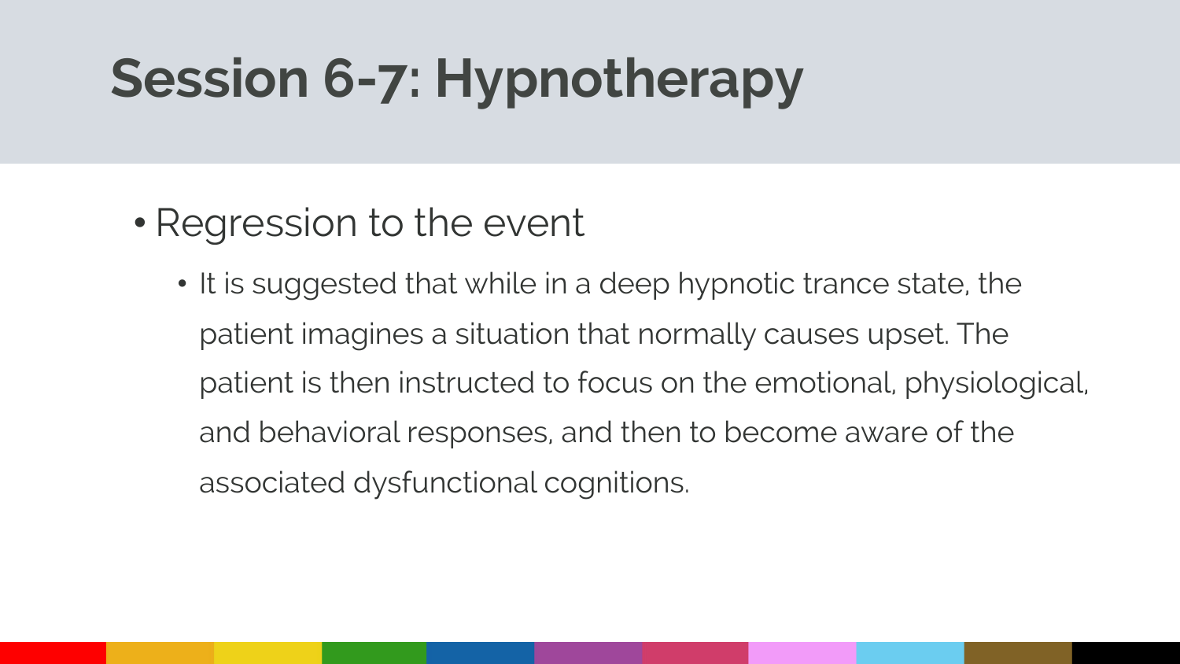# Session 6-7: Hypnotherapy

- Regression to the event
  - It is suggested that while in a deep hypnotic trance state, the patient imagines a situation that normally causes upset. The patient is then instructed to focus on the emotional, physiological, and behavioral responses, and then to become aware of the associated dysfunctional cognitions.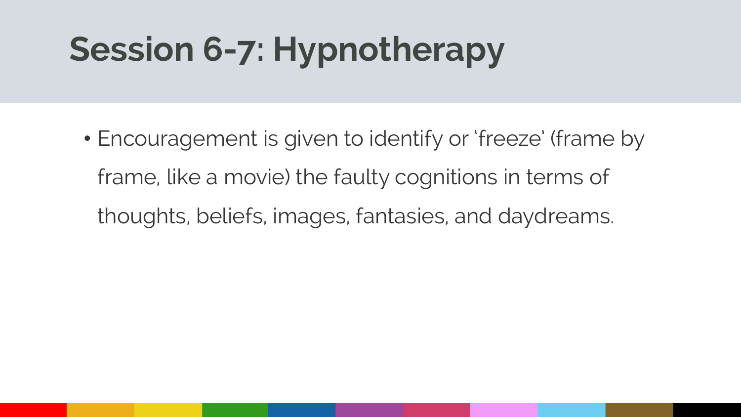# Session 6-7: Hypnotherapy

- Encouragement is given to identify or 'freeze' (frame by frame, like a movie) the faulty cognitions in terms of thoughts, beliefs, images, fantasies, and daydreams.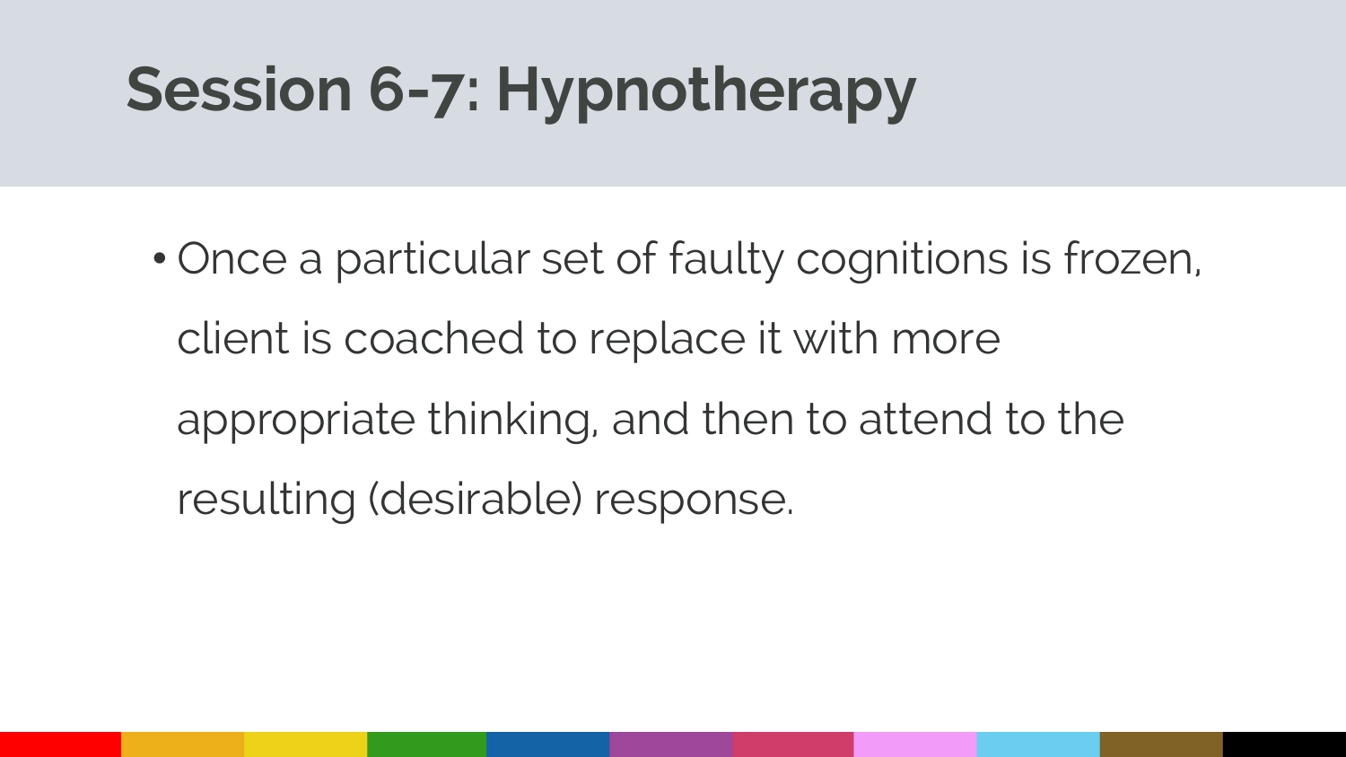# Session 6-7: Hypnotherapy

- Once a particular set of faulty cognitions is frozen, client is coached to replace it with more appropriate thinking, and then to attend to the resulting (desirable) response.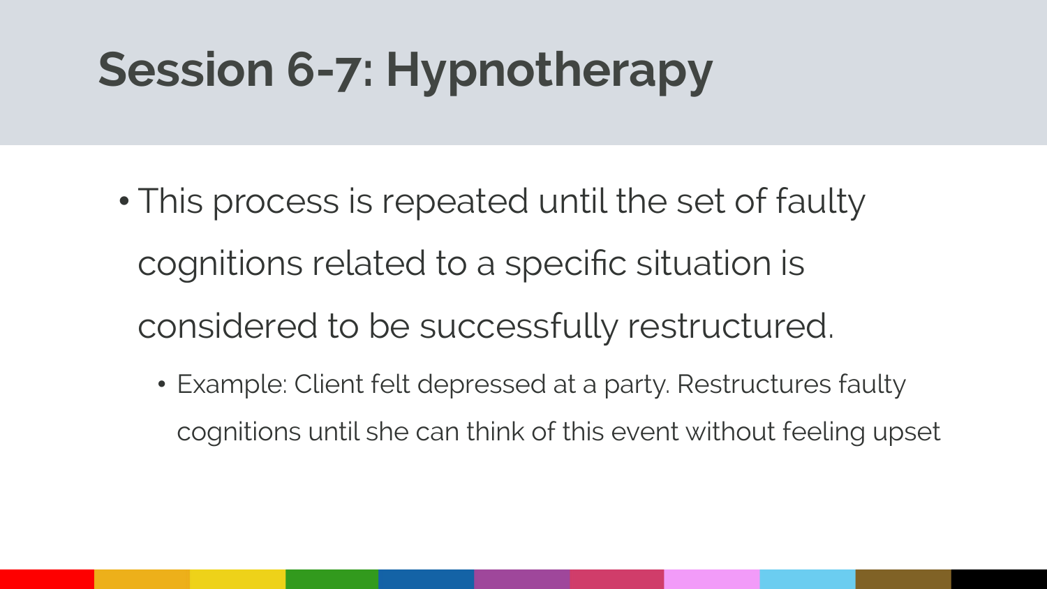# Session 6-7: Hypnotherapy

- This process is repeated until the set of faulty cognitions related to a specific situation is considered to be successfully restructured.
  - Example: Client felt depressed at a party. Restructures faulty cognitions until she can think of this event without feeling upset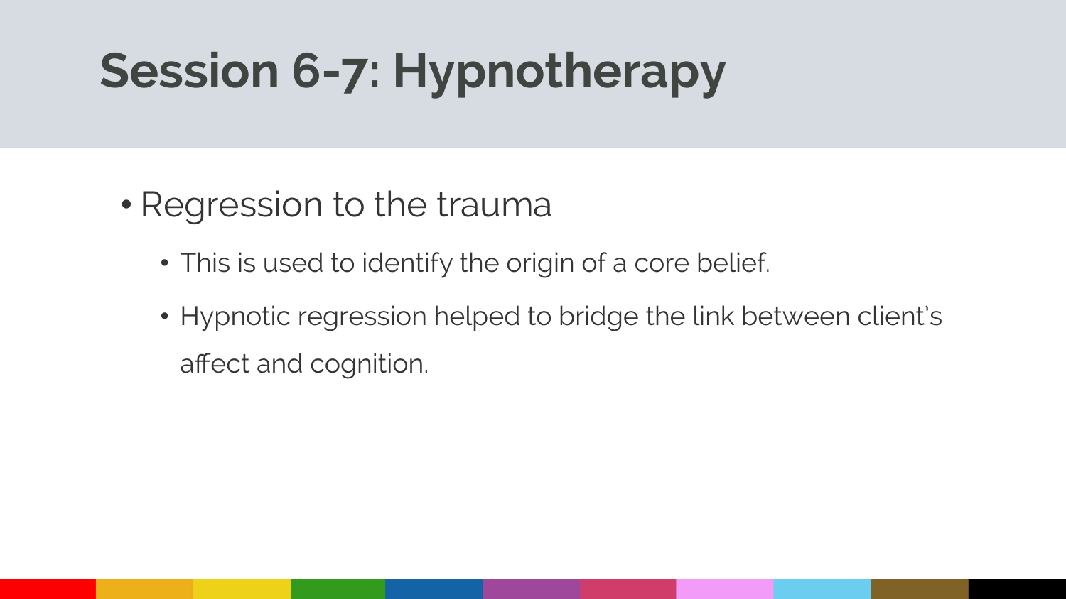# Session 6-7: Hypnotherapy

- Regression to the trauma
  - This is used to identify the origin of a core belief.
  - Hypnotic regression helped to bridge the link between client's affect and cognition.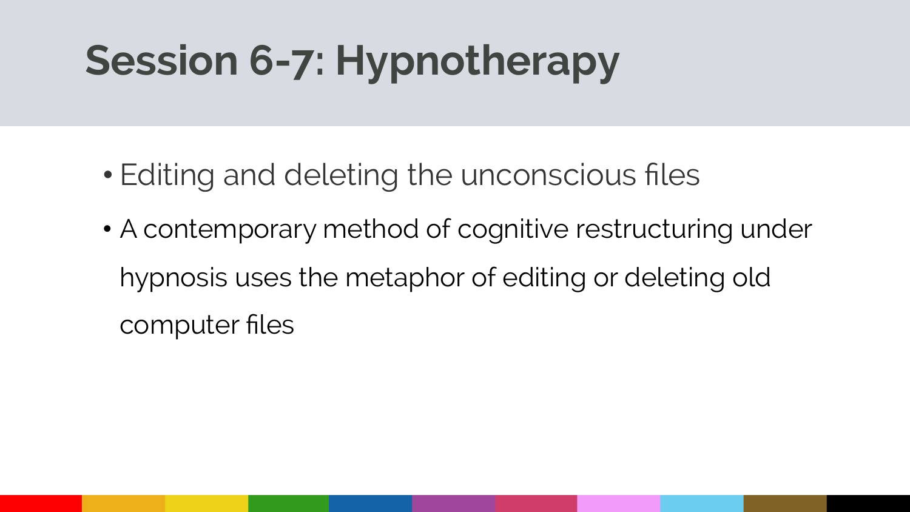# Session 6-7: Hypnotherapy

- Editing and deleting the unconscious files
- A contemporary method of cognitive restructuring under hypnosis uses the metaphor of editing or deleting old computer files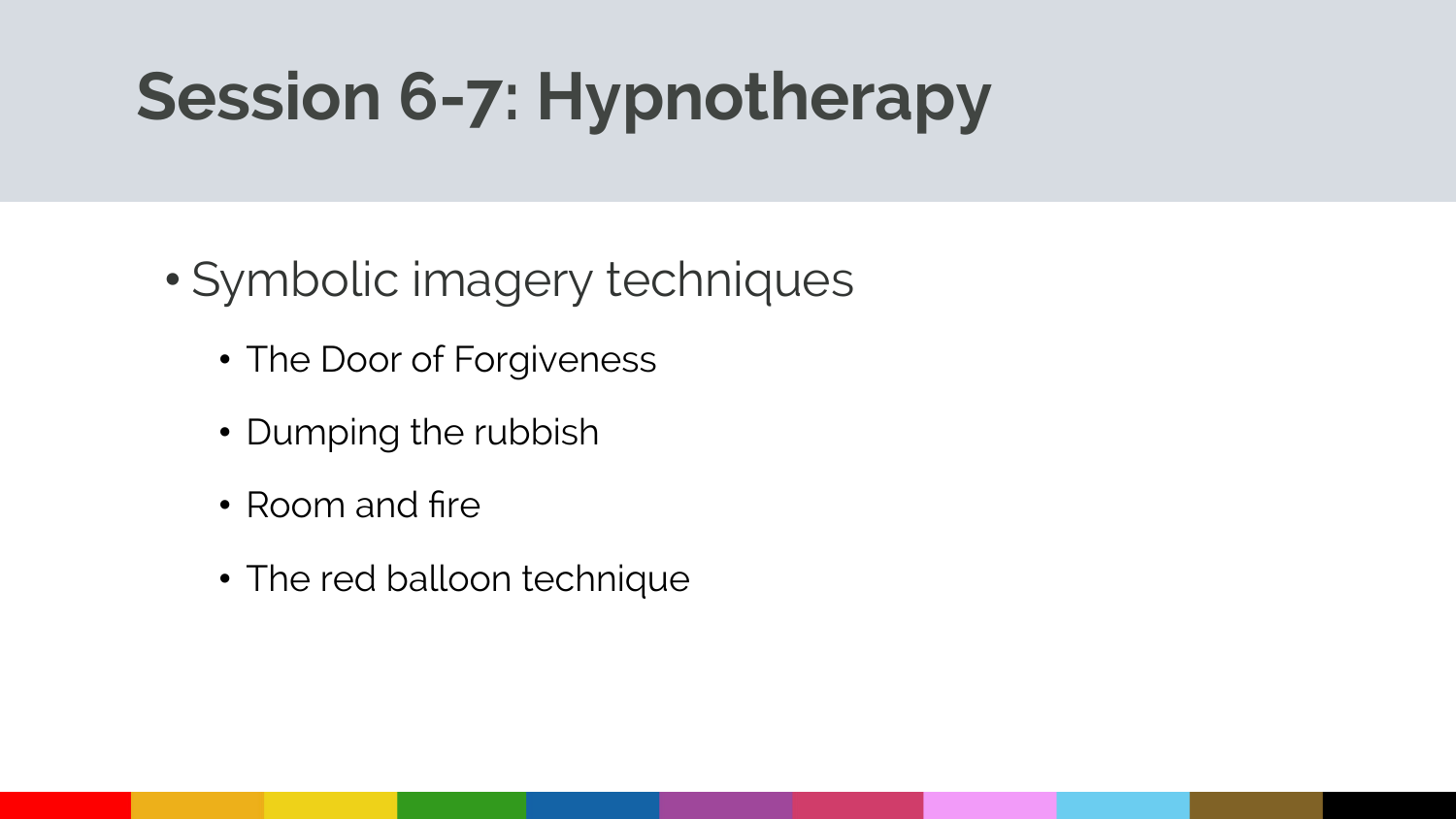# Session 6-7: Hypnotherapy

- Symbolic imagery techniques
  - The Door of Forgiveness
  - Dumping the rubbish
  - Room and fire
  - The red balloon technique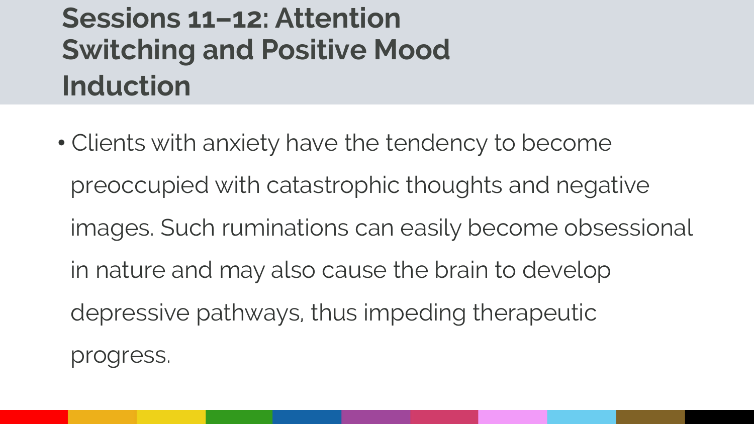# Sessions 11–12: Attention Switching and Positive Mood Induction

- Clients with anxiety have the tendency to become preoccupied with catastrophic thoughts and negative images. Such ruminations can easily become obsessional in nature and may also cause the brain to develop depressive pathways, thus impeding therapeutic progress.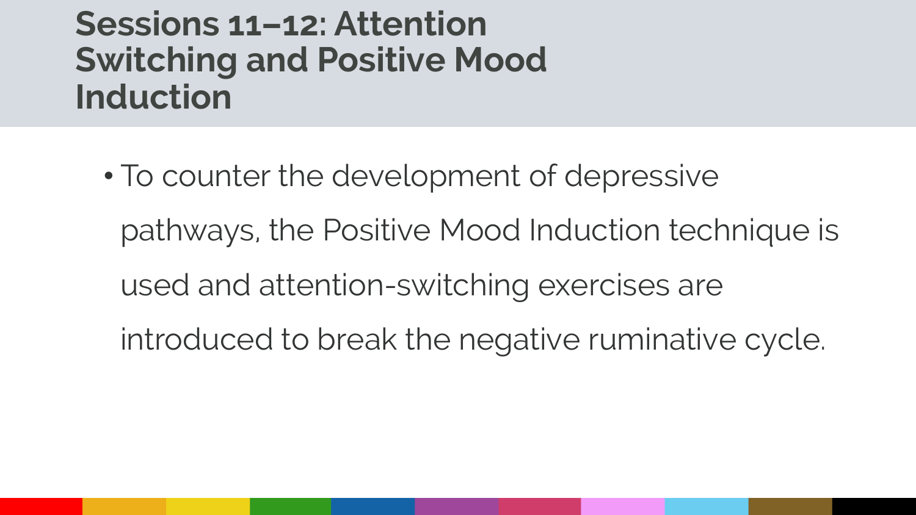# Sessions 11–12: Attention Switching and Positive Mood Induction

- To counter the development of depressive pathways, the Positive Mood Induction technique is used and attention-switching exercises are introduced to break the negative ruminative cycle.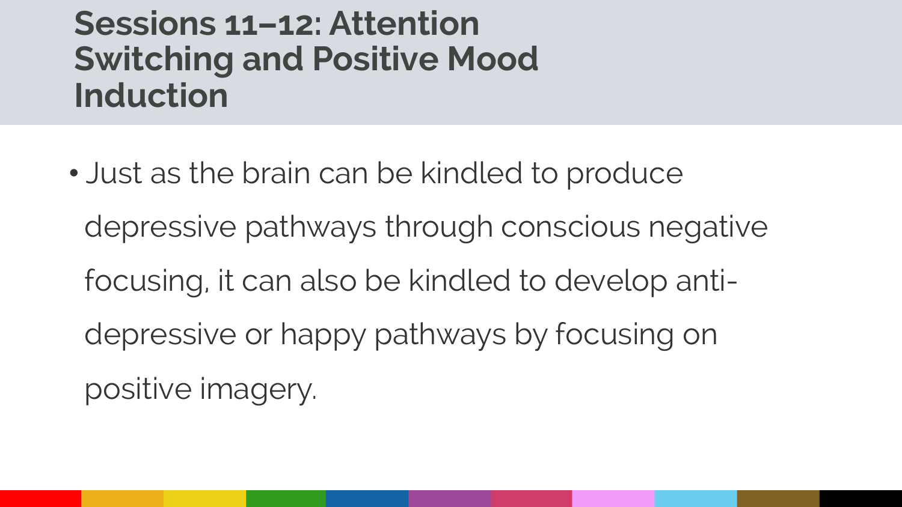# Sessions 11–12: Attention Switching and Positive Mood Induction

- Just as the brain can be kindled to produce depressive pathways through conscious negative focusing, it can also be kindled to develop anti-depressive or happy pathways by focusing on positive imagery.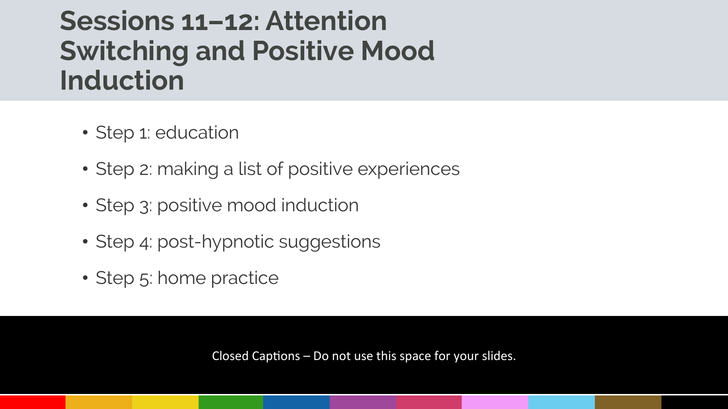# Sessions 11–12: Attention Switching and Positive Mood Induction

- Step 1: education
- Step 2: making a list of positive experiences
- Step 3: positive mood induction
- Step 4: post-hypnotic suggestions
- Step 5: home practice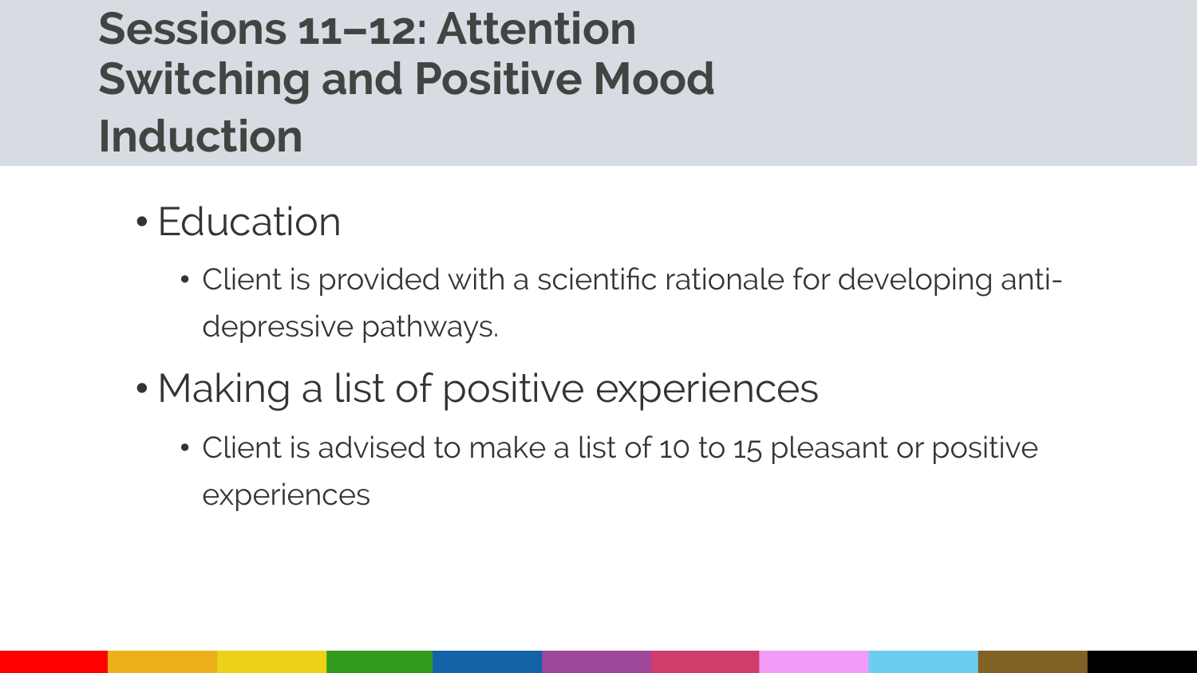# Sessions 11–12: Attention Switching and Positive Mood Induction

- Education
  - Client is provided with a scientific rationale for developing anti-depressive pathways.
- Making a list of positive experiences
  - Client is advised to make a list of 10 to 15 pleasant or positive experiences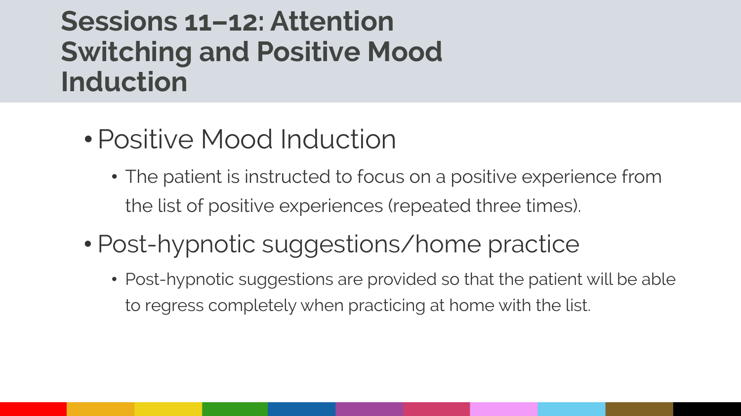# Sessions 11–12: Attention Switching and Positive Mood Induction

- Positive Mood Induction
  - The patient is instructed to focus on a positive experience from the list of positive experiences (repeated three times).
- Post-hypnotic suggestions/home practice
  - Post-hypnotic suggestions are provided so that the patient will be able to regress completely when practicing at home with the list.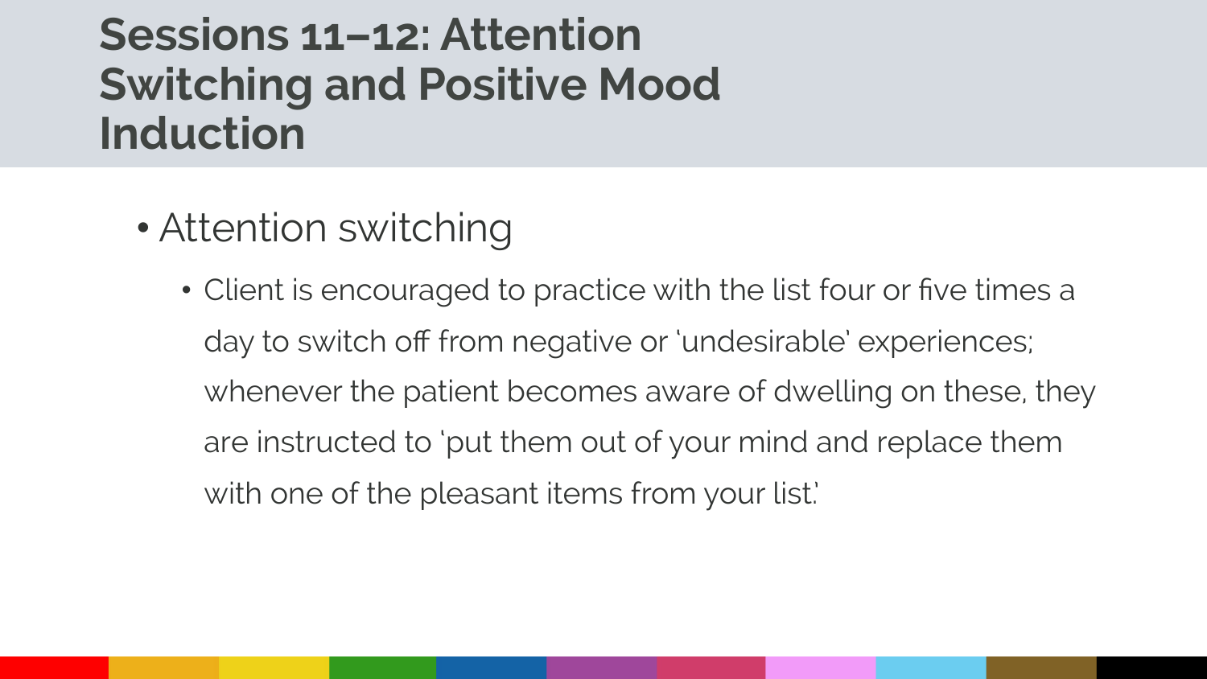# Sessions 11–12: Attention Switching and Positive Mood Induction

- Attention switching
  - Client is encouraged to practice with the list four or five times a day to switch off from negative or 'undesirable' experiences; whenever the patient becomes aware of dwelling on these, they are instructed to 'put them out of your mind and replace them with one of the pleasant items from your list.'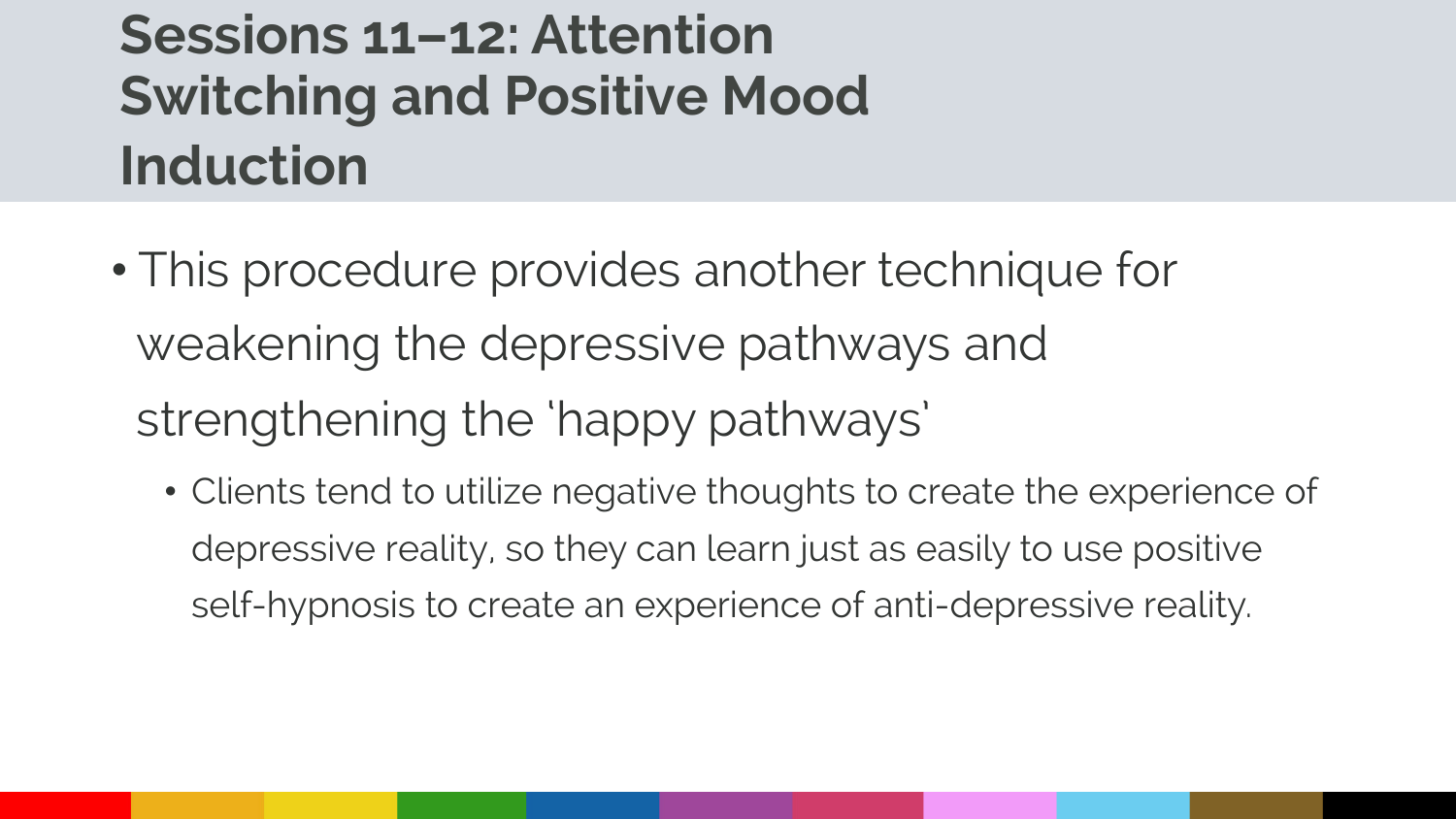# Sessions 11–12: Attention Switching and Positive Mood Induction

- This procedure provides another technique for weakening the depressive pathways and strengthening the 'happy pathways'
  - Clients tend to utilize negative thoughts to create the experience of depressive reality, so they can learn just as easily to use positive self-hypnosis to create an experience of anti-depressive reality.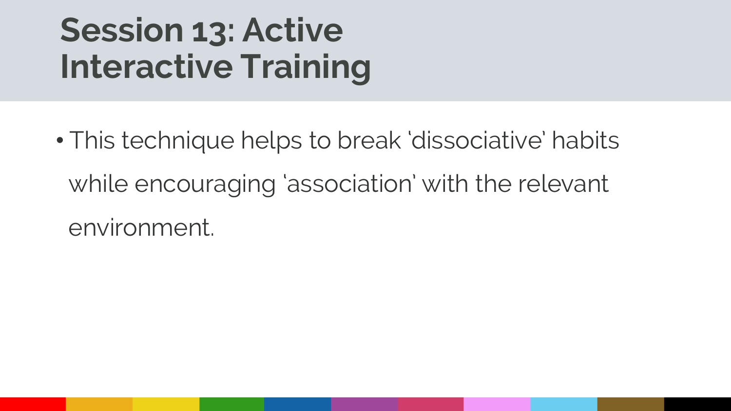# Session 13: Active Interactive Training

- This technique helps to break 'dissociative' habits while encouraging 'association' with the relevant environment.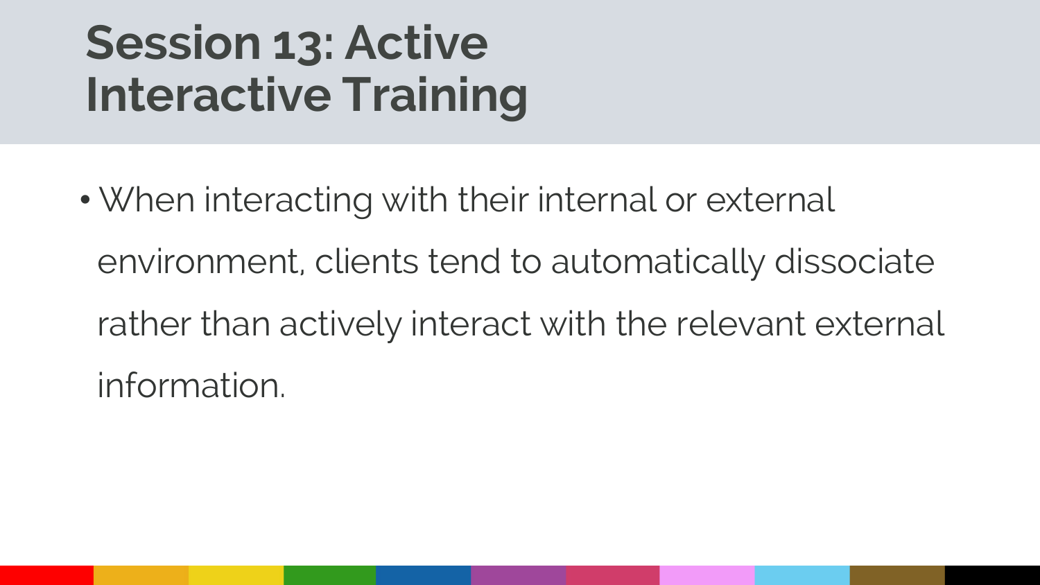# Session 13: Active Interactive Training

- When interacting with their internal or external environment, clients tend to automatically dissociate rather than actively interact with the relevant external information.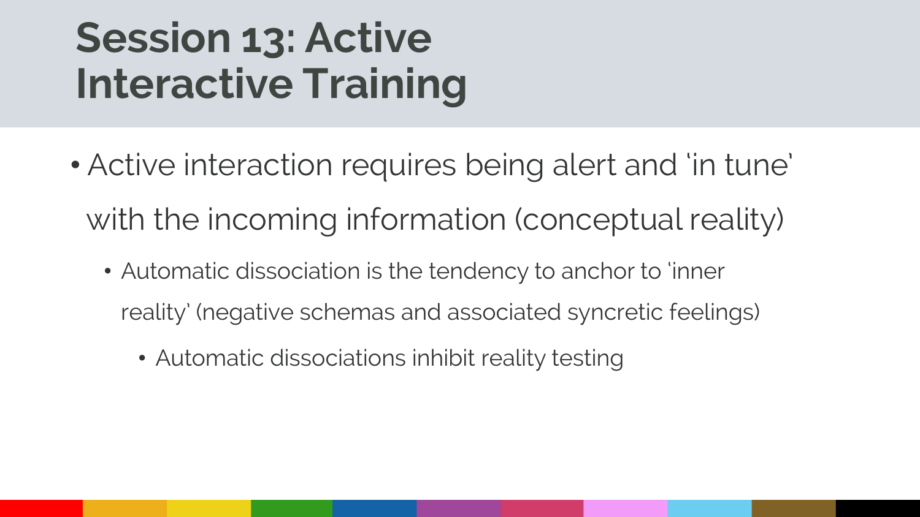# Session 13: Active Interactive Training

- Active interaction requires being alert and 'in tune' with the incoming information (conceptual reality)
  - Automatic dissociation is the tendency to anchor to 'inner reality' (negative schemas and associated syncretic feelings)
    - Automatic dissociations inhibit reality testing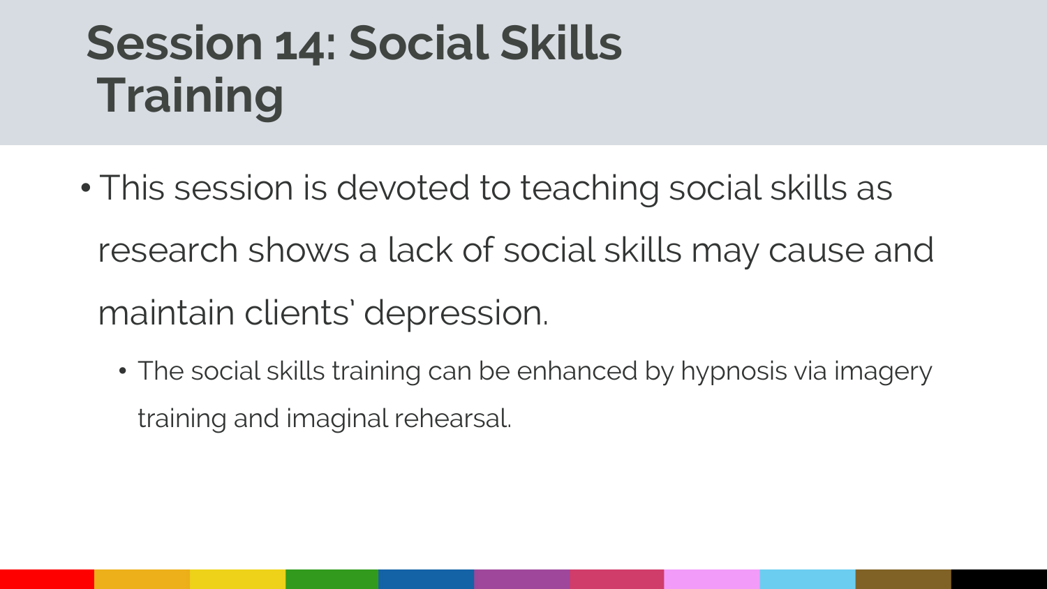# Session 14: Social Skills Training

- This session is devoted to teaching social skills as research shows a lack of social skills may cause and maintain clients' depression.
  - The social skills training can be enhanced by hypnosis via imagery training and imaginal rehearsal.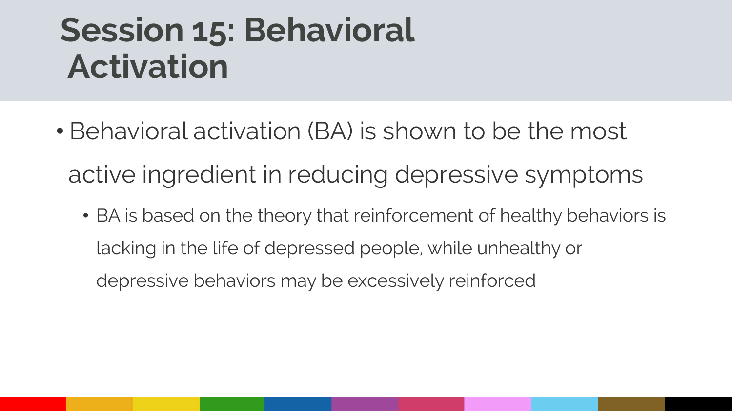# Session 15: Behavioral Activation

- Behavioral activation (BA) is shown to be the most active ingredient in reducing depressive symptoms
  - BA is based on the theory that reinforcement of healthy behaviors is lacking in the life of depressed people, while unhealthy or depressive behaviors may be excessively reinforced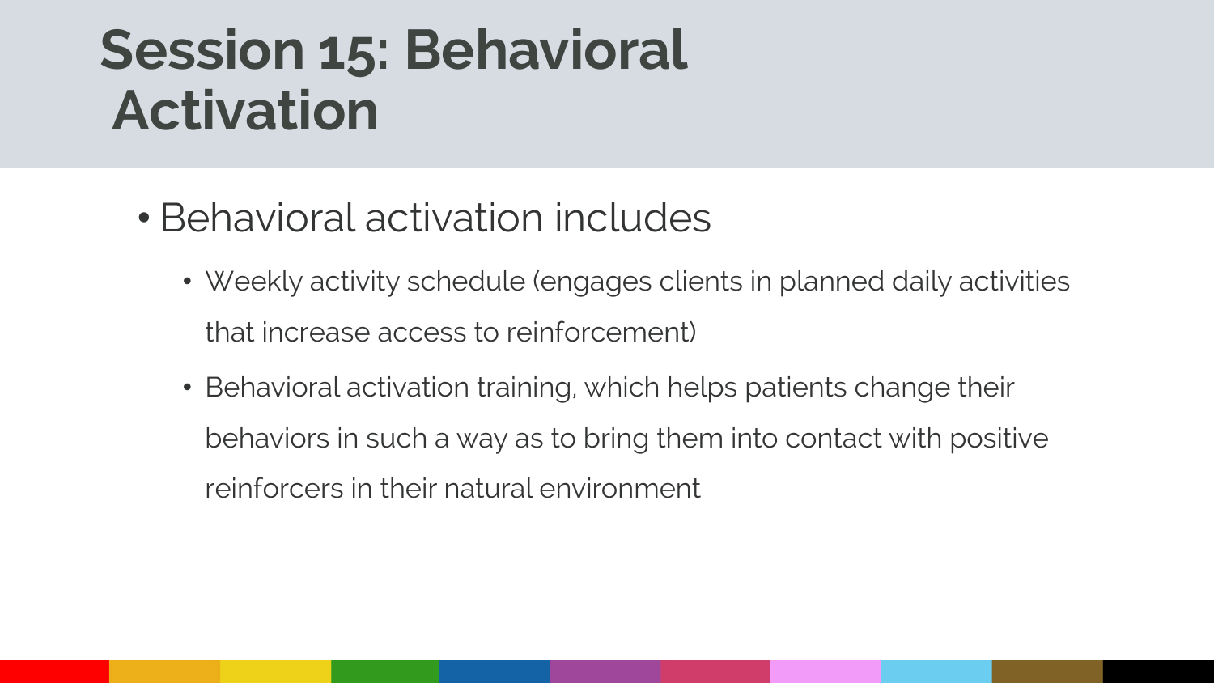# Session 15: Behavioral Activation

- Behavioral activation includes
  - Weekly activity schedule (engages clients in planned daily activities that increase access to reinforcement)
  - Behavioral activation training, which helps patients change their behaviors in such a way as to bring them into contact with positive reinforcers in their natural environment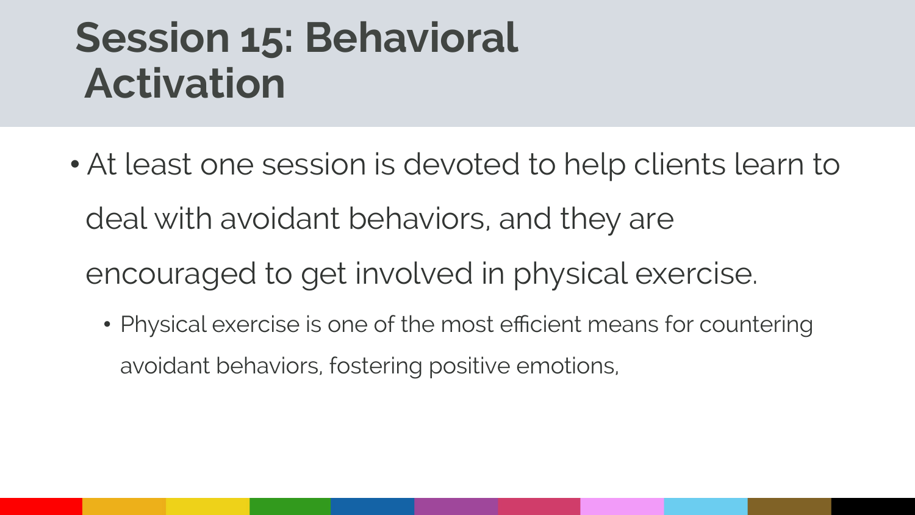# Session 15: Behavioral Activation

- At least one session is devoted to help clients learn to deal with avoidant behaviors, and they are encouraged to get involved in physical exercise.
  - Physical exercise is one of the most efficient means for countering avoidant behaviors, fostering positive emotions,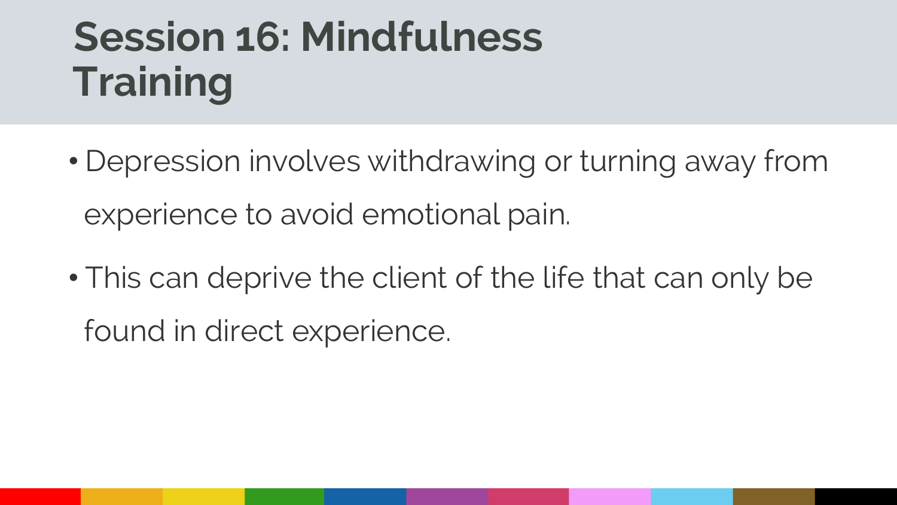# Session 16: Mindfulness Training

- Depression involves withdrawing or turning away from experience to avoid emotional pain.
- This can deprive the client of the life that can only be found in direct experience.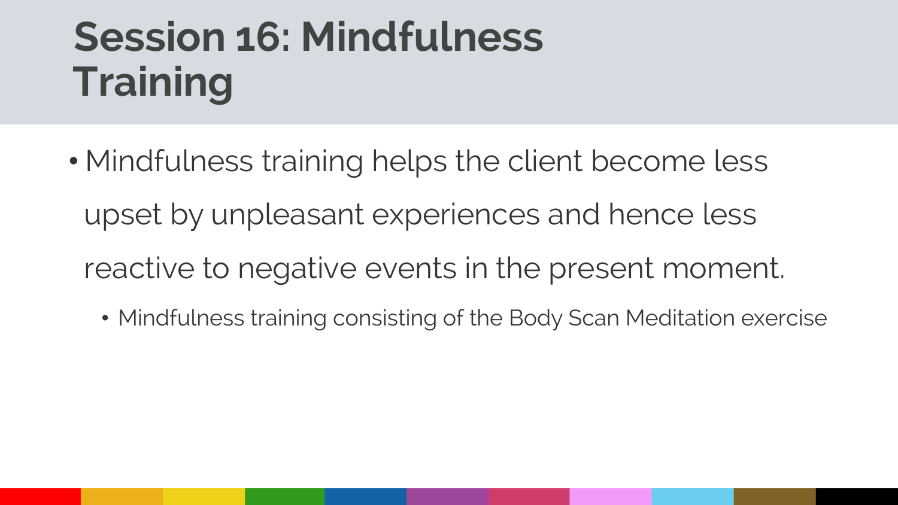# Session 16: Mindfulness Training

- Mindfulness training helps the client become less upset by unpleasant experiences and hence less reactive to negative events in the present moment.
  - Mindfulness training consisting of the Body Scan Meditation exercise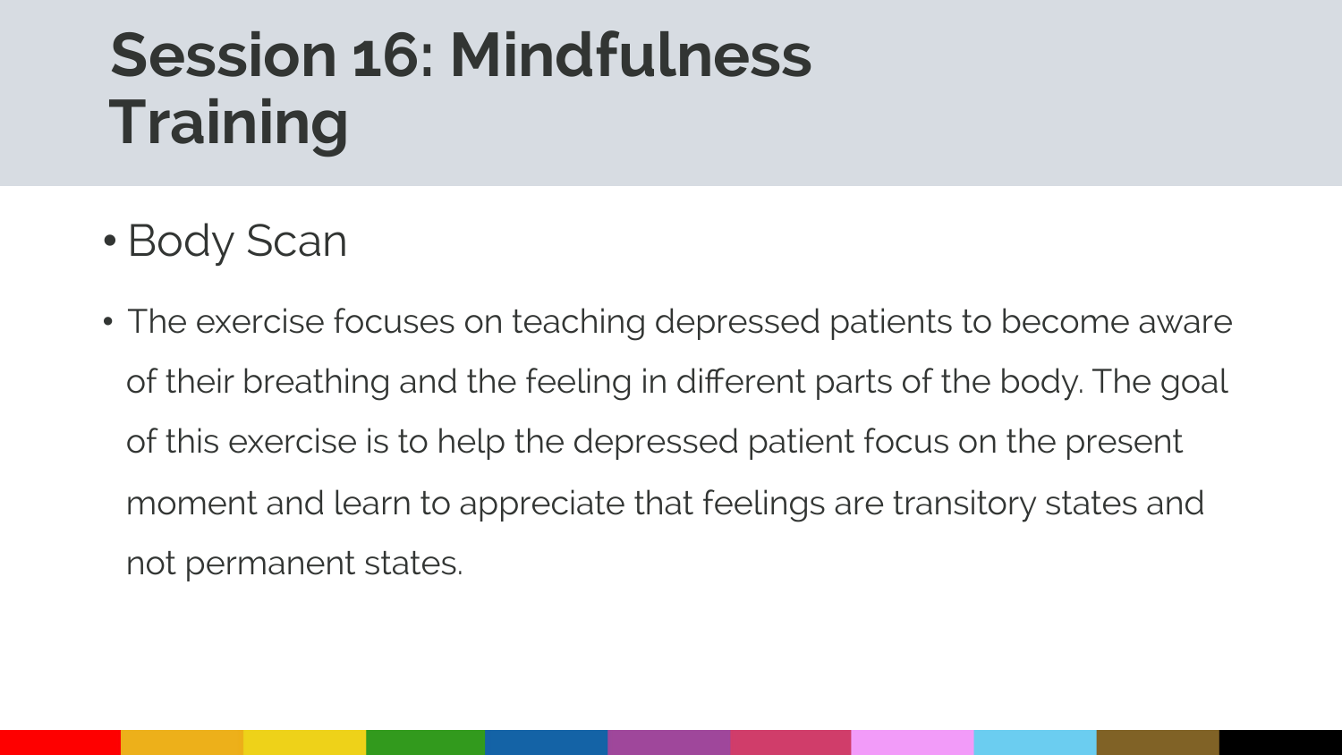# Session 16: Mindfulness Training

- Body Scan
- The exercise focuses on teaching depressed patients to become aware of their breathing and the feeling in different parts of the body. The goal of this exercise is to help the depressed patient focus on the present moment and learn to appreciate that feelings are transitory states and not permanent states.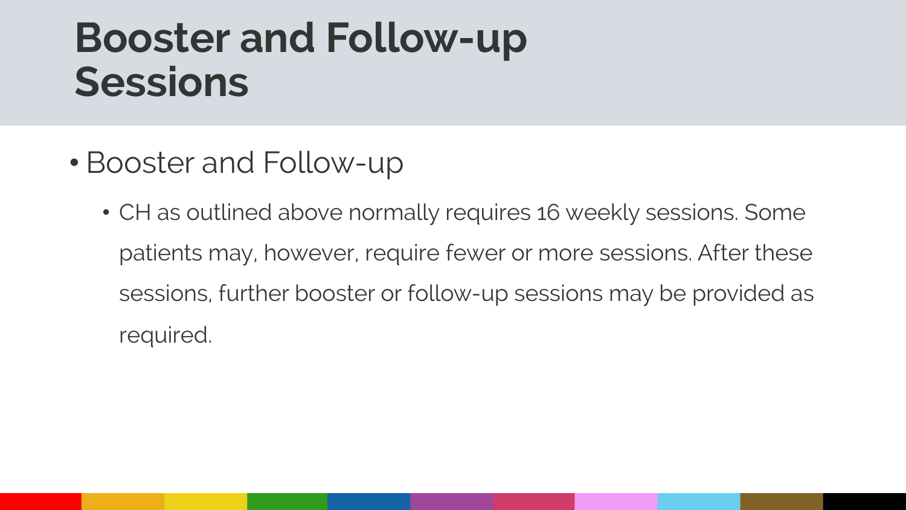# Booster and Follow-up Sessions

- Booster and Follow-up
  - CH as outlined above normally requires 16 weekly sessions. Some patients may, however, require fewer or more sessions. After these sessions, further booster or follow-up sessions may be provided as required.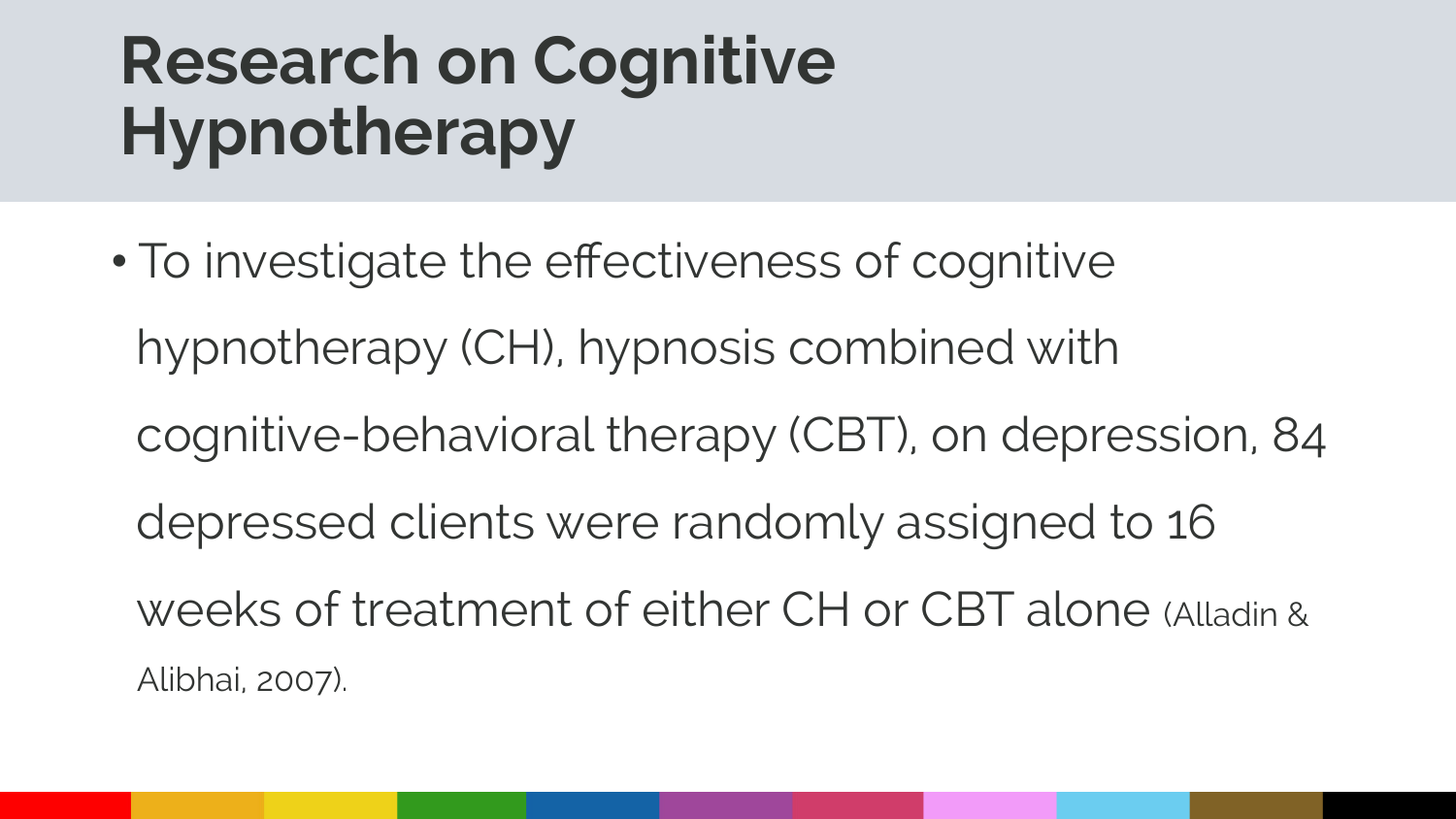# Research on Cognitive Hypnotherapy

- To investigate the effectiveness of cognitive hypnotherapy (CH), hypnosis combined with cognitive-behavioral therapy (CBT), on depression, 84 depressed clients were randomly assigned to 16 weeks of treatment of either CH or CBT alone (Alladin & Alibhai, 2007).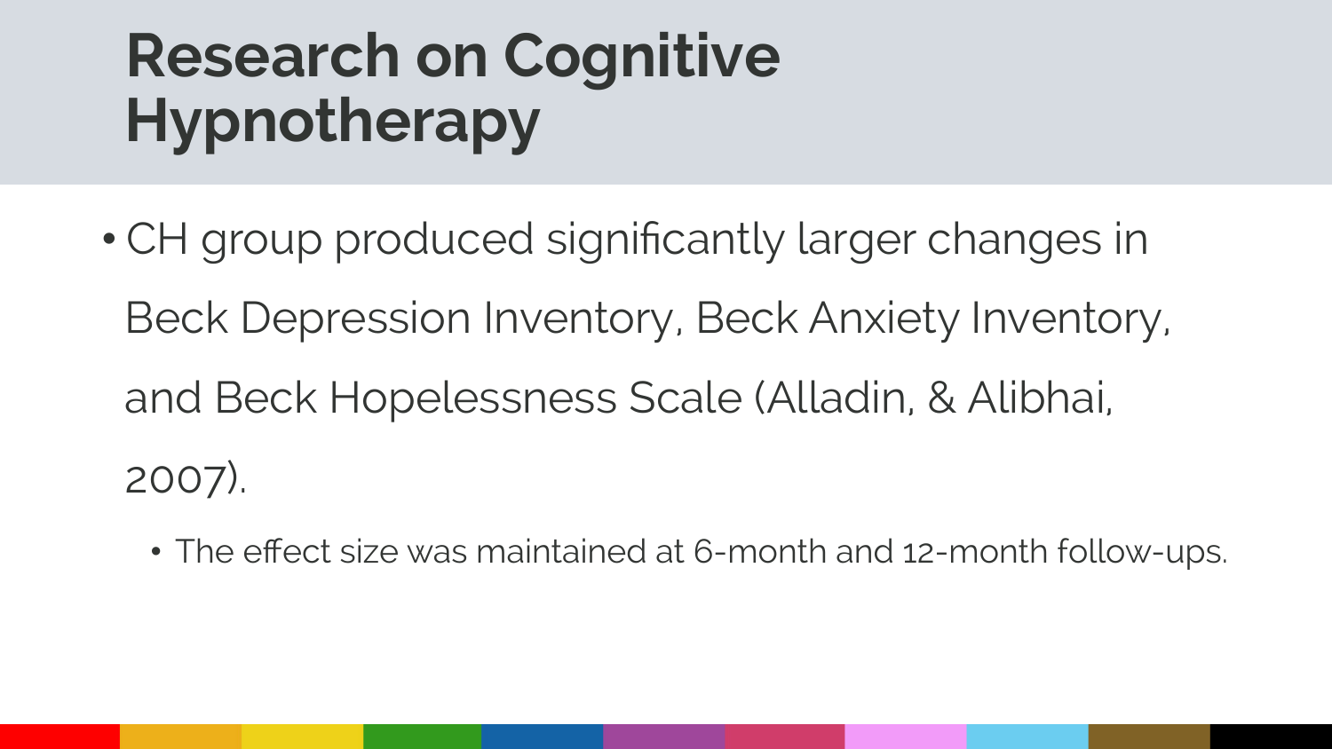# Research on Cognitive Hypnotherapy

- CH group produced significantly larger changes in Beck Depression Inventory, Beck Anxiety Inventory, and Beck Hopelessness Scale (Alladin, & Alibhai, 2007).
  - The effect size was maintained at 6-month and 12-month follow-ups.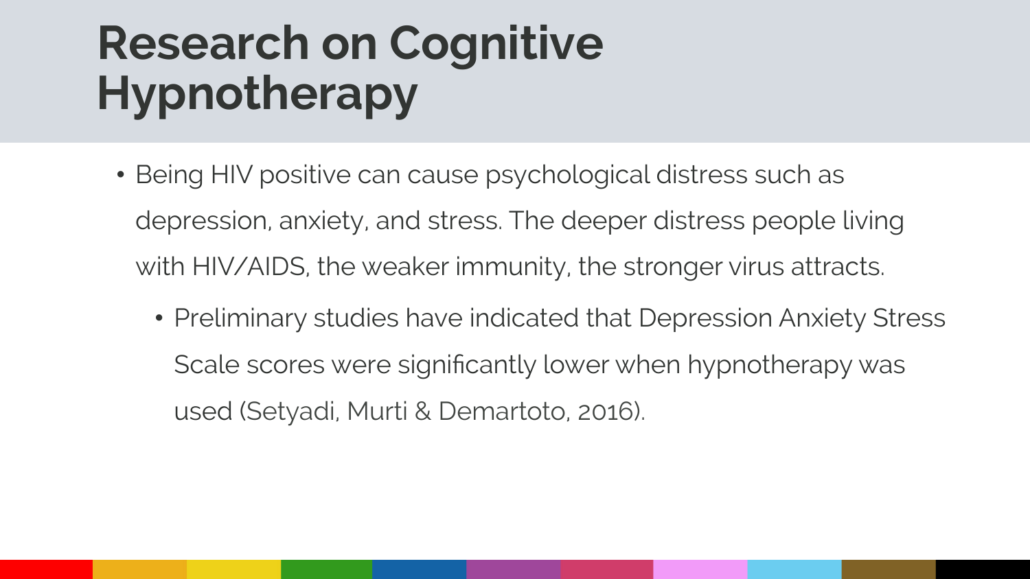# Research on Cognitive Hypnotherapy

- Being HIV positive can cause psychological distress such as depression, anxiety, and stress. The deeper distress people living with HIV/AIDS, the weaker immunity, the stronger virus attracts.
  - Preliminary studies have indicated that Depression Anxiety Stress Scale scores were significantly lower when hypnotherapy was used (Setyadi, Murti & Demartoto, 2016).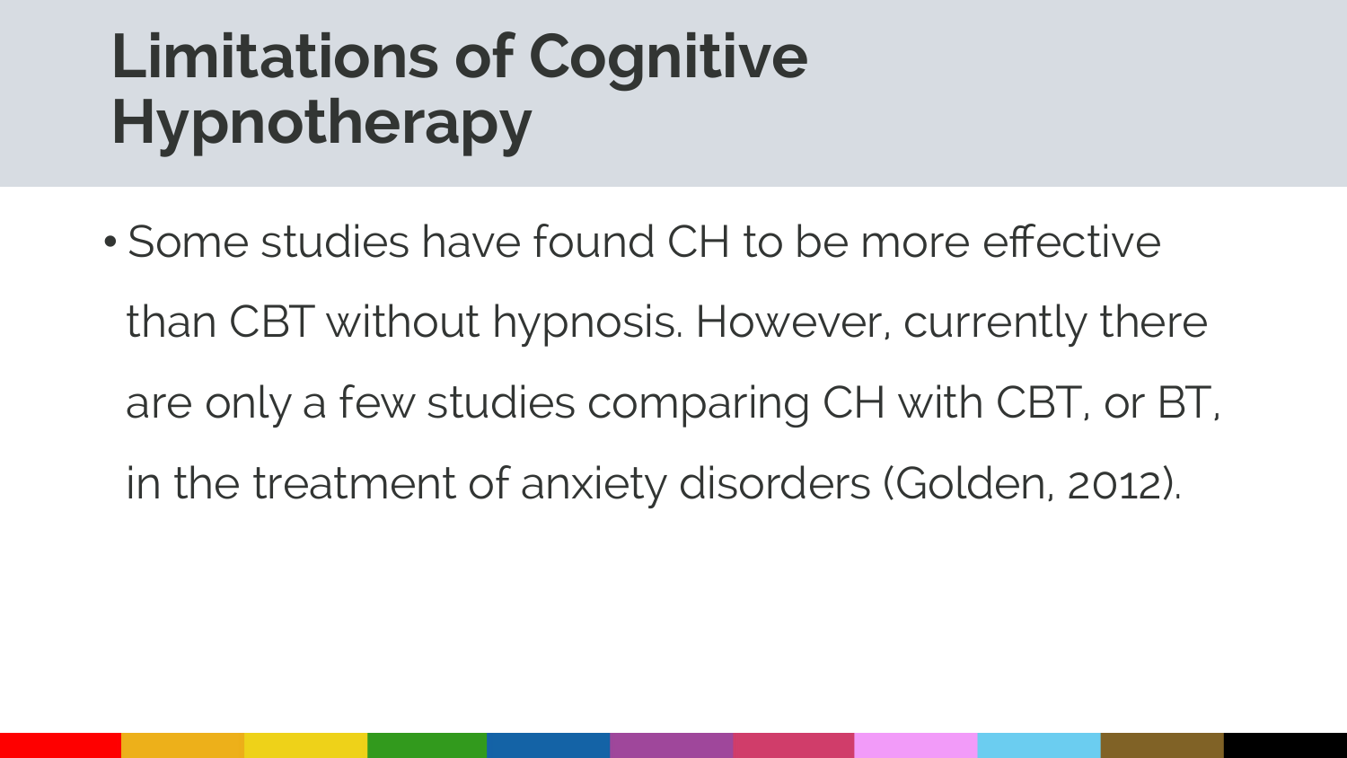# Limitations of Cognitive Hypnotherapy

- Some studies have found CH to be more effective than CBT without hypnosis. However, currently there are only a few studies comparing CH with CBT, or BT, in the treatment of anxiety disorders (Golden, 2012).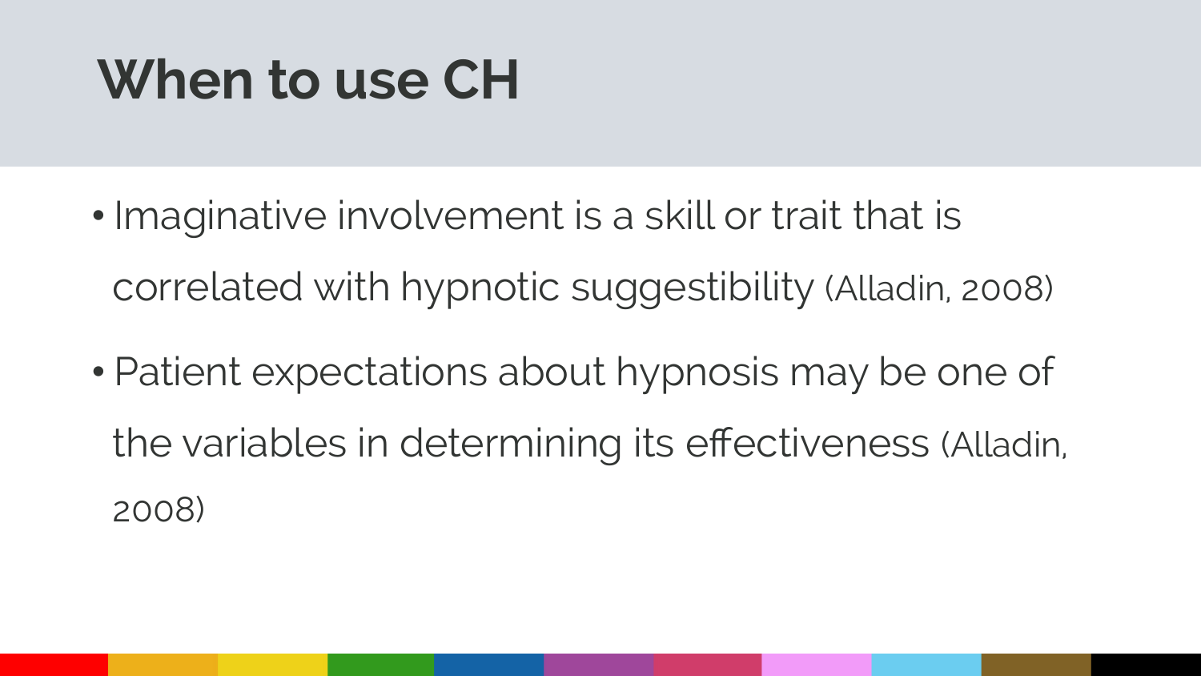# When to use CH

- Imaginative involvement is a skill or trait that is correlated with hypnotic suggestibility (Alladin, 2008)
- Patient expectations about hypnosis may be one of the variables in determining its effectiveness (Alladin, 2008)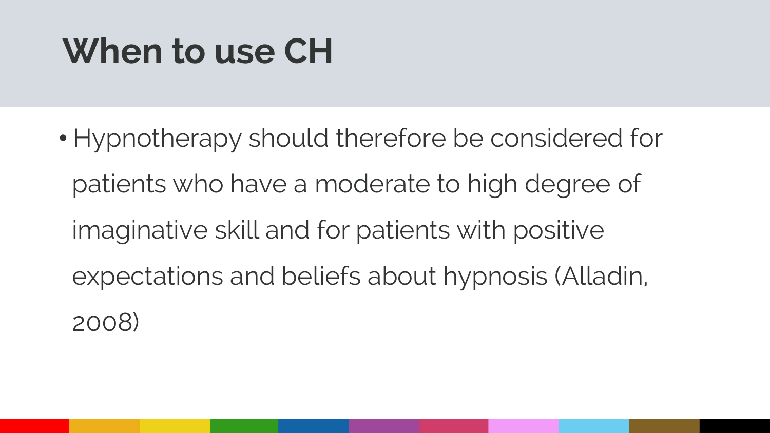# When to use CH

- Hypnotherapy should therefore be considered for patients who have a moderate to high degree of imaginative skill and for patients with positive expectations and beliefs about hypnosis (Alladin, 2008)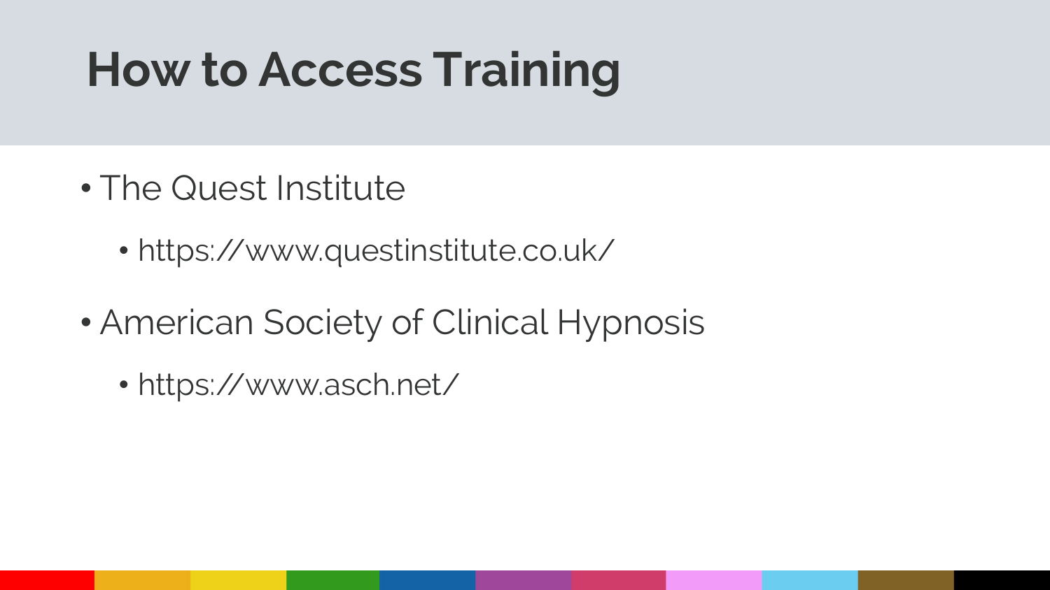# How to Access Training

- The Quest Institute
  - https://www.questinstitute.co.uk/
- American Society of Clinical Hypnosis
  - https://www.asch.net/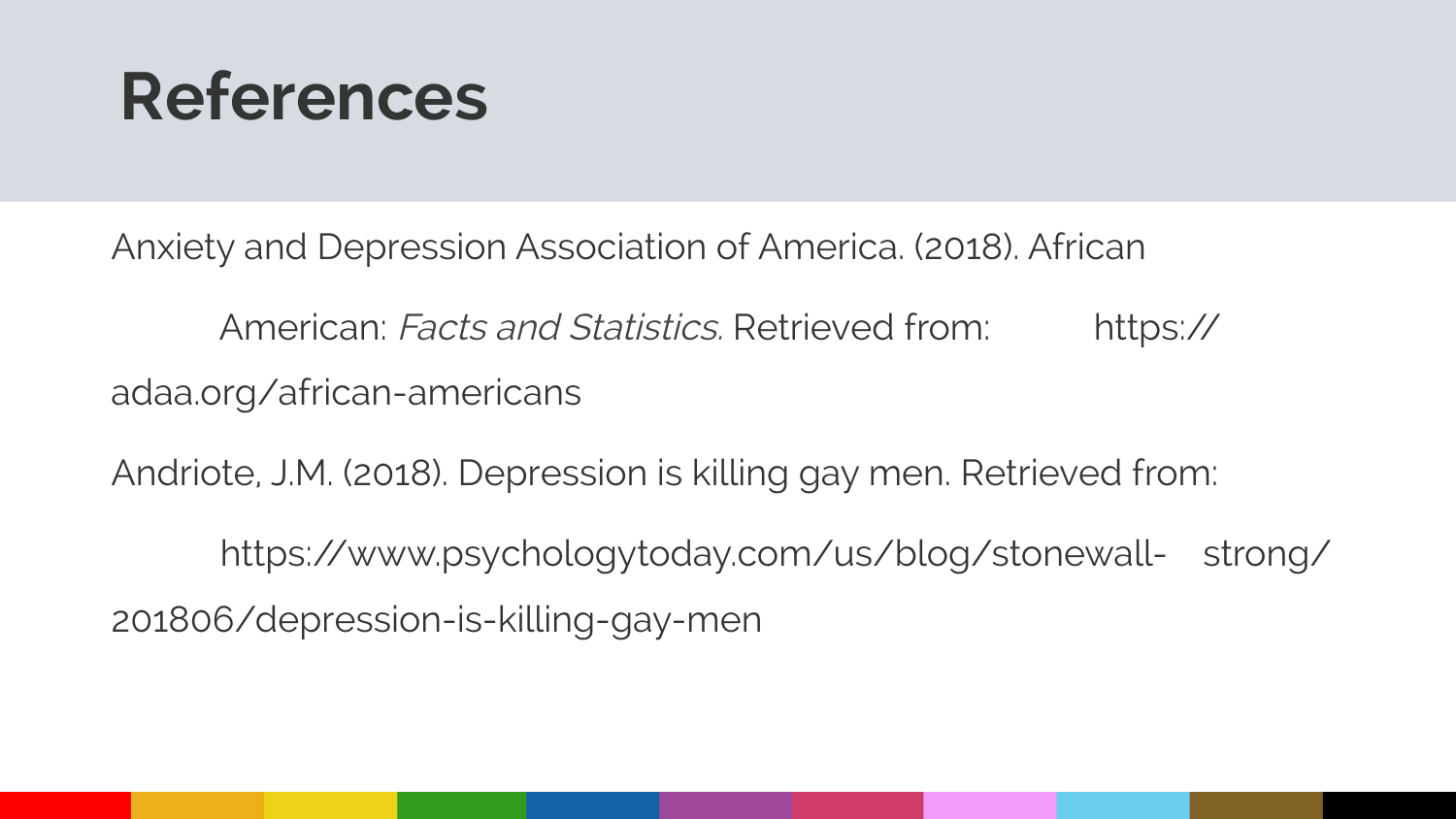# References

Anxiety and Depression Association of America. (2018). African American: *Facts and Statistics.* Retrieved from: https://adaa.org/african-americans

Andriote, J.M. (2018). Depression is killing gay men. Retrieved from: https://www.psychologytoday.com/us/blog/stonewall- strong/201806/depression-is-killing-gay-men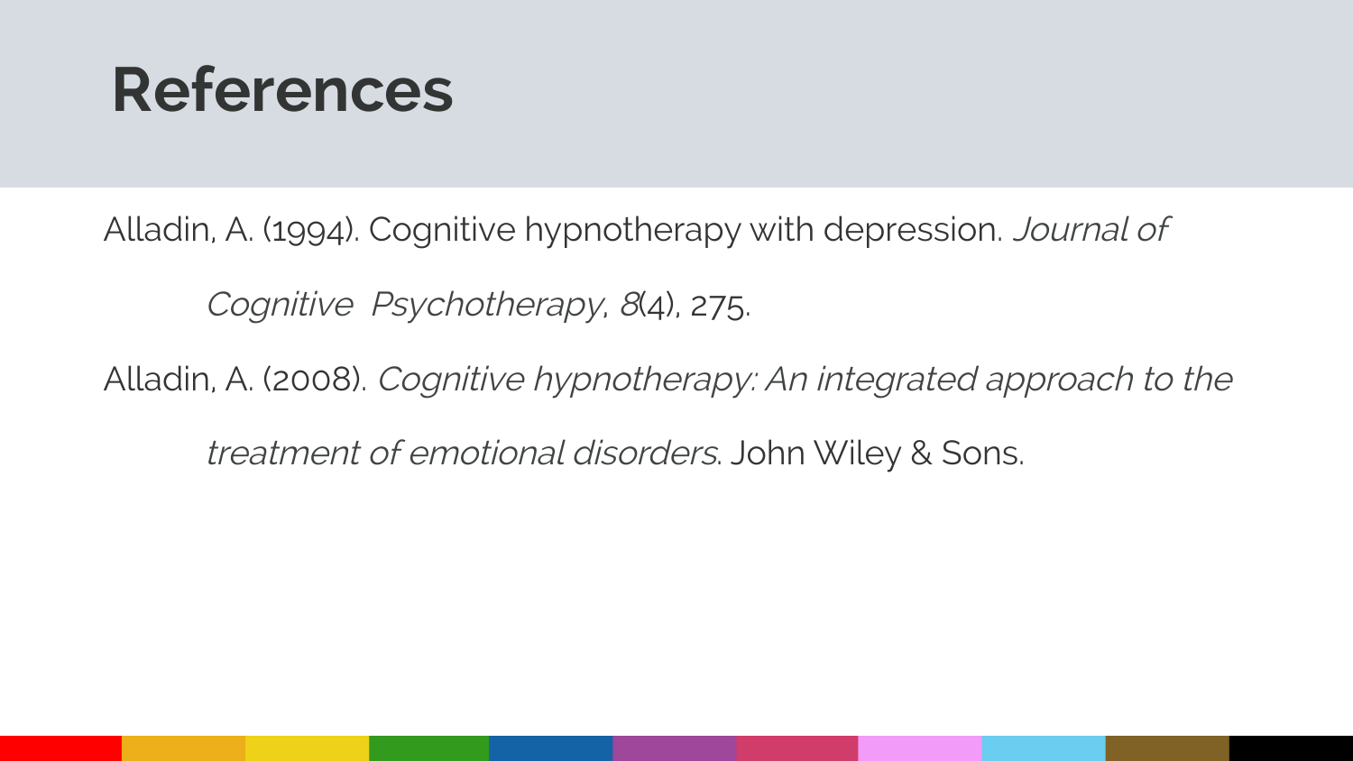# References

Alladin, A. (1994). Cognitive hypnotherapy with depression. *Journal of Cognitive Psychotherapy*, *8*(4), 275.

Alladin, A. (2008). *Cognitive hypnotherapy: An integrated approach to the treatment of emotional disorders*. John Wiley & Sons.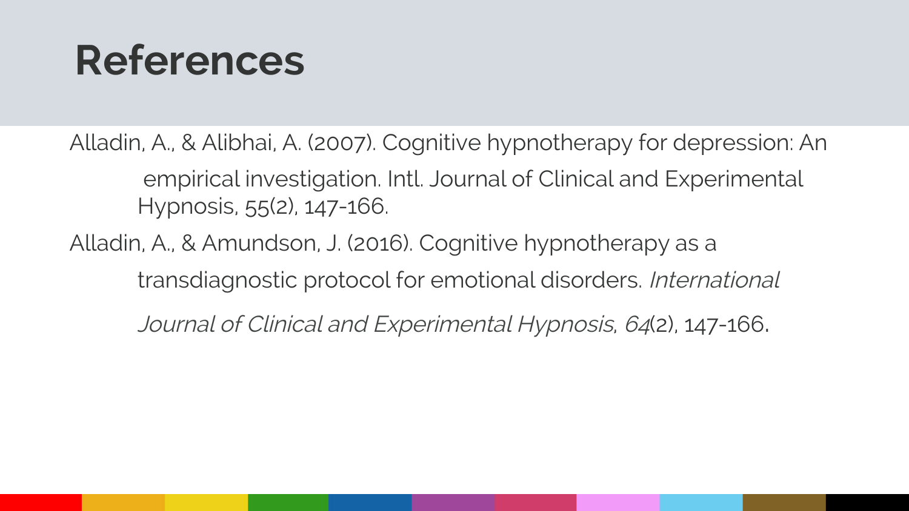# References

Alladin, A., & Alibhai, A. (2007). Cognitive hypnotherapy for depression: An empirical investigation. Intl. Journal of Clinical and Experimental Hypnosis, 55(2), 147-166.

Alladin, A., & Amundson, J. (2016). Cognitive hypnotherapy as a transdiagnostic protocol for emotional disorders. *International Journal of Clinical and Experimental Hypnosis*, *64*(2), 147-166.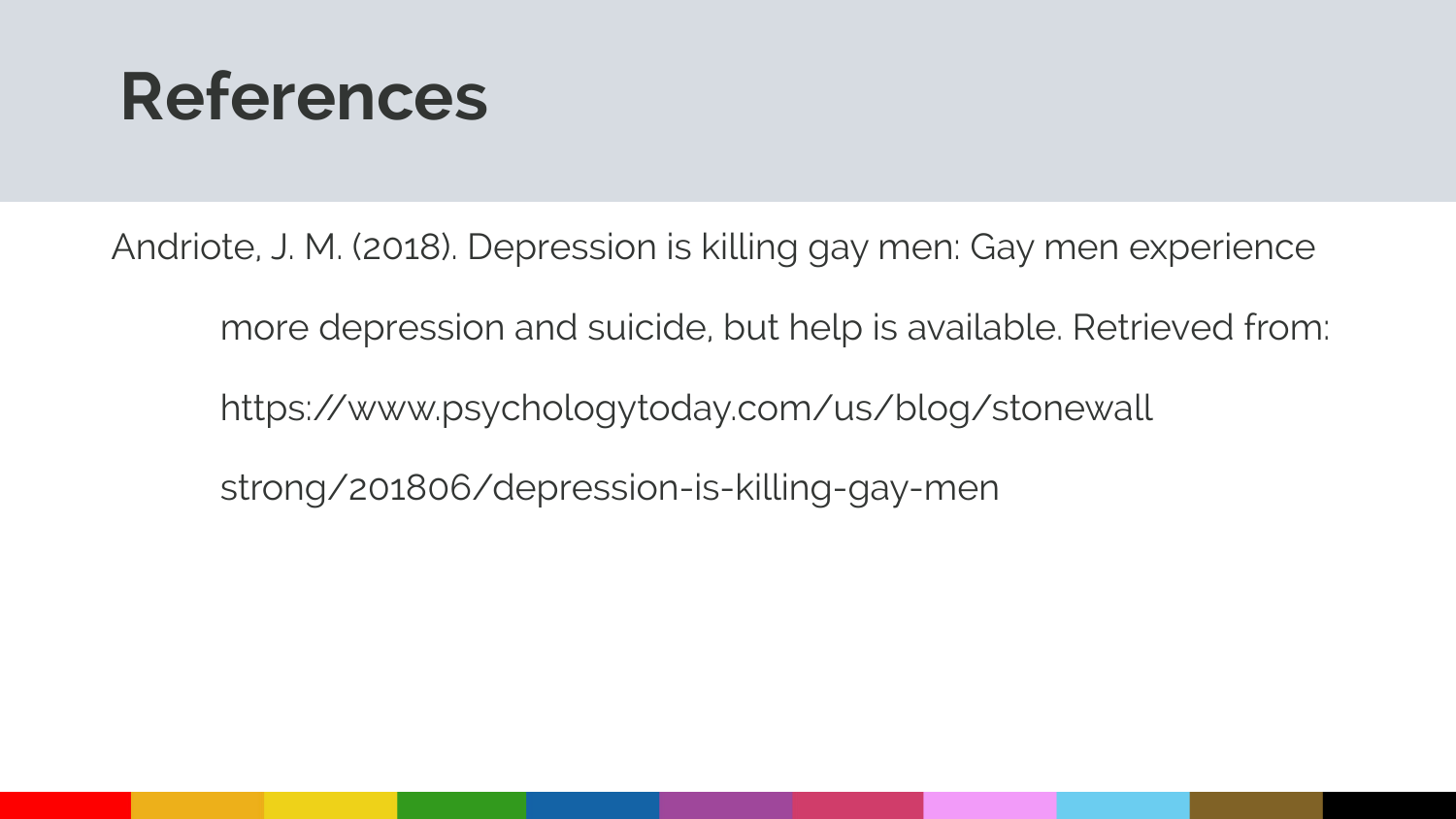# References

Andriote, J. M. (2018). Depression is killing gay men: Gay men experience more depression and suicide, but help is available. Retrieved from: https://www.psychologytoday.com/us/blog/stonewall strong/201806/depression-is-killing-gay-men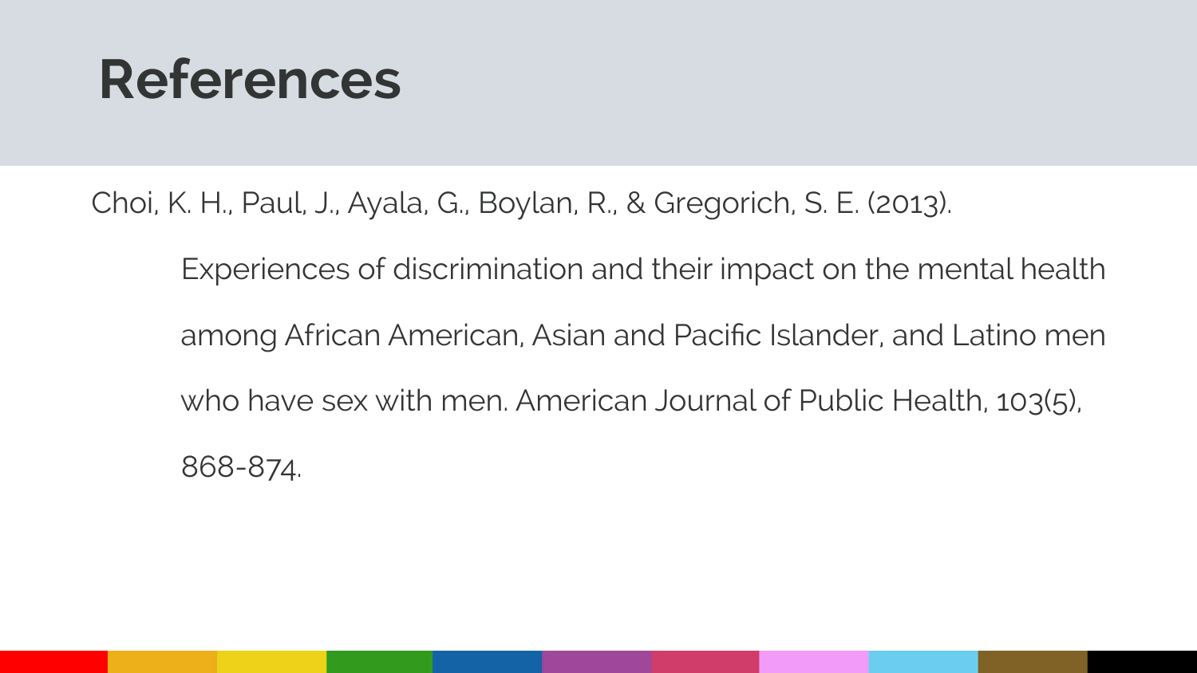# References

Choi, K. H., Paul, J., Ayala, G., Boylan, R., & Gregorich, S. E. (2013). Experiences of discrimination and their impact on the mental health among African American, Asian and Pacific Islander, and Latino men who have sex with men. American Journal of Public Health, 103(5), 868-874.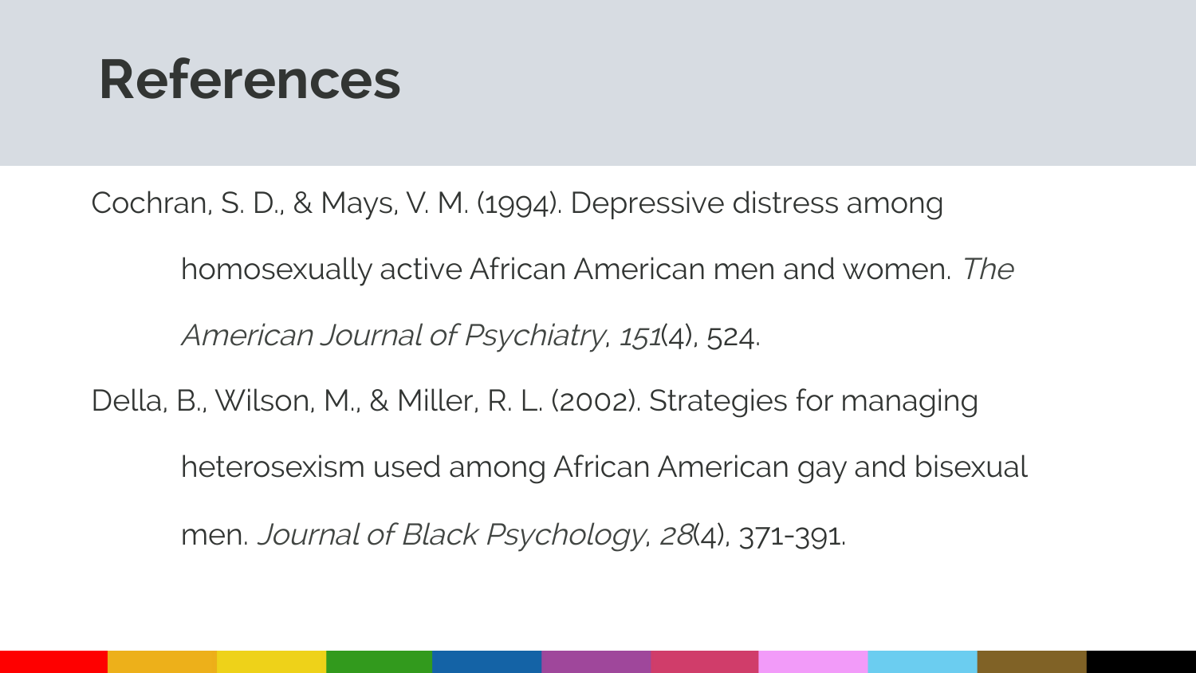# References

Cochran, S. D., & Mays, V. M. (1994). Depressive distress among homosexually active African American men and women. *The American Journal of Psychiatry, 151*(4), 524.

Della, B., Wilson, M., & Miller, R. L. (2002). Strategies for managing heterosexism used among African American gay and bisexual men. *Journal of Black Psychology, 28*(4), 371-391.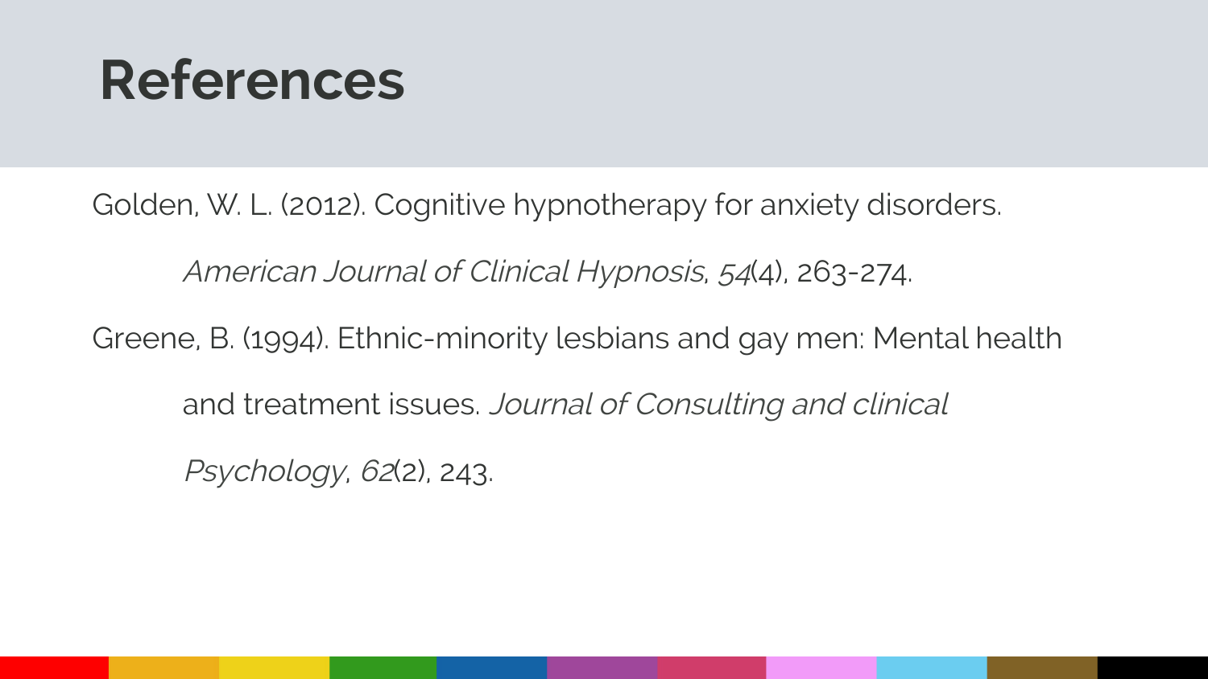# References

Golden, W. L. (2012). Cognitive hypnotherapy for anxiety disorders. *American Journal of Clinical Hypnosis, 54*(4), 263-274.

Greene, B. (1994). Ethnic-minority lesbians and gay men: Mental health and treatment issues. *Journal of Consulting and clinical Psychology, 62*(2), 243.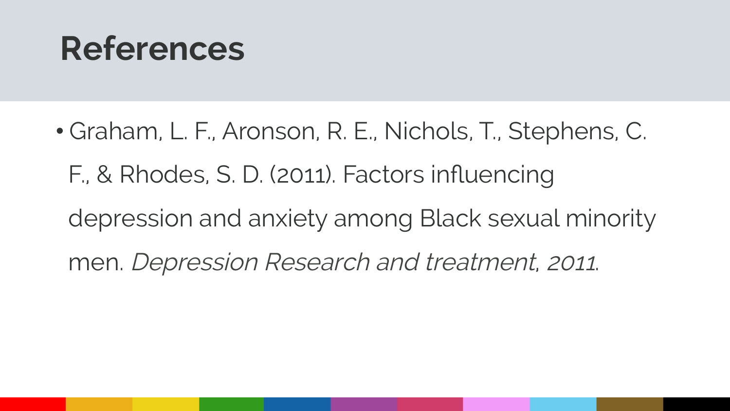# References

- Graham, L. F., Aronson, R. E., Nichols, T., Stephens, C. F., & Rhodes, S. D. (2011). Factors influencing depression and anxiety among Black sexual minority men. *Depression Research and treatment, 2011*.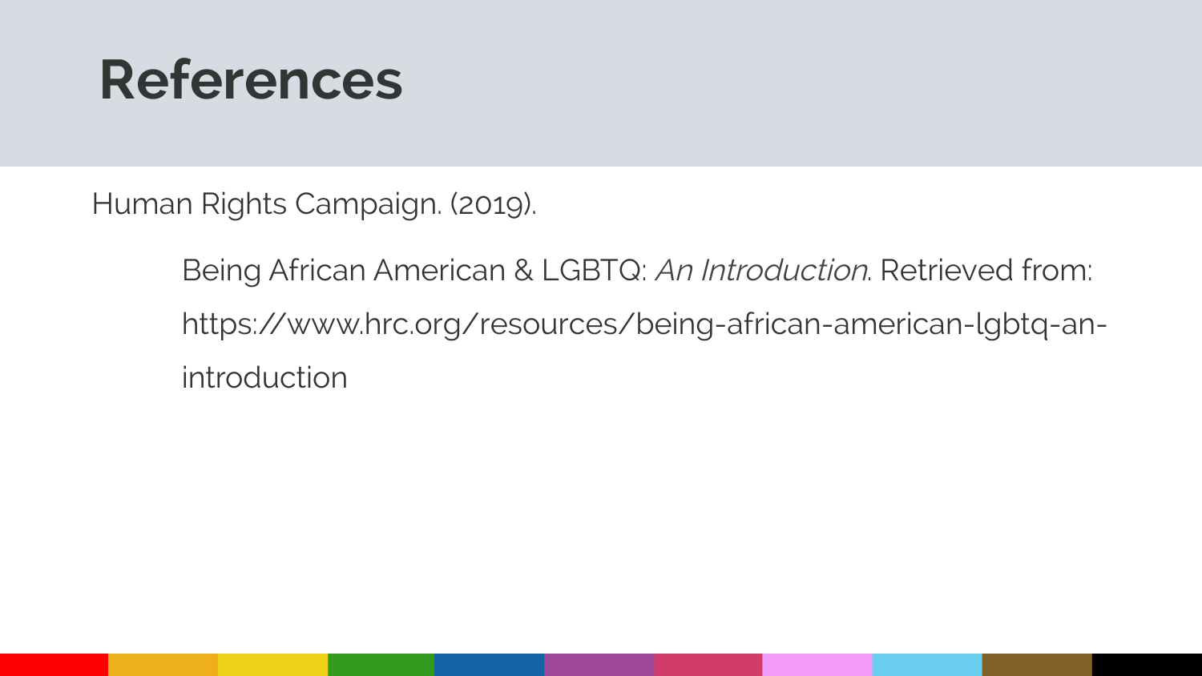# References

Human Rights Campaign. (2019).

Being African American & LGBTQ: *An Introduction*. Retrieved from: https://www.hrc.org/resources/being-african-american-lgbtq-an-introduction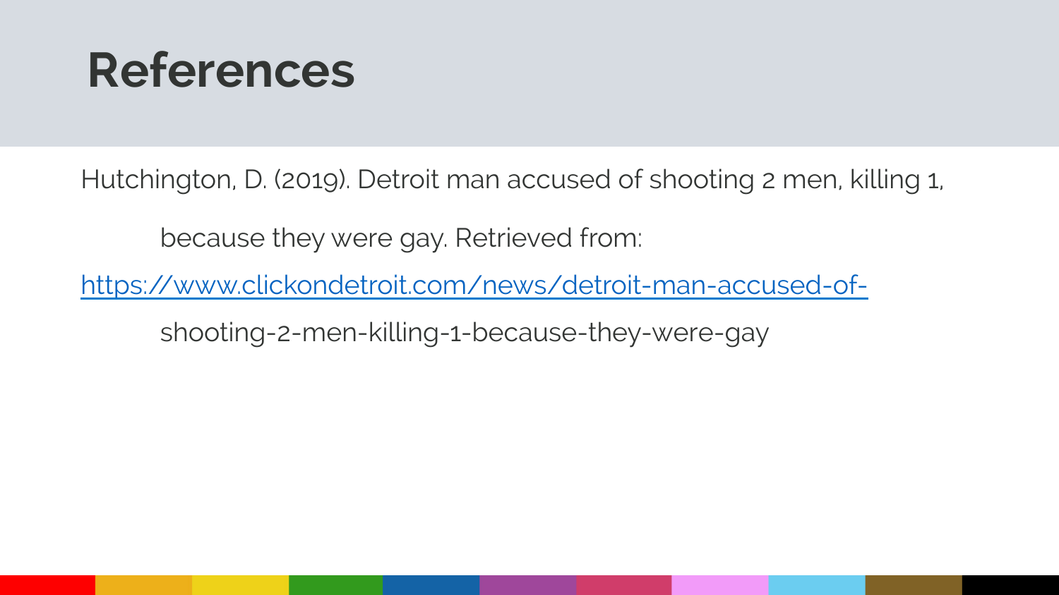# References

Hutchington, D. (2019). Detroit man accused of shooting 2 men, killing 1, because they were gay. Retrieved from: https://www.clickondetroit.com/news/detroit-man-accused-of-shooting-2-men-killing-1-because-they-were-gay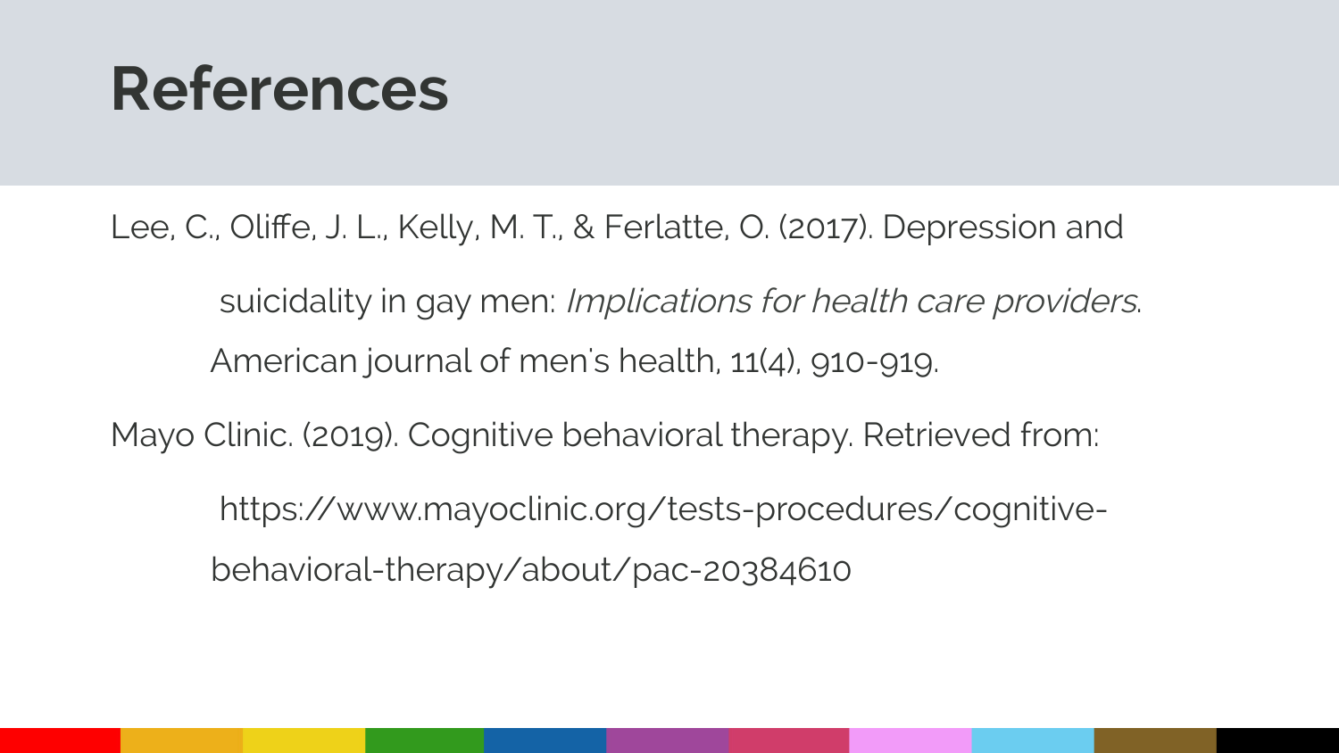# References

Lee, C., Oliffe, J. L., Kelly, M. T., & Ferlatte, O. (2017). Depression and suicidality in gay men: *Implications for health care providers*. American journal of men's health, 11(4), 910-919.

Mayo Clinic. (2019). Cognitive behavioral therapy. Retrieved from: https://www.mayoclinic.org/tests-procedures/cognitive-behavioral-therapy/about/pac-20384610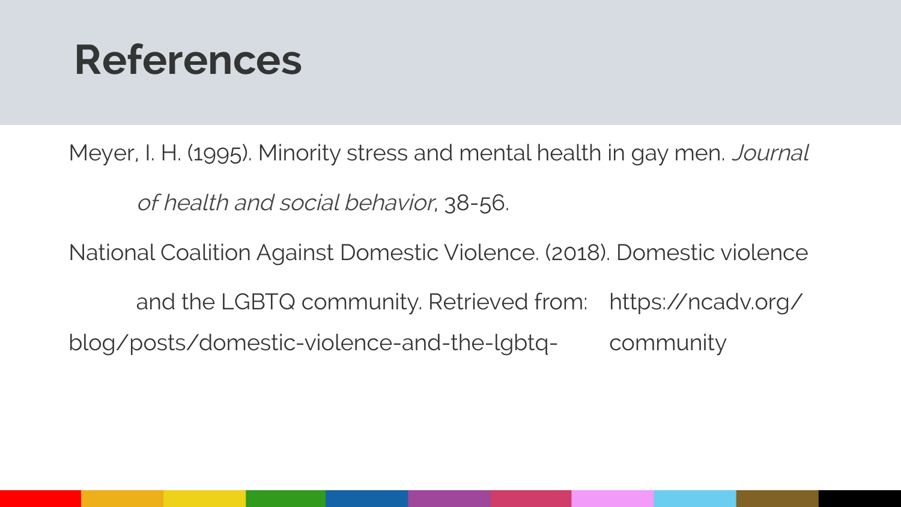# References

Meyer, I. H. (1995). Minority stress and mental health in gay men. *Journal of health and social behavior*, 38-56.

National Coalition Against Domestic Violence. (2018). Domestic violence and the LGBTQ community. Retrieved from: https://ncadv.org/blog/posts/domestic-violence-and-the-lgbtq-community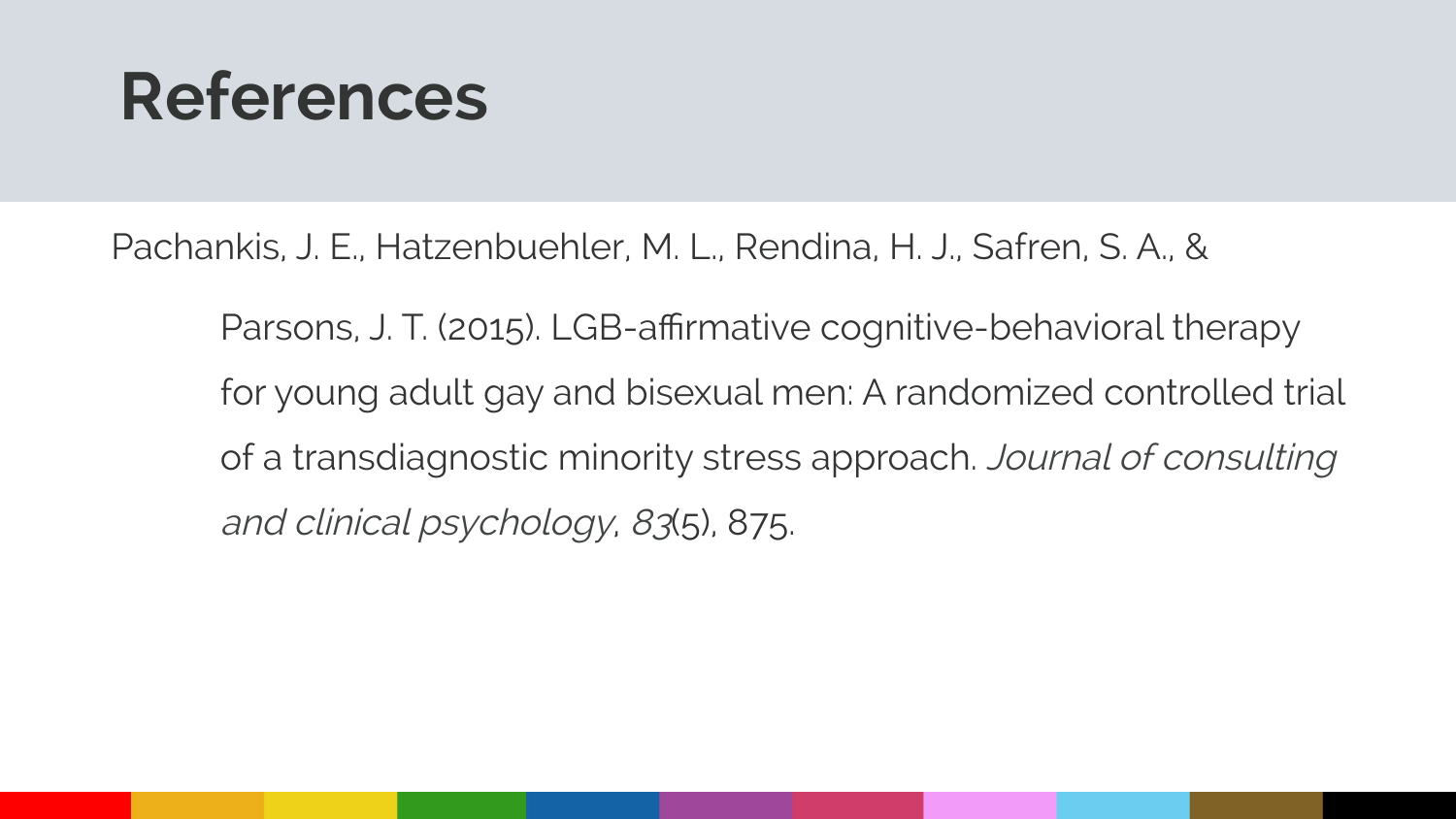# References

Pachankis, J. E., Hatzenbuehler, M. L., Rendina, H. J., Safren, S. A., & Parsons, J. T. (2015). LGB-affirmative cognitive-behavioral therapy for young adult gay and bisexual men: A randomized controlled trial of a transdiagnostic minority stress approach. *Journal of consulting and clinical psychology*, *83*(5), 875.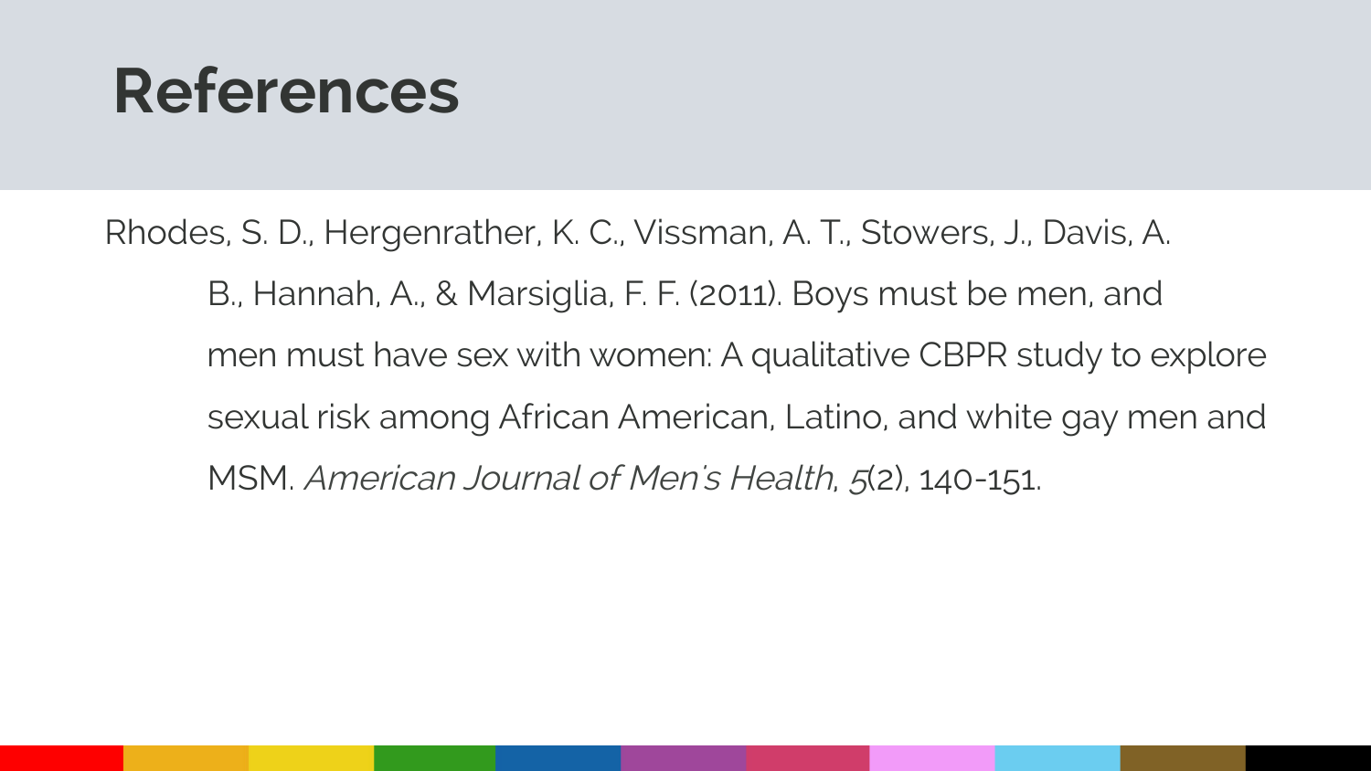# References

Rhodes, S. D., Hergenrather, K. C., Vissman, A. T., Stowers, J., Davis, A. B., Hannah, A., & Marsiglia, F. F. (2011). Boys must be men, and men must have sex with women: A qualitative CBPR study to explore sexual risk among African American, Latino, and white gay men and MSM. *American Journal of Men's Health*, *5*(2), 140-151.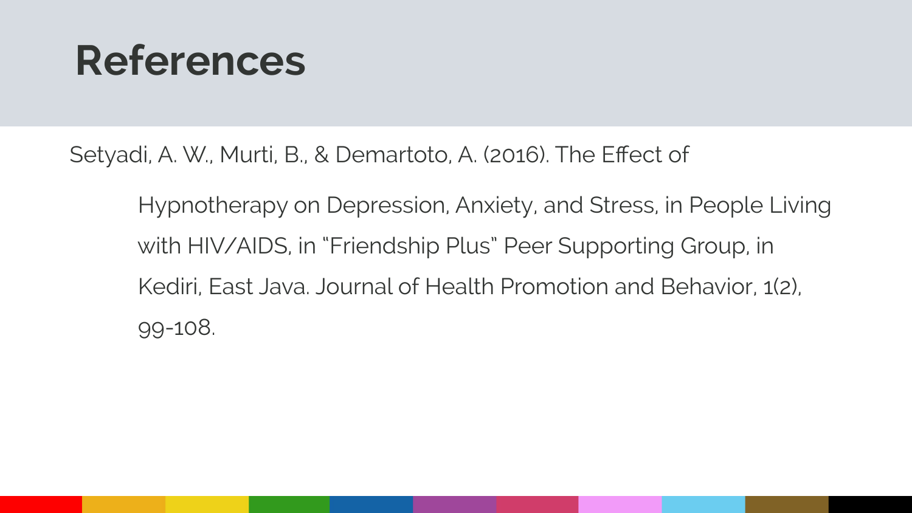# References

Setyadi, A. W., Murti, B., & Demartoto, A. (2016). The Effect of Hypnotherapy on Depression, Anxiety, and Stress, in People Living with HIV/AIDS, in "Friendship Plus" Peer Supporting Group, in Kediri, East Java. Journal of Health Promotion and Behavior, 1(2), 99-108.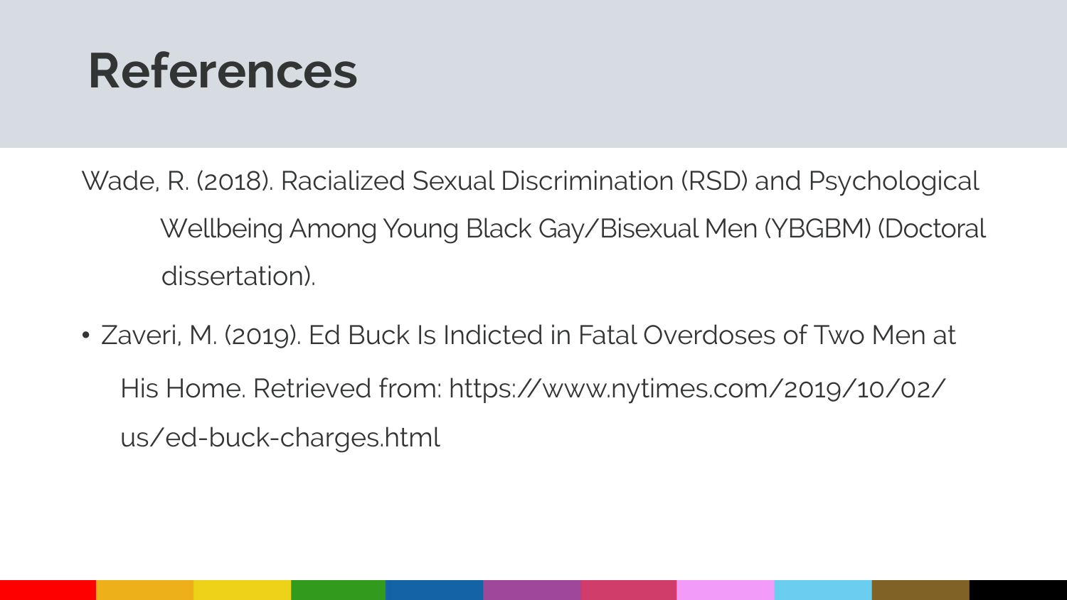# References

Wade, R. (2018). Racialized Sexual Discrimination (RSD) and Psychological Wellbeing Among Young Black Gay/Bisexual Men (YBGBM) (Doctoral dissertation).

- Zaveri, M. (2019). Ed Buck Is Indicted in Fatal Overdoses of Two Men at His Home. Retrieved from: https://www.nytimes.com/2019/10/02/us/ed-buck-charges.html